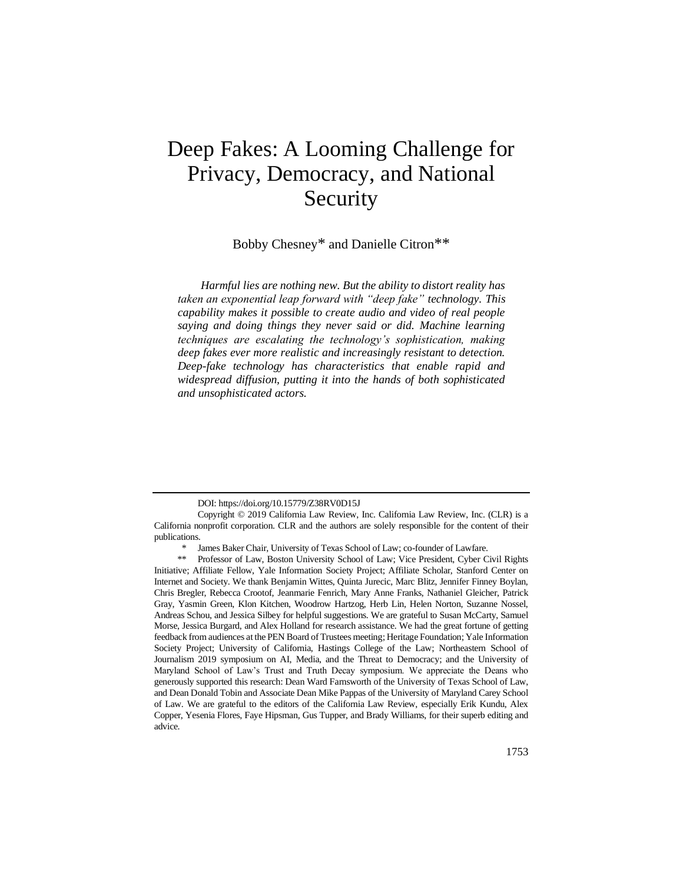# Deep Fakes: A Looming Challenge for Privacy, Democracy, and National Security

Bobby Chesney* and Danielle Citron**

*Harmful lies are nothing new. But the ability to distort reality has taken an exponential leap forward with "deep fake" technology. This capability makes it possible to create audio and video of real people saying and doing things they never said or did. Machine learning techniques are escalating the technology's sophistication, making deep fakes ever more realistic and increasingly resistant to detection. Deep-fake technology has characteristics that enable rapid and widespread diffusion, putting it into the hands of both sophisticated and unsophisticated actors.*

---

DOI: https://doi.org/10.15779/Z38RV0D15J

Copyright © 2019 California Law Review, Inc. California Law Review, Inc. (CLR) is a California nonprofit corporation. CLR and the authors are solely responsible for the content of their publications.

\* James Baker Chair, University of Texas School of Law; co-founder of Lawfare.

\*\* Professor of Law, Boston University School of Law; Vice President, Cyber Civil Rights Initiative; Affiliate Fellow, Yale Information Society Project; Affiliate Scholar, Stanford Center on Internet and Society. We thank Benjamin Wittes, Quinta Jurecic, Marc Blitz, Jennifer Finney Boylan, Chris Bregler, Rebecca Crootof, Jeanmarie Fenrich, Mary Anne Franks, Nathaniel Gleicher, Patrick Gray, Yasmin Green, Klon Kitchen, Woodrow Hartzog, Herb Lin, Helen Norton, Suzanne Nossel, Andreas Schou, and Jessica Silbey for helpful suggestions. We are grateful to Susan McCarty, Samuel Morse, Jessica Burgard, and Alex Holland for research assistance. We had the great fortune of getting feedback from audiences at the PEN Board of Trustees meeting; Heritage Foundation; Yale Information Society Project; University of California, Hastings College of the Law; Northeastern School of Journalism 2019 symposium on AI, Media, and the Threat to Democracy; and the University of Maryland School of Law's Trust and Truth Decay symposium. We appreciate the Deans who generously supported this research: Dean Ward Farnsworth of the University of Texas School of Law, and Dean Donald Tobin and Associate Dean Mike Pappas of the University of Maryland Carey School of Law. We are grateful to the editors of the California Law Review, especially Erik Kundu, Alex Copper, Yesenia Flores, Faye Hipsman, Gus Tupper, and Brady Williams, for their superb editing and advice.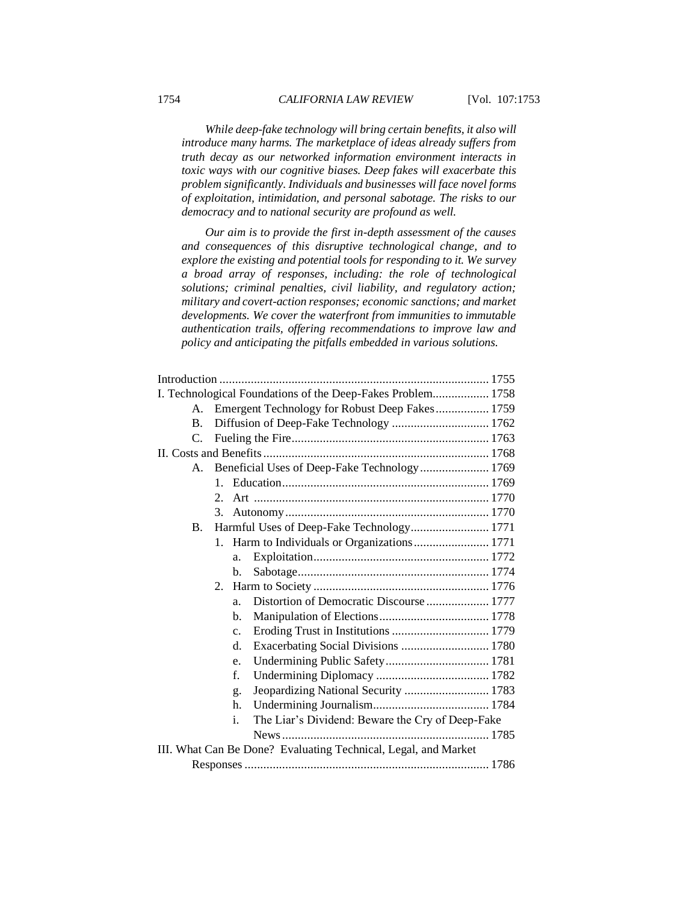*While deep-fake technology will bring certain benefits, it also will introduce many harms. The marketplace of ideas already suffers from truth decay as our networked information environment interacts in toxic ways with our cognitive biases. Deep fakes will exacerbate this problem significantly. Individuals and businesses will face novel forms of exploitation, intimidation, and personal sabotage. The risks to our democracy and to national security are profound as well.*

*Our aim is to provide the first in-depth assessment of the causes and consequences of this disruptive technological change, and to explore the existing and potential tools for responding to it. We survey a broad array of responses, including: the role of technological solutions; criminal penalties, civil liability, and regulatory action; military and covert-action responses; economic sanctions; and market developments. We cover the waterfront from immunities to immutable authentication trails, offering recommendations to improve law and policy and anticipating the pitfalls embedded in various solutions.*

- Introduction ..... 1755
- I. Technological Foundations of the Deep-Fakes Problem..... 1758
  - A. Emergent Technology for Robust Deep Fakes..... 1759
  - B. Diffusion of Deep-Fake Technology ..... 1762
  - C. Fueling the Fire..... 1763
- II. Costs and Benefits..... 1768
  - A. Beneficial Uses of Deep-Fake Technology..... 1769
    - 1. Education..... 1769
    - 2. Art ..... 1770
    - 3. Autonomy..... 1770
  - B. Harmful Uses of Deep-Fake Technology..... 1771
    - 1. Harm to Individuals or Organizations..... 1771
      - a. Exploitation..... 1772
      - b. Sabotage..... 1774
    - 2. Harm to Society ..... 1776
      - a. Distortion of Democratic Discourse..... 1777
      - b. Manipulation of Elections..... 1778
      - c. Eroding Trust in Institutions ..... 1779
      - d. Exacerbating Social Divisions ..... 1780
      - e. Undermining Public Safety..... 1781
      - f. Undermining Diplomacy ..... 1782
      - g. Jeopardizing National Security ..... 1783
      - h. Undermining Journalism..... 1784
      - i. The Liar's Dividend: Beware the Cry of Deep-Fake News..... 1785
- III. What Can Be Done? Evaluating Technical, Legal, and Market Responses ..... 1786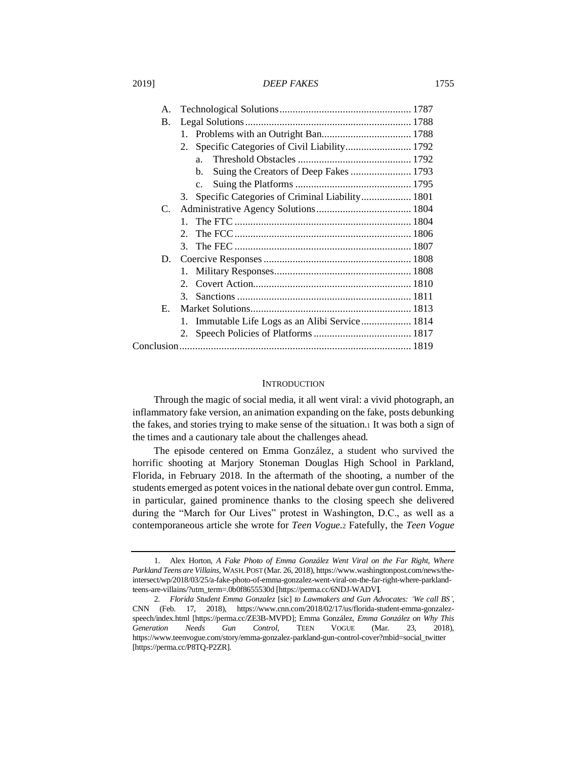- A. Technological Solutions ................................................ 1787
- B. Legal Solutions ............................................................. 1788
  - 1. Problems with an Outright Ban.................................. 1788
  - 2. Specific Categories of Civil Liability......................... 1792
    - a. Threshold Obstacles ........................................... 1792
    - b. Suing the Creators of Deep Fakes ....................... 1793
    - c. Suing the Platforms ............................................ 1795
  - 3. Specific Categories of Criminal Liability................... 1801
- C. Administrative Agency Solutions .................................... 1804
  - 1. The FTC ................................................................... 1804
  - 2. The FCC ................................................................... 1806
  - 3. The FEC ................................................................... 1807
- D. Coercive Responses ........................................................ 1808
  - 1. Military Responses.................................................... 1808
  - 2. Covert Action............................................................ 1810
  - 3. Sanctions .................................................................. 1811
- E. Market Solutions............................................................. 1813
  - 1. Immutable Life Logs as an Alibi Service ................... 1814
  - 2. Speech Policies of Platforms ..................................... 1817

Conclusion ....................................................................................... 1819

## INTRODUCTION

Through the magic of social media, it all went viral: a vivid photograph, an inflammatory fake version, an animation expanding on the fake, posts debunking the fakes, and stories trying to make sense of the situation.[1] It was both a sign of the times and a cautionary tale about the challenges ahead.

The episode centered on Emma González, a student who survived the horrific shooting at Marjory Stoneman Douglas High School in Parkland, Florida, in February 2018. In the aftermath of the shooting, a number of the students emerged as potent voices in the national debate over gun control. Emma, in particular, gained prominence thanks to the closing speech she delivered during the "March for Our Lives" protest in Washington, D.C., as well as a contemporaneous article she wrote for *Teen Vogue*.[2] Fatefully, the *Teen Vogue*

---

1. Alex Horton, *A Fake Photo of Emma González Went Viral on the Far Right, Where Parkland Teens are Villains*, WASH. POST (Mar. 26, 2018), https://www.washingtonpost.com/news/the-intersect/wp/2018/03/25/a-fake-photo-of-emma-gonzalez-went-viral-on-the-far-right-where-parkland-teens-are-villains/?utm_term=.0b0f8655530d [https://perma.cc/6NDJ-WADV].

2. *Florida Student Emma Gonzalez* [sic] *to Lawmakers and Gun Advocates: 'We call BS'*, CNN (Feb. 17, 2018), https://www.cnn.com/2018/02/17/us/florida-student-emma-gonzalez-speech/index.html [https://perma.cc/ZE3B-MVPD]; Emma González, *Emma González on Why This Generation Needs Gun Control*, TEEN VOGUE (Mar. 23, 2018), https://www.teenvogue.com/story/emma-gonzalez-parkland-gun-control-cover?mbid=social_twitter [https://perma.cc/P8TQ-P2ZR].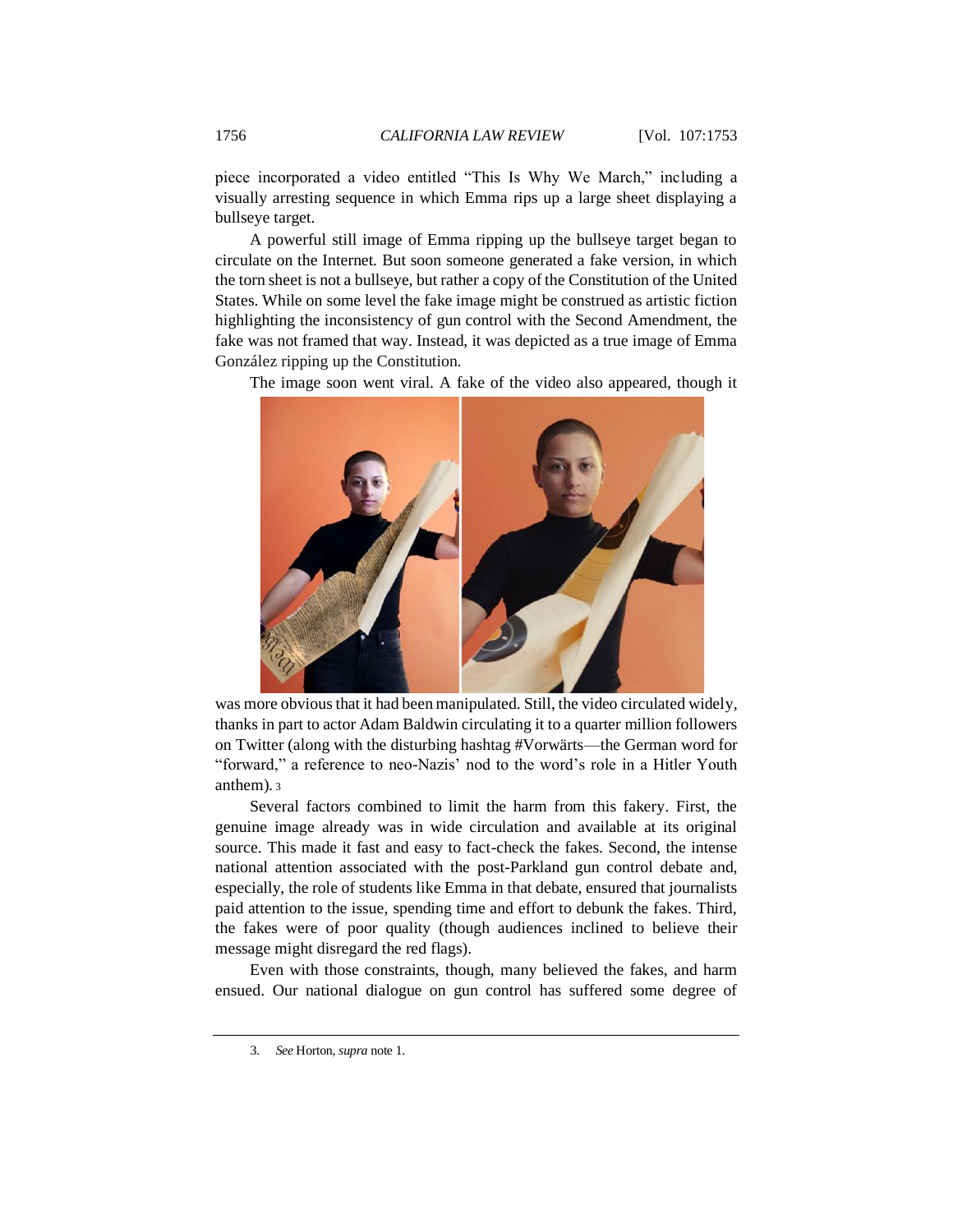piece incorporated a video entitled "This Is Why We March," including a visually arresting sequence in which Emma rips up a large sheet displaying a bullseye target.

A powerful still image of Emma ripping up the bullseye target began to circulate on the Internet. But soon someone generated a fake version, in which the torn sheet is not a bullseye, but rather a copy of the Constitution of the United States. While on some level the fake image might be construed as artistic fiction highlighting the inconsistency of gun control with the Second Amendment, the fake was not framed that way. Instead, it was depicted as a true image of Emma González ripping up the Constitution.

The image soon went viral. A fake of the video also appeared, though it was more obvious that it had been manipulated. Still, the video circulated widely, thanks in part to actor Adam Baldwin circulating it to a quarter million followers on Twitter (along with the disturbing hashtag #Vorwärts—the German word for "forward," a reference to neo-Nazis' nod to the word's role in a Hitler Youth anthem).[3]

Several factors combined to limit the harm from this fakery. First, the genuine image already was in wide circulation and available at its original source. This made it fast and easy to fact-check the fakes. Second, the intense national attention associated with the post-Parkland gun control debate and, especially, the role of students like Emma in that debate, ensured that journalists paid attention to the issue, spending time and effort to debunk the fakes. Third, the fakes were of poor quality (though audiences inclined to believe their message might disregard the red flags).

Even with those constraints, though, many believed the fakes, and harm ensued. Our national dialogue on gun control has suffered some degree of

---

3. *See* Horton, *supra* note 1.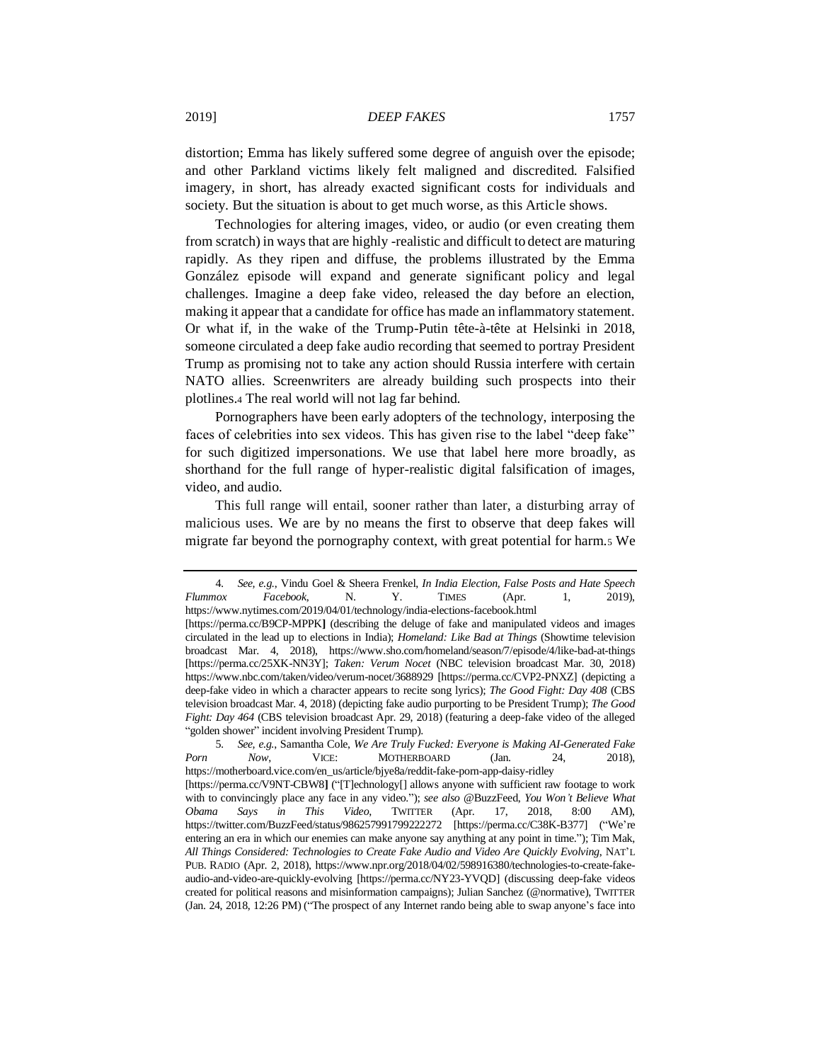distortion; Emma has likely suffered some degree of anguish over the episode; and other Parkland victims likely felt maligned and discredited. Falsified imagery, in short, has already exacted significant costs for individuals and society. But the situation is about to get much worse, as this Article shows.

Technologies for altering images, video, or audio (or even creating them from scratch) in ways that are highly -realistic and difficult to detect are maturing rapidly. As they ripen and diffuse, the problems illustrated by the Emma González episode will expand and generate significant policy and legal challenges. Imagine a deep fake video, released the day before an election, making it appear that a candidate for office has made an inflammatory statement. Or what if, in the wake of the Trump-Putin tête-à-tête at Helsinki in 2018, someone circulated a deep fake audio recording that seemed to portray President Trump as promising not to take any action should Russia interfere with certain NATO allies. Screenwriters are already building such prospects into their plotlines.[4] The real world will not lag far behind.

Pornographers have been early adopters of the technology, interposing the faces of celebrities into sex videos. This has given rise to the label "deep fake" for such digitized impersonations. We use that label here more broadly, as shorthand for the full range of hyper-realistic digital falsification of images, video, and audio.

This full range will entail, sooner rather than later, a disturbing array of malicious uses. We are by no means the first to observe that deep fakes will migrate far beyond the pornography context, with great potential for harm.[5] We

---

4. *See, e.g.*, Vindu Goel & Sheera Frenkel, *In India Election, False Posts and Hate Speech Flummox Facebook*, N. Y. TIMES (Apr. 1, 2019), https://www.nytimes.com/2019/04/01/technology/india-elections-facebook.html [https://perma.cc/B9CP-MPPK] (describing the deluge of fake and manipulated videos and images circulated in the lead up to elections in India); *Homeland: Like Bad at Things* (Showtime television broadcast Mar. 4, 2018), https://www.sho.com/homeland/season/7/episode/4/like-bad-at-things [https://perma.cc/25XK-NN3Y]; *Taken: Verum Nocet* (NBC television broadcast Mar. 30, 2018) https://www.nbc.com/taken/video/verum-nocet/3688929 [https://perma.cc/CVP2-PNXZ] (depicting a deep-fake video in which a character appears to recite song lyrics); *The Good Fight: Day 408* (CBS television broadcast Mar. 4, 2018) (depicting fake audio purporting to be President Trump); *The Good Fight: Day 464* (CBS television broadcast Apr. 29, 2018) (featuring a deep-fake video of the alleged "golden shower" incident involving President Trump).

5. *See, e.g.*, Samantha Cole, *We Are Truly Fucked: Everyone is Making AI-Generated Fake Porn Now*, VICE: MOTHERBOARD (Jan. 24, 2018), https://motherboard.vice.com/en_us/article/bjye8a/reddit-fake-porn-app-daisy-ridley [https://perma.cc/V9NT-CBW8] ("[T]echnology[] allows anyone with sufficient raw footage to work with to convincingly place any face in any video."); *see also* @BuzzFeed, *You Won't Believe What Obama Says in This Video*, TWITTER (Apr. 17, 2018, 8:00 AM), https://twitter.com/BuzzFeed/status/986257991799222272 [https://perma.cc/C38K-B377] ("We're entering an era in which our enemies can make anyone say anything at any point in time."); Tim Mak, *All Things Considered: Technologies to Create Fake Audio and Video Are Quickly Evolving*, NAT'L PUB. RADIO (Apr. 2, 2018), https://www.npr.org/2018/04/02/598916380/technologies-to-create-fake-audio-and-video-are-quickly-evolving [https://perma.cc/NY23-YVQD] (discussing deep-fake videos created for political reasons and misinformation campaigns); Julian Sanchez (@normative), TWITTER (Jan. 24, 2018, 12:26 PM) ("The prospect of any Internet rando being able to swap anyone's face into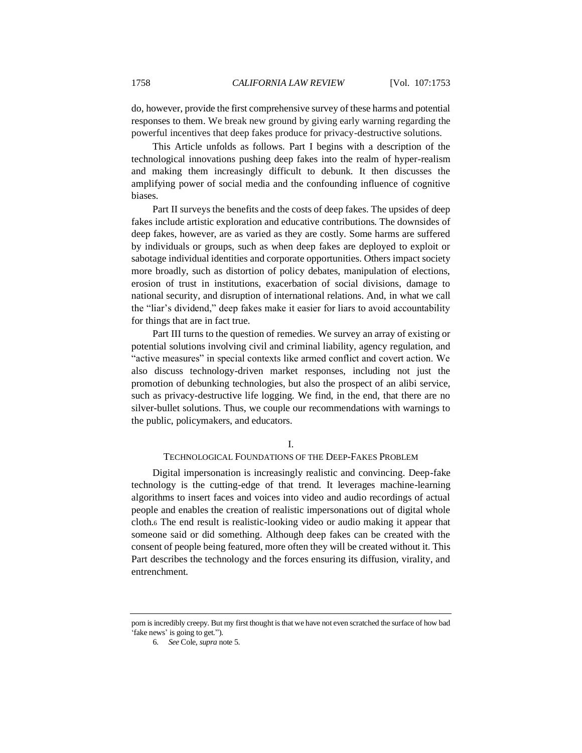do, however, provide the first comprehensive survey of these harms and potential responses to them. We break new ground by giving early warning regarding the powerful incentives that deep fakes produce for privacy-destructive solutions.

This Article unfolds as follows. Part I begins with a description of the technological innovations pushing deep fakes into the realm of hyper-realism and making them increasingly difficult to debunk. It then discusses the amplifying power of social media and the confounding influence of cognitive biases.

Part II surveys the benefits and the costs of deep fakes. The upsides of deep fakes include artistic exploration and educative contributions. The downsides of deep fakes, however, are as varied as they are costly. Some harms are suffered by individuals or groups, such as when deep fakes are deployed to exploit or sabotage individual identities and corporate opportunities. Others impact society more broadly, such as distortion of policy debates, manipulation of elections, erosion of trust in institutions, exacerbation of social divisions, damage to national security, and disruption of international relations. And, in what we call the "liar's dividend," deep fakes make it easier for liars to avoid accountability for things that are in fact true.

Part III turns to the question of remedies. We survey an array of existing or potential solutions involving civil and criminal liability, agency regulation, and "active measures" in special contexts like armed conflict and covert action. We also discuss technology-driven market responses, including not just the promotion of debunking technologies, but also the prospect of an alibi service, such as privacy-destructive life logging. We find, in the end, that there are no silver-bullet solutions. Thus, we couple our recommendations with warnings to the public, policymakers, and educators.

## I.
## TECHNOLOGICAL FOUNDATIONS OF THE DEEP-FAKES PROBLEM

Digital impersonation is increasingly realistic and convincing. Deep-fake technology is the cutting-edge of that trend. It leverages machine-learning algorithms to insert faces and voices into video and audio recordings of actual people and enables the creation of realistic impersonations out of digital whole cloth.[6] The end result is realistic-looking video or audio making it appear that someone said or did something. Although deep fakes can be created with the consent of people being featured, more often they will be created without it. This Part describes the technology and the forces ensuring its diffusion, virality, and entrenchment.

---

porn is incredibly creepy. But my first thought is that we have not even scratched the surface of how bad 'fake news' is going to get.").

6. *See* Cole, *supra* note 5.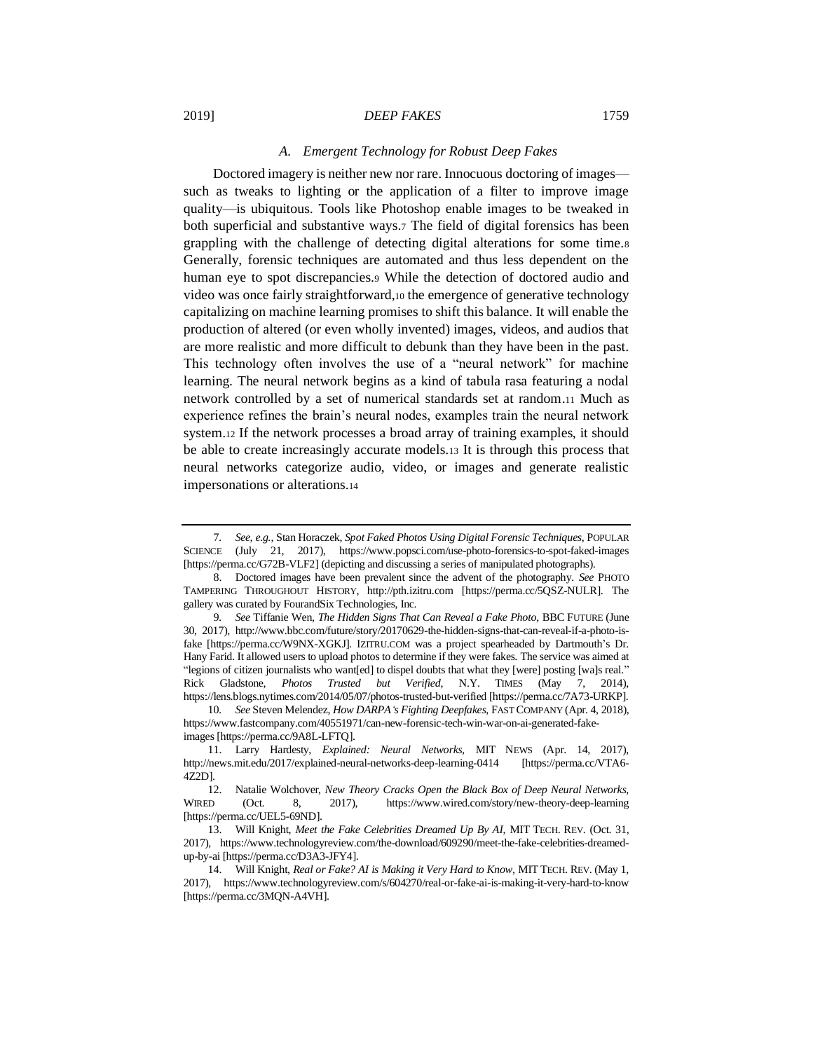### *A. Emergent Technology for Robust Deep Fakes*

Doctored imagery is neither new nor rare. Innocuous doctoring of images—such as tweaks to lighting or the application of a filter to improve image quality—is ubiquitous. Tools like Photoshop enable images to be tweaked in both superficial and substantive ways.[7] The field of digital forensics has been grappling with the challenge of detecting digital alterations for some time.[8] Generally, forensic techniques are automated and thus less dependent on the human eye to spot discrepancies.[9] While the detection of doctored audio and video was once fairly straightforward,[10] the emergence of generative technology capitalizing on machine learning promises to shift this balance. It will enable the production of altered (or even wholly invented) images, videos, and audios that are more realistic and more difficult to debunk than they have been in the past. This technology often involves the use of a "neural network" for machine learning. The neural network begins as a kind of tabula rasa featuring a nodal network controlled by a set of numerical standards set at random.[11] Much as experience refines the brain's neural nodes, examples train the neural network system.[12] If the network processes a broad array of training examples, it should be able to create increasingly accurate models.[13] It is through this process that neural networks categorize audio, video, or images and generate realistic impersonations or alterations.[14]

---

7. *See, e.g.*, Stan Horaczek, *Spot Faked Photos Using Digital Forensic Techniques*, POPULAR SCIENCE (July 21, 2017), https://www.popsci.com/use-photo-forensics-to-spot-faked-images [https://perma.cc/G72B-VLF2] (depicting and discussing a series of manipulated photographs).

8. Doctored images have been prevalent since the advent of the photography. *See* PHOTO TAMPERING THROUGHOUT HISTORY, http://pth.izitru.com [https://perma.cc/5QSZ-NULR]. The gallery was curated by FourandSix Technologies, Inc.

9. *See* Tiffanie Wen, *The Hidden Signs That Can Reveal a Fake Photo*, BBC FUTURE (June 30, 2017), http://www.bbc.com/future/story/20170629-the-hidden-signs-that-can-reveal-if-a-photo-is-fake [https://perma.cc/W9NX-XGKJ]. IZITRU.COM was a project spearheaded by Dartmouth's Dr. Hany Farid. It allowed users to upload photos to determine if they were fakes. The service was aimed at "legions of citizen journalists who want[ed] to dispel doubts that what they [were] posting [wa]s real." Rick Gladstone, *Photos Trusted but Verified*, N.Y. TIMES (May 7, 2014), https://lens.blogs.nytimes.com/2014/05/07/photos-trusted-but-verified [https://perma.cc/7A73-URKP].

10. *See* Steven Melendez, *How DARPA's Fighting Deepfakes*, FAST COMPANY (Apr. 4, 2018), https://www.fastcompany.com/40551971/can-new-forensic-tech-win-war-on-ai-generated-fake-images [https://perma.cc/9A8L-LFTQ].

11. Larry Hardesty, *Explained: Neural Networks*, MIT NEWS (Apr. 14, 2017), http://news.mit.edu/2017/explained-neural-networks-deep-learning-0414 [https://perma.cc/VTA6-4Z2D].

12. Natalie Wolchover, *New Theory Cracks Open the Black Box of Deep Neural Networks*, WIRED (Oct. 8, 2017), https://www.wired.com/story/new-theory-deep-learning [https://perma.cc/UEL5-69ND].

13. Will Knight, *Meet the Fake Celebrities Dreamed Up By AI*, MIT TECH. REV. (Oct. 31, 2017), https://www.technologyreview.com/the-download/609290/meet-the-fake-celebrities-dreamed-up-by-ai [https://perma.cc/D3A3-JFY4].

14. Will Knight, *Real or Fake? AI is Making it Very Hard to Know*, MIT TECH. REV. (May 1, 2017), https://www.technologyreview.com/s/604270/real-or-fake-ai-is-making-it-very-hard-to-know [https://perma.cc/3MQN-A4VH].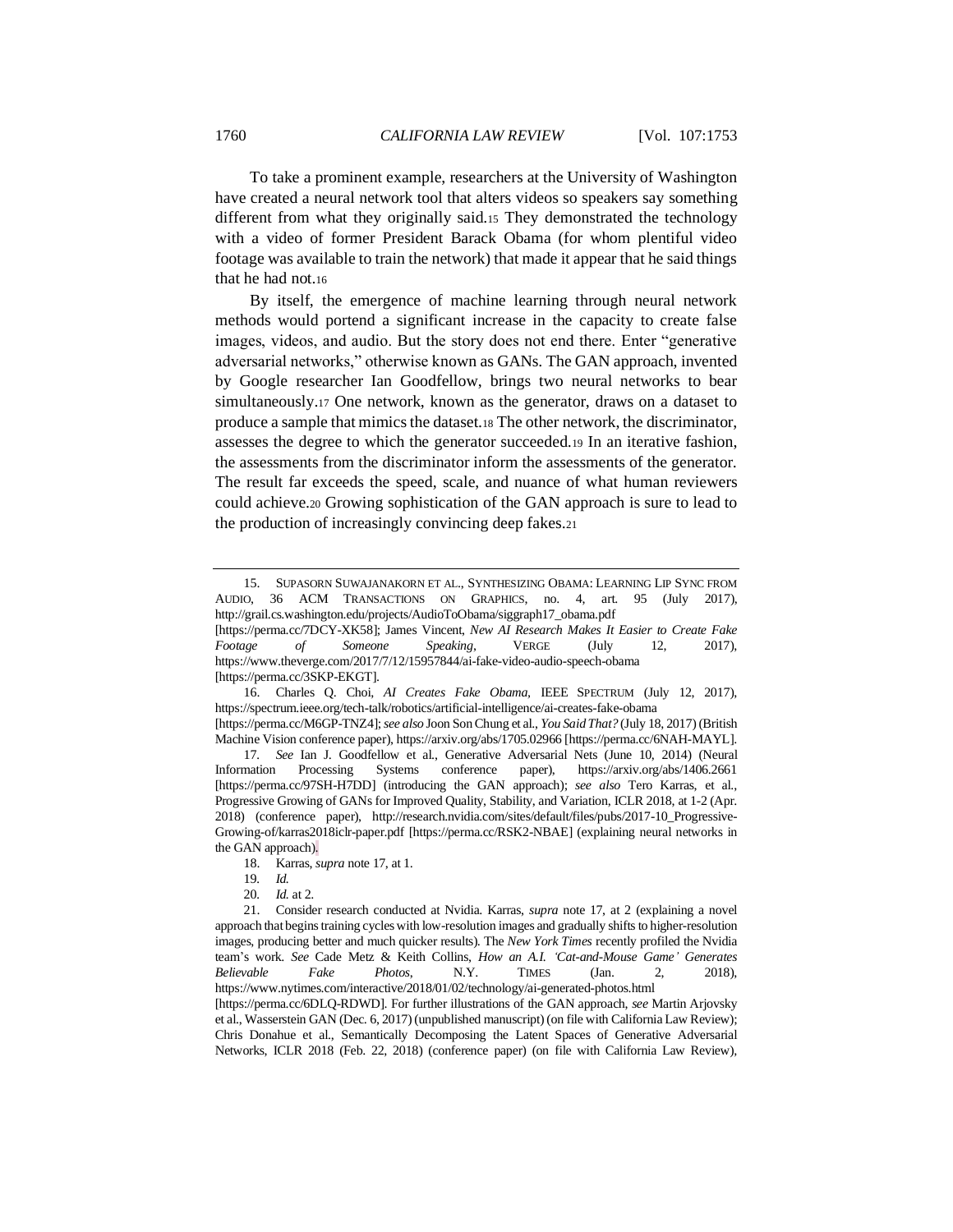To take a prominent example, researchers at the University of Washington have created a neural network tool that alters videos so speakers say something different from what they originally said.[15] They demonstrated the technology with a video of former President Barack Obama (for whom plentiful video footage was available to train the network) that made it appear that he said things that he had not.[16]

By itself, the emergence of machine learning through neural network methods would portend a significant increase in the capacity to create false images, videos, and audio. But the story does not end there. Enter "generative adversarial networks," otherwise known as GANs. The GAN approach, invented by Google researcher Ian Goodfellow, brings two neural networks to bear simultaneously.[17] One network, known as the generator, draws on a dataset to produce a sample that mimics the dataset.[18] The other network, the discriminator, assesses the degree to which the generator succeeded.[19] In an iterative fashion, the assessments from the discriminator inform the assessments of the generator. The result far exceeds the speed, scale, and nuance of what human reviewers could achieve.[20] Growing sophistication of the GAN approach is sure to lead to the production of increasingly convincing deep fakes.[21]

---

15. SUPASORN SUWAJANAKORN ET AL., SYNTHESIZING OBAMA: LEARNING LIP SYNC FROM AUDIO, 36 ACM TRANSACTIONS ON GRAPHICS, no. 4, art. 95 (July 2017), http://grail.cs.washington.edu/projects/AudioToObama/siggraph17_obama.pdf [https://perma.cc/7DCY-XK58]; James Vincent, *New AI Research Makes It Easier to Create Fake Footage of Someone Speaking*, VERGE (July 12, 2017), https://www.theverge.com/2017/7/12/15957844/ai-fake-video-audio-speech-obama [https://perma.cc/3SKP-EKGT].

16. Charles Q. Choi, *AI Creates Fake Obama*, IEEE SPECTRUM (July 12, 2017), https://spectrum.ieee.org/tech-talk/robotics/artificial-intelligence/ai-creates-fake-obama [https://perma.cc/M6GP-TNZ4]; *see also* Joon Son Chung et al., *You Said That?* (July 18, 2017) (British Machine Vision conference paper), https://arxiv.org/abs/1705.02966 [https://perma.cc/6NAH-MAYL].

17. *See* Ian J. Goodfellow et al., Generative Adversarial Nets (June 10, 2014) (Neural Information Processing Systems conference paper), https://arxiv.org/abs/1406.2661 [https://perma.cc/97SH-H7DD] (introducing the GAN approach); *see also* Tero Karras, et al., Progressive Growing of GANs for Improved Quality, Stability, and Variation, ICLR 2018, at 1-2 (Apr. 2018) (conference paper), http://research.nvidia.com/sites/default/files/pubs/2017-10_Progressive-Growing-of/karras2018iclr-paper.pdf [https://perma.cc/RSK2-NBAE] (explaining neural networks in the GAN approach).

18. Karras, *supra* note 17, at 1.

19. *Id.*

20. *Id.* at 2.

21. Consider research conducted at Nvidia. Karras, *supra* note 17, at 2 (explaining a novel approach that begins training cycles with low-resolution images and gradually shifts to higher-resolution images, producing better and much quicker results). The *New York Times* recently profiled the Nvidia team's work. *See* Cade Metz & Keith Collins, *How an A.I. 'Cat-and-Mouse Game' Generates Believable Fake Photos*, N.Y. TIMES (Jan. 2, 2018), https://www.nytimes.com/interactive/2018/01/02/technology/ai-generated-photos.html [https://perma.cc/6DLQ-RDWD]. For further illustrations of the GAN approach, *see* Martin Arjovsky et al., Wasserstein GAN (Dec. 6, 2017) (unpublished manuscript) (on file with California Law Review); Chris Donahue et al., Semantically Decomposing the Latent Spaces of Generative Adversarial Networks, ICLR 2018 (Feb. 22, 2018) (conference paper) (on file with California Law Review),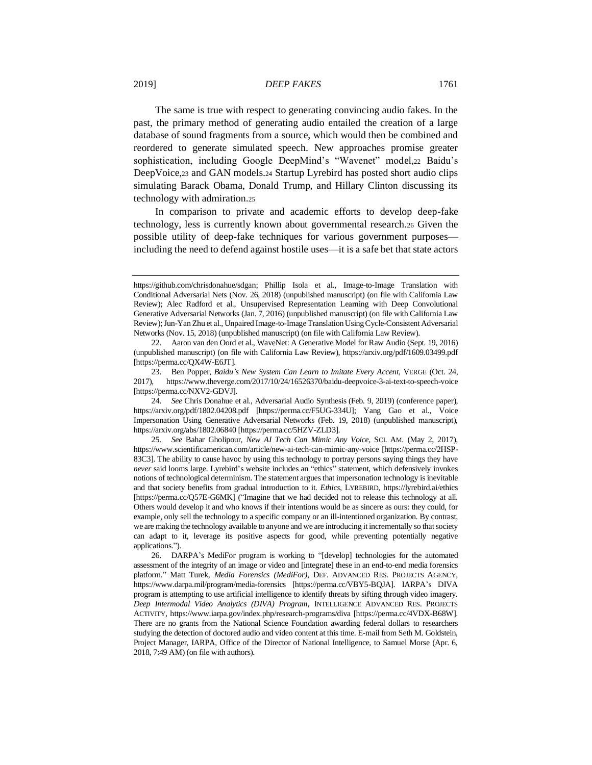The same is true with respect to generating convincing audio fakes. In the past, the primary method of generating audio entailed the creation of a large database of sound fragments from a source, which would then be combined and reordered to generate simulated speech. New approaches promise greater sophistication, including Google DeepMind's "Wavenet" model,[22] Baidu's DeepVoice,[23] and GAN models.[24] Startup Lyrebird has posted short audio clips simulating Barack Obama, Donald Trump, and Hillary Clinton discussing its technology with admiration.[25]

In comparison to private and academic efforts to develop deep-fake technology, less is currently known about governmental research.[26] Given the possible utility of deep-fake techniques for various government purposes—including the need to defend against hostile uses—it is a safe bet that state actors

---

https://github.com/chrisdonahue/sdgan; Phillip Isola et al., Image-to-Image Translation with Conditional Adversarial Nets (Nov. 26, 2018) (unpublished manuscript) (on file with California Law Review); Alec Radford et al., Unsupervised Representation Learning with Deep Convolutional Generative Adversarial Networks (Jan. 7, 2016) (unpublished manuscript) (on file with California Law Review); Jun-Yan Zhu et al., Unpaired Image-to-Image Translation Using Cycle-Consistent Adversarial Networks (Nov. 15, 2018) (unpublished manuscript) (on file with California Law Review).

22. Aaron van den Oord et al., WaveNet: A Generative Model for Raw Audio (Sept. 19, 2016) (unpublished manuscript) (on file with California Law Review), https://arxiv.org/pdf/1609.03499.pdf [https://perma.cc/QX4W-E6JT].

23. Ben Popper, *Baidu's New System Can Learn to Imitate Every Accent*, VERGE (Oct. 24, 2017), https://www.theverge.com/2017/10/24/16526370/baidu-deepvoice-3-ai-text-to-speech-voice [https://perma.cc/NXV2-GDVJ].

24. *See* Chris Donahue et al., Adversarial Audio Synthesis (Feb. 9, 2019) (conference paper), https://arxiv.org/pdf/1802.04208.pdf [https://perma.cc/F5UG-334U]; Yang Gao et al., Voice Impersonation Using Generative Adversarial Networks (Feb. 19, 2018) (unpublished manuscript), https://arxiv.org/abs/1802.06840 [https://perma.cc/5HZV-ZLD3].

25. *See* Bahar Gholipour, *New AI Tech Can Mimic Any Voice*, SCI. AM. (May 2, 2017), https://www.scientificamerican.com/article/new-ai-tech-can-mimic-any-voice [https://perma.cc/2HSP-83C3]. The ability to cause havoc by using this technology to portray persons saying things they have *never* said looms large. Lyrebird's website includes an "ethics" statement, which defensively invokes notions of technological determinism. The statement argues that impersonation technology is inevitable and that society benefits from gradual introduction to it. *Ethics*, LYREBIRD, https://lyrebird.ai/ethics [https://perma.cc/Q57E-G6MK] ("Imagine that we had decided not to release this technology at all. Others would develop it and who knows if their intentions would be as sincere as ours: they could, for example, only sell the technology to a specific company or an ill-intentioned organization. By contrast, we are making the technology available to anyone and we are introducing it incrementally so that society can adapt to it, leverage its positive aspects for good, while preventing potentially negative applications.").

26. DARPA's MediFor program is working to "[develop] technologies for the automated assessment of the integrity of an image or video and [integrate] these in an end-to-end media forensics platform." Matt Turek, *Media Forensics (MediFor)*, DEF. ADVANCED RES. PROJECTS AGENCY, https://www.darpa.mil/program/media-forensics [https://perma.cc/VBY5-BQJA]. IARPA's DIVA program is attempting to use artificial intelligence to identify threats by sifting through video imagery. *Deep Intermodal Video Analytics (DIVA) Program*, INTELLIGENCE ADVANCED RES. PROJECTS ACTIVITY, https://www.iarpa.gov/index.php/research-programs/diva [https://perma.cc/4VDX-B68W]. There are no grants from the National Science Foundation awarding federal dollars to researchers studying the detection of doctored audio and video content at this time. E-mail from Seth M. Goldstein, Project Manager, IARPA, Office of the Director of National Intelligence, to Samuel Morse (Apr. 6, 2018, 7:49 AM) (on file with authors).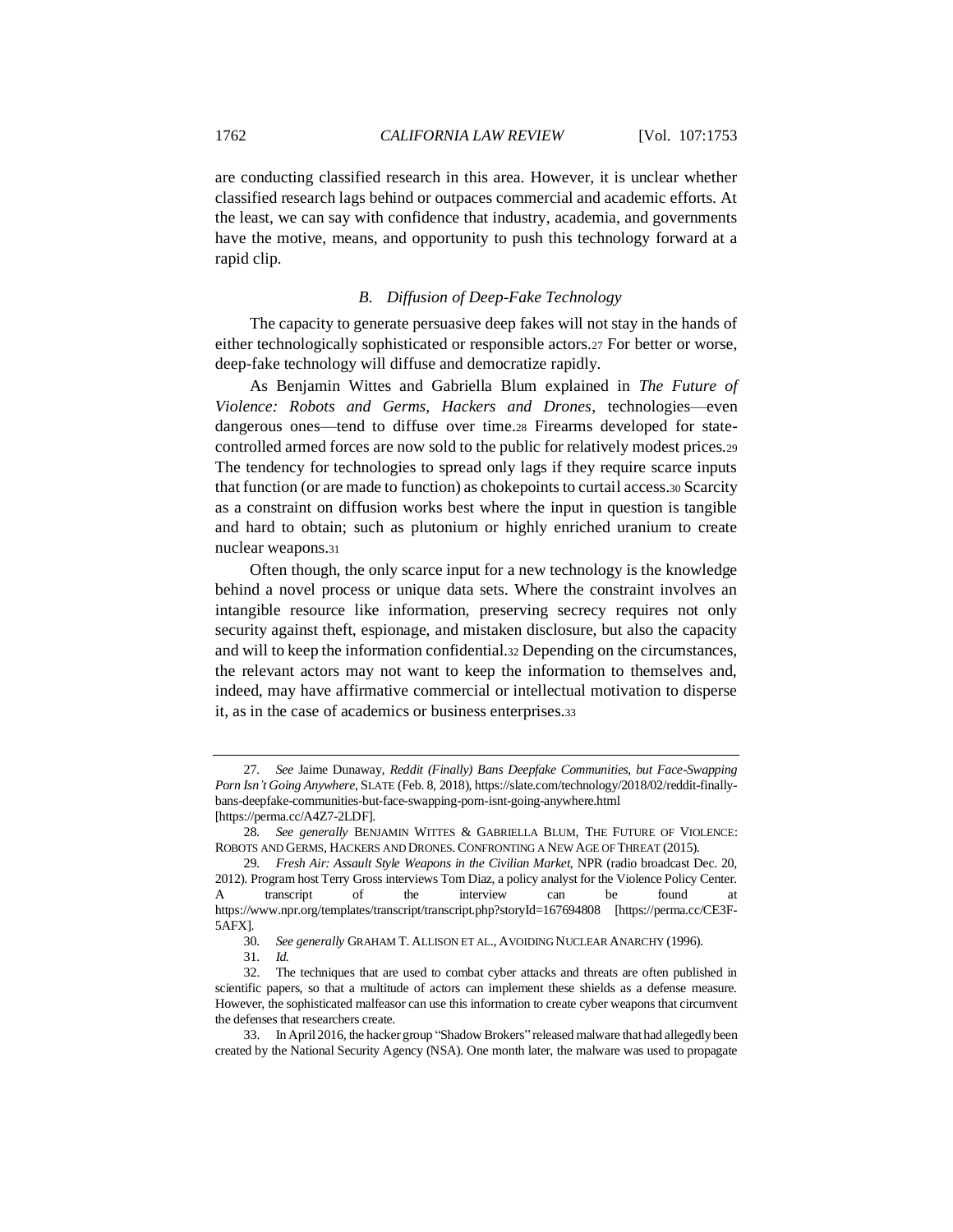are conducting classified research in this area. However, it is unclear whether classified research lags behind or outpaces commercial and academic efforts. At the least, we can say with confidence that industry, academia, and governments have the motive, means, and opportunity to push this technology forward at a rapid clip.

### *B. Diffusion of Deep-Fake Technology*

The capacity to generate persuasive deep fakes will not stay in the hands of either technologically sophisticated or responsible actors.[27] For better or worse, deep-fake technology will diffuse and democratize rapidly.

As Benjamin Wittes and Gabriella Blum explained in *The Future of Violence: Robots and Germs, Hackers and Drones*, technologies—even dangerous ones—tend to diffuse over time.[28] Firearms developed for state-controlled armed forces are now sold to the public for relatively modest prices.[29] The tendency for technologies to spread only lags if they require scarce inputs that function (or are made to function) as chokepoints to curtail access.[30] Scarcity as a constraint on diffusion works best where the input in question is tangible and hard to obtain; such as plutonium or highly enriched uranium to create nuclear weapons.[31]

Often though, the only scarce input for a new technology is the knowledge behind a novel process or unique data sets. Where the constraint involves an intangible resource like information, preserving secrecy requires not only security against theft, espionage, and mistaken disclosure, but also the capacity and will to keep the information confidential.[32] Depending on the circumstances, the relevant actors may not want to keep the information to themselves and, indeed, may have affirmative commercial or intellectual motivation to disperse it, as in the case of academics or business enterprises.[33]

---

27. *See* Jaime Dunaway, *Reddit (Finally) Bans Deepfake Communities, but Face-Swapping Porn Isn't Going Anywhere*, SLATE (Feb. 8, 2018), https://slate.com/technology/2018/02/reddit-finally-bans-deepfake-communities-but-face-swapping-porn-isnt-going-anywhere.html [https://perma.cc/A4Z7-2LDF].

28. *See generally* BENJAMIN WITTES & GABRIELLA BLUM, THE FUTURE OF VIOLENCE: ROBOTS AND GERMS, HACKERS AND DRONES. CONFRONTING A NEW AGE OF THREAT (2015).

29. *Fresh Air: Assault Style Weapons in the Civilian Market*, NPR (radio broadcast Dec. 20, 2012). Program host Terry Gross interviews Tom Diaz, a policy analyst for the Violence Policy Center. A transcript of the interview can be found at https://www.npr.org/templates/transcript/transcript.php?storyId=167694808 [https://perma.cc/CE3F-5AFX].

30. *See generally* GRAHAM T. ALLISON ET AL., AVOIDING NUCLEAR ANARCHY (1996).

31. *Id.*

32. The techniques that are used to combat cyber attacks and threats are often published in scientific papers, so that a multitude of actors can implement these shields as a defense measure. However, the sophisticated malfeasor can use this information to create cyber weapons that circumvent the defenses that researchers create.

33. In April 2016, the hacker group "Shadow Brokers" released malware that had allegedly been created by the National Security Agency (NSA). One month later, the malware was used to propagate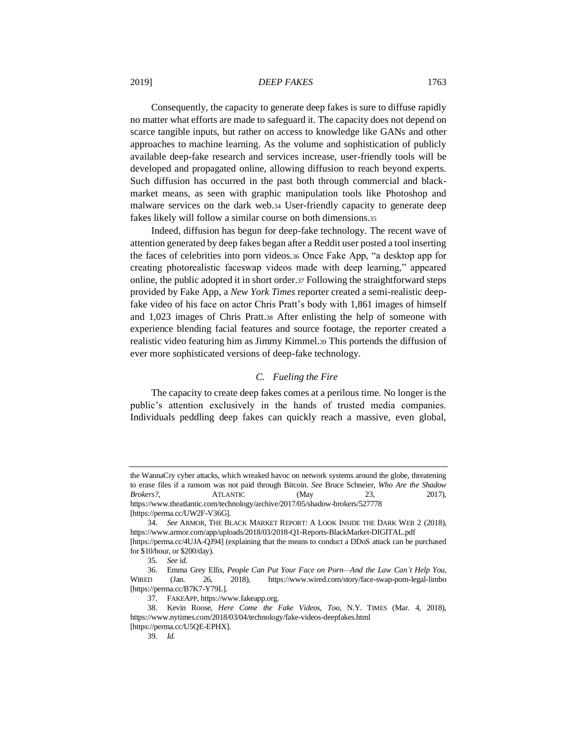Consequently, the capacity to generate deep fakes is sure to diffuse rapidly no matter what efforts are made to safeguard it. The capacity does not depend on scarce tangible inputs, but rather on access to knowledge like GANs and other approaches to machine learning. As the volume and sophistication of publicly available deep-fake research and services increase, user-friendly tools will be developed and propagated online, allowing diffusion to reach beyond experts. Such diffusion has occurred in the past both through commercial and black-market means, as seen with graphic manipulation tools like Photoshop and malware services on the dark web.[34] User-friendly capacity to generate deep fakes likely will follow a similar course on both dimensions.[35]

Indeed, diffusion has begun for deep-fake technology. The recent wave of attention generated by deep fakes began after a Reddit user posted a tool inserting the faces of celebrities into porn videos.[36] Once Fake App, "a desktop app for creating photorealistic faceswap videos made with deep learning," appeared online, the public adopted it in short order.[37] Following the straightforward steps provided by Fake App, a *New York Times* reporter created a semi-realistic deep-fake video of his face on actor Chris Pratt's body with 1,861 images of himself and 1,023 images of Chris Pratt.[38] After enlisting the help of someone with experience blending facial features and source footage, the reporter created a realistic video featuring him as Jimmy Kimmel.[39] This portends the diffusion of ever more sophisticated versions of deep-fake technology.

### *C. Fueling the Fire*

The capacity to create deep fakes comes at a perilous time. No longer is the public's attention exclusively in the hands of trusted media companies. Individuals peddling deep fakes can quickly reach a massive, even global,

---

the WannaCry cyber attacks, which wreaked havoc on network systems around the globe, threatening to erase files if a ransom was not paid through Bitcoin. *See* Bruce Schneier, *Who Are the Shadow Brokers?*, ATLANTIC (May 23, 2017), https://www.theatlantic.com/technology/archive/2017/05/shadow-brokers/527778 [https://perma.cc/UW2F-V36G].

34. *See* ARMOR, THE BLACK MARKET REPORT: A LOOK INSIDE THE DARK WEB 2 (2018), https://www.armor.com/app/uploads/2018/03/2018-Q1-Reports-BlackMarket-DIGITAL.pdf [https://perma.cc/4UJA-QJ94] (explaining that the means to conduct a DDoS attack can be purchased for $10/hour, or $200/day).

35. *See id.*

36. Emma Grey Ellis, *People Can Put Your Face on Porn—And the Law Can't Help You*, WIRED (Jan. 26, 2018), https://www.wired.com/story/face-swap-porn-legal-limbo [https://perma.cc/B7K7-Y79L].

37. FAKEAPP, https://www.fakeapp.org.

38. Kevin Roose, *Here Come the Fake Videos, Too*, N.Y. TIMES (Mar. 4, 2018), https://www.nytimes.com/2018/03/04/technology/fake-videos-deepfakes.html [https://perma.cc/U5QE-EPHX].

39. *Id.*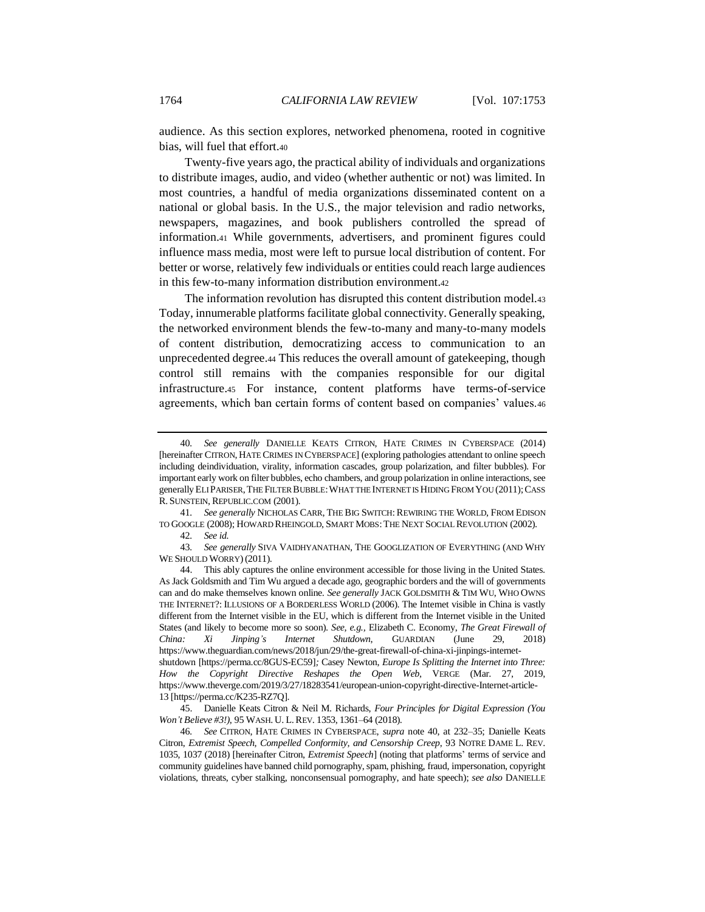audience. As this section explores, networked phenomena, rooted in cognitive bias, will fuel that effort.[40]

Twenty-five years ago, the practical ability of individuals and organizations to distribute images, audio, and video (whether authentic or not) was limited. In most countries, a handful of media organizations disseminated content on a national or global basis. In the U.S., the major television and radio networks, newspapers, magazines, and book publishers controlled the spread of information.[41] While governments, advertisers, and prominent figures could influence mass media, most were left to pursue local distribution of content. For better or worse, relatively few individuals or entities could reach large audiences in this few-to-many information distribution environment.[42]

The information revolution has disrupted this content distribution model.[43] Today, innumerable platforms facilitate global connectivity. Generally speaking, the networked environment blends the few-to-many and many-to-many models of content distribution, democratizing access to communication to an unprecedented degree.[44] This reduces the overall amount of gatekeeping, though control still remains with the companies responsible for our digital infrastructure.[45] For instance, content platforms have terms-of-service agreements, which ban certain forms of content based on companies' values.[46]

---

40. *See generally* DANIELLE KEATS CITRON, HATE CRIMES IN CYBERSPACE (2014) [hereinafter CITRON, HATE CRIMES IN CYBERSPACE] (exploring pathologies attendant to online speech including deindividuation, virality, information cascades, group polarization, and filter bubbles). For important early work on filter bubbles, echo chambers, and group polarization in online interactions, see generally ELI PARISER, THE FILTER BUBBLE: WHAT THE INTERNET IS HIDING FROM YOU (2011); CASS R. SUNSTEIN, REPUBLIC.COM (2001).

41. *See generally* NICHOLAS CARR, THE BIG SWITCH: REWIRING THE WORLD, FROM EDISON TO GOOGLE (2008); HOWARD RHEINGOLD, SMART MOBS: THE NEXT SOCIAL REVOLUTION (2002).

42. *See id.*

43. *See generally* SIVA VAIDHYANATHAN, THE GOOGLIZATION OF EVERYTHING (AND WHY WE SHOULD WORRY) (2011).

44. This ably captures the online environment accessible for those living in the United States. As Jack Goldsmith and Tim Wu argued a decade ago, geographic borders and the will of governments can and do make themselves known online. *See generally* JACK GOLDSMITH & TIM WU, WHO OWNS THE INTERNET?: ILLUSIONS OF A BORDERLESS WORLD (2006). The Internet visible in China is vastly different from the Internet visible in the EU, which is different from the Internet visible in the United States (and likely to become more so soon). *See, e.g.*, Elizabeth C. Economy, *The Great Firewall of China: Xi Jinping's Internet Shutdown*, GUARDIAN (June 29, 2018) https://www.theguardian.com/news/2018/jun/29/the-great-firewall-of-china-xi-jinpings-internet-shutdown [https://perma.cc/8GUS-EC59]; Casey Newton, *Europe Is Splitting the Internet into Three: How the Copyright Directive Reshapes the Open Web*, VERGE (Mar. 27, 2019, https://www.theverge.com/2019/3/27/18283541/european-union-copyright-directive-Internet-article-13 [https://perma.cc/K235-RZ7Q].

45. Danielle Keats Citron & Neil M. Richards, *Four Principles for Digital Expression (You Won't Believe #3!)*, 95 WASH. U. L. REV. 1353, 1361–64 (2018).

46. *See* CITRON, HATE CRIMES IN CYBERSPACE, *supra* note 40, at 232–35; Danielle Keats Citron, *Extremist Speech, Compelled Conformity, and Censorship Creep*, 93 NOTRE DAME L. REV. 1035, 1037 (2018) [hereinafter Citron, *Extremist Speech*] (noting that platforms' terms of service and community guidelines have banned child pornography, spam, phishing, fraud, impersonation, copyright violations, threats, cyber stalking, nonconsensual pornography, and hate speech); *see also* DANIELLE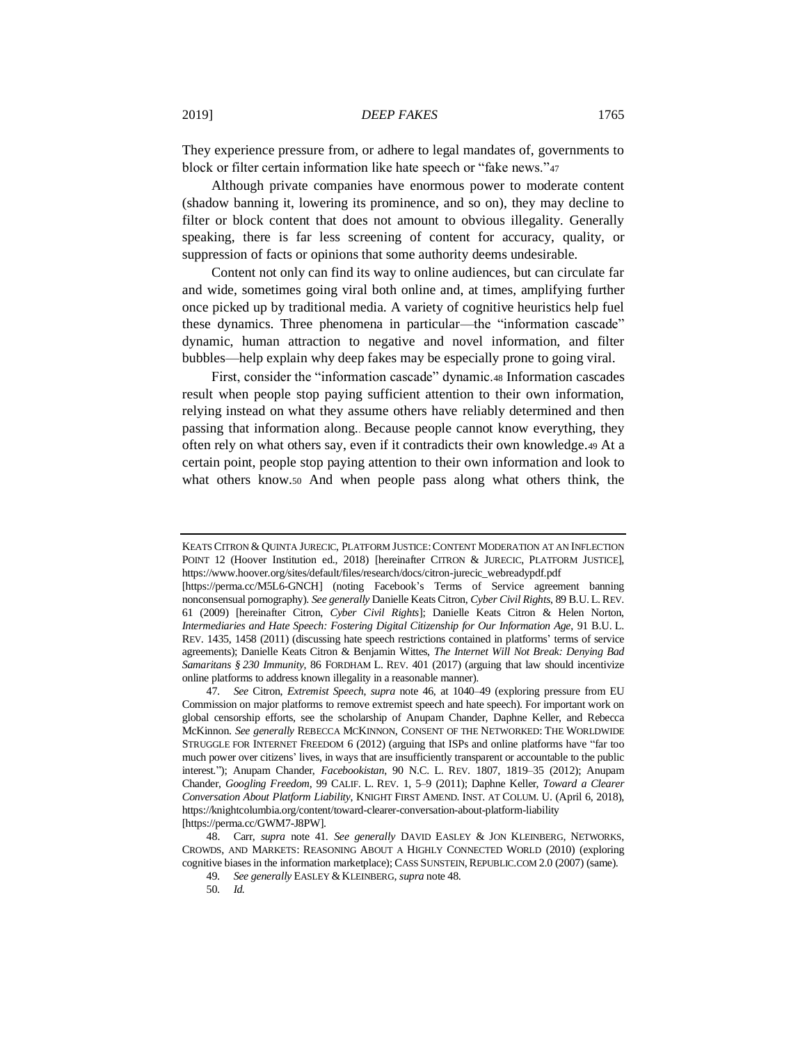They experience pressure from, or adhere to legal mandates of, governments to block or filter certain information like hate speech or "fake news."[47]

Although private companies have enormous power to moderate content (shadow banning it, lowering its prominence, and so on), they may decline to filter or block content that does not amount to obvious illegality. Generally speaking, there is far less screening of content for accuracy, quality, or suppression of facts or opinions that some authority deems undesirable.

Content not only can find its way to online audiences, but can circulate far and wide, sometimes going viral both online and, at times, amplifying further once picked up by traditional media. A variety of cognitive heuristics help fuel these dynamics. Three phenomena in particular—the "information cascade" dynamic, human attraction to negative and novel information, and filter bubbles—help explain why deep fakes may be especially prone to going viral.

First, consider the "information cascade" dynamic.[48] Information cascades result when people stop paying sufficient attention to their own information, relying instead on what they assume others have reliably determined and then passing that information along.. Because people cannot know everything, they often rely on what others say, even if it contradicts their own knowledge.[49] At a certain point, people stop paying attention to their own information and look to what others know.[50] And when people pass along what others think, the

---

KEATS CITRON & QUINTA JURECIC, PLATFORM JUSTICE: CONTENT MODERATION AT AN INFLECTION POINT 12 (Hoover Institution ed., 2018) [hereinafter CITRON & JURECIC, PLATFORM JUSTICE], https://www.hoover.org/sites/default/files/research/docs/citron-jurecic_webreadypdf.pdf [https://perma.cc/M5L6-GNCH] (noting Facebook's Terms of Service agreement banning nonconsensual pornography). *See generally* Danielle Keats Citron, *Cyber Civil Rights*, 89 B.U. L. REV. 61 (2009) [hereinafter Citron, *Cyber Civil Rights*]; Danielle Keats Citron & Helen Norton, *Intermediaries and Hate Speech: Fostering Digital Citizenship for Our Information Age*, 91 B.U. L. REV. 1435, 1458 (2011) (discussing hate speech restrictions contained in platforms' terms of service agreements); Danielle Keats Citron & Benjamin Wittes, *The Internet Will Not Break: Denying Bad Samaritans § 230 Immunity*, 86 FORDHAM L. REV. 401 (2017) (arguing that law should incentivize online platforms to address known illegality in a reasonable manner).

47. *See* Citron, *Extremist Speech*, *supra* note 46, at 1040–49 (exploring pressure from EU Commission on major platforms to remove extremist speech and hate speech). For important work on global censorship efforts, see the scholarship of Anupam Chander, Daphne Keller, and Rebecca McKinnon. *See generally* REBECCA MCKINNON, CONSENT OF THE NETWORKED: THE WORLDWIDE STRUGGLE FOR INTERNET FREEDOM 6 (2012) (arguing that ISPs and online platforms have "far too much power over citizens' lives, in ways that are insufficiently transparent or accountable to the public interest."); Anupam Chander, *Facebookistan*, 90 N.C. L. REV. 1807, 1819–35 (2012); Anupam Chander, *Googling Freedom*, 99 CALIF. L. REV. 1, 5–9 (2011); Daphne Keller, *Toward a Clearer Conversation About Platform Liability*, KNIGHT FIRST AMEND. INST. AT COLUM. U. (April 6, 2018), https://knightcolumbia.org/content/toward-clearer-conversation-about-platform-liability [https://perma.cc/GWM7-J8PW].

48. Carr, *supra* note 41. *See generally* DAVID EASLEY & JON KLEINBERG, NETWORKS, CROWDS, AND MARKETS: REASONING ABOUT A HIGHLY CONNECTED WORLD (2010) (exploring cognitive biases in the information marketplace); CASS SUNSTEIN, REPUBLIC.COM 2.0 (2007) (same).

49. *See generally* EASLEY & KLEINBERG, *supra* note 48.

50. *Id.*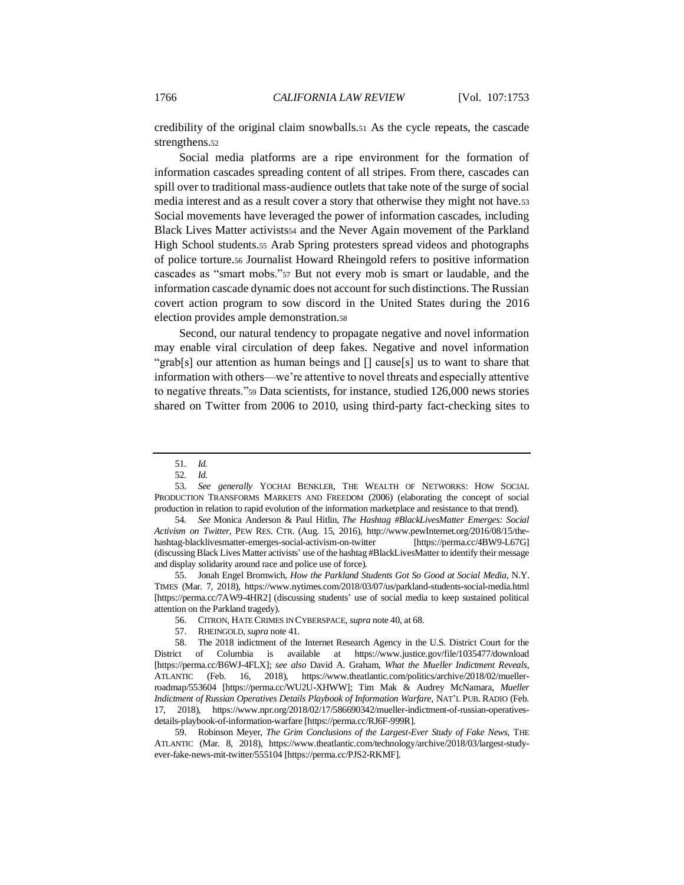credibility of the original claim snowballs.[51] As the cycle repeats, the cascade strengthens.[52]

Social media platforms are a ripe environment for the formation of information cascades spreading content of all stripes. From there, cascades can spill over to traditional mass-audience outlets that take note of the surge of social media interest and as a result cover a story that otherwise they might not have.[53] Social movements have leveraged the power of information cascades, including Black Lives Matter activists[54] and the Never Again movement of the Parkland High School students.[55] Arab Spring protesters spread videos and photographs of police torture.[56] Journalist Howard Rheingold refers to positive information cascades as "smart mobs."[57] But not every mob is smart or laudable, and the information cascade dynamic does not account for such distinctions. The Russian covert action program to sow discord in the United States during the 2016 election provides ample demonstration.[58]

Second, our natural tendency to propagate negative and novel information may enable viral circulation of deep fakes. Negative and novel information "grab[s] our attention as human beings and [] cause[s] us to want to share that information with others—we're attentive to novel threats and especially attentive to negative threats."[59] Data scientists, for instance, studied 126,000 news stories shared on Twitter from 2006 to 2010, using third-party fact-checking sites to

---

51. *Id.*

52. *Id.*

53. *See generally* YOCHAI BENKLER, THE WEALTH OF NETWORKS: HOW SOCIAL PRODUCTION TRANSFORMS MARKETS AND FREEDOM (2006) (elaborating the concept of social production in relation to rapid evolution of the information marketplace and resistance to that trend).

54. *See* Monica Anderson & Paul Hitlin, *The Hashtag #BlackLivesMatter Emerges: Social Activism on Twitter*, PEW RES. CTR. (Aug. 15, 2016), http://www.pewInternet.org/2016/08/15/the-hashtag-blacklivesmatter-emerges-social-activism-on-twitter [https://perma.cc/4BW9-L67G] (discussing Black Lives Matter activists' use of the hashtag #BlackLivesMatter to identify their message and display solidarity around race and police use of force).

55. Jonah Engel Bromwich, *How the Parkland Students Got So Good at Social Media*, N.Y. TIMES (Mar. 7, 2018), https://www.nytimes.com/2018/03/07/us/parkland-students-social-media.html [https://perma.cc/7AW9-4HR2] (discussing students' use of social media to keep sustained political attention on the Parkland tragedy).

56. CITRON, HATE CRIMES IN CYBERSPACE, *supra* note 40, at 68.

57. RHEINGOLD, *supra* note 41.

58. The 2018 indictment of the Internet Research Agency in the U.S. District Court for the District of Columbia is available at https://www.justice.gov/file/1035477/download [https://perma.cc/B6WJ-4FLX]; *see also* David A. Graham, *What the Mueller Indictment Reveals*, ATLANTIC (Feb. 16, 2018), https://www.theatlantic.com/politics/archive/2018/02/mueller-roadmap/553604 [https://perma.cc/WU2U-XHWW]; Tim Mak & Audrey McNamara, *Mueller Indictment of Russian Operatives Details Playbook of Information Warfare*, NAT'L PUB. RADIO (Feb. 17, 2018), https://www.npr.org/2018/02/17/586690342/mueller-indictment-of-russian-operatives-details-playbook-of-information-warfare [https://perma.cc/RJ6F-999R].

59. Robinson Meyer, *The Grim Conclusions of the Largest-Ever Study of Fake News*, THE ATLANTIC (Mar. 8, 2018), https://www.theatlantic.com/technology/archive/2018/03/largest-study-ever-fake-news-mit-twitter/555104 [https://perma.cc/PJS2-RKMF].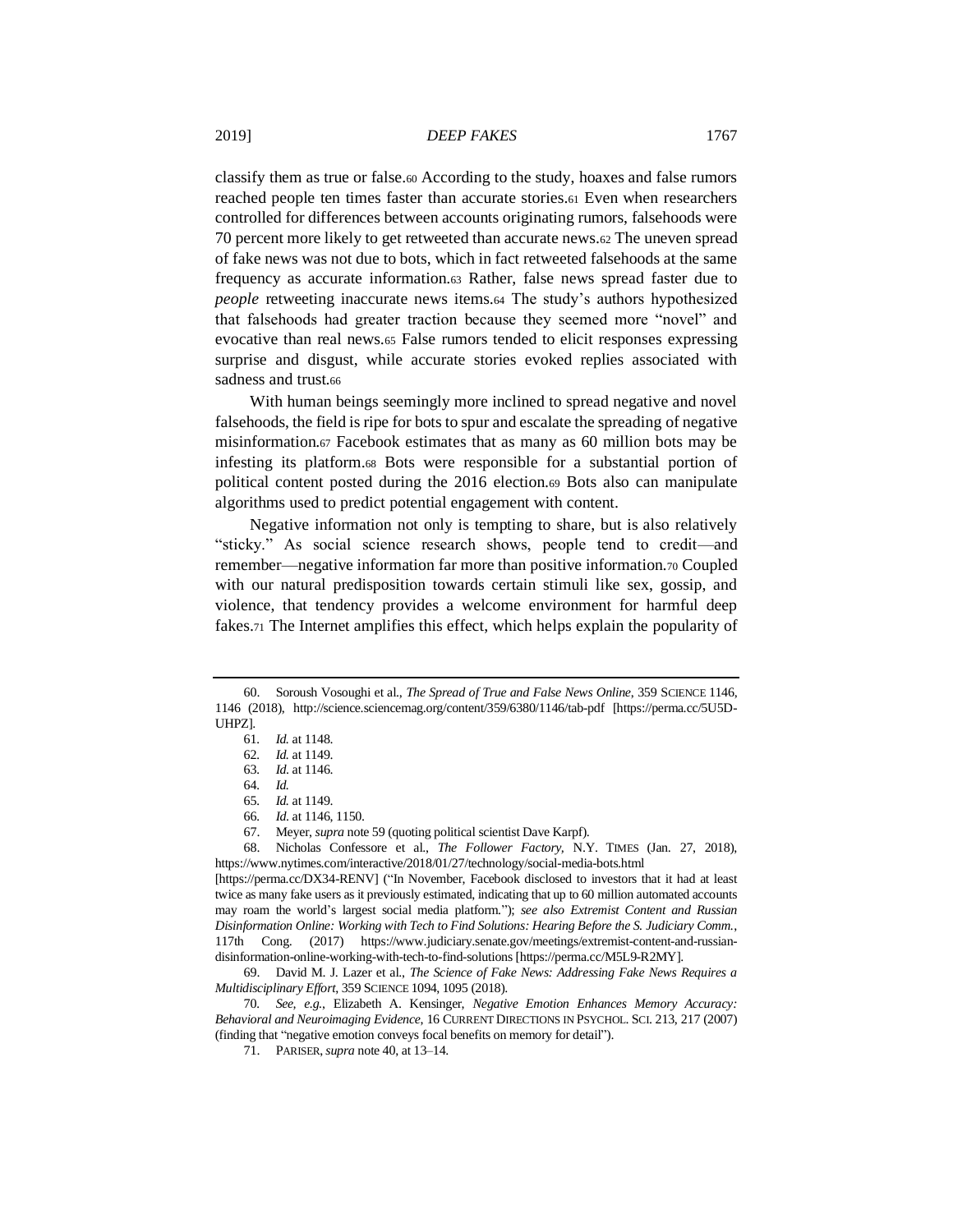classify them as true or false.[60] According to the study, hoaxes and false rumors reached people ten times faster than accurate stories.[61] Even when researchers controlled for differences between accounts originating rumors, falsehoods were 70 percent more likely to get retweeted than accurate news.[62] The uneven spread of fake news was not due to bots, which in fact retweeted falsehoods at the same frequency as accurate information.[63] Rather, false news spread faster due to *people* retweeting inaccurate news items.[64] The study's authors hypothesized that falsehoods had greater traction because they seemed more "novel" and evocative than real news.[65] False rumors tended to elicit responses expressing surprise and disgust, while accurate stories evoked replies associated with sadness and trust.[66]

With human beings seemingly more inclined to spread negative and novel falsehoods, the field is ripe for bots to spur and escalate the spreading of negative misinformation.[67] Facebook estimates that as many as 60 million bots may be infesting its platform.[68] Bots were responsible for a substantial portion of political content posted during the 2016 election.[69] Bots also can manipulate algorithms used to predict potential engagement with content.

Negative information not only is tempting to share, but is also relatively "sticky." As social science research shows, people tend to credit—and remember—negative information far more than positive information.[70] Coupled with our natural predisposition towards certain stimuli like sex, gossip, and violence, that tendency provides a welcome environment for harmful deep fakes.[71] The Internet amplifies this effect, which helps explain the popularity of

---

60. Soroush Vosoughi et al., *The Spread of True and False News Online*, 359 SCIENCE 1146, 1146 (2018), http://science.sciencemag.org/content/359/6380/1146/tab-pdf [https://perma.cc/5U5D-UHPZ].

61. *Id.* at 1148.

62. *Id.* at 1149.

63. *Id.* at 1146.

64. *Id.*

65. *Id.* at 1149.

66. *Id.* at 1146, 1150.

67. Meyer, *supra* note 59 (quoting political scientist Dave Karpf).

68. Nicholas Confessore et al., *The Follower Factory*, N.Y. TIMES (Jan. 27, 2018), https://www.nytimes.com/interactive/2018/01/27/technology/social-media-bots.html [https://perma.cc/DX34-RENV] ("In November, Facebook disclosed to investors that it had at least twice as many fake users as it previously estimated, indicating that up to 60 million automated accounts may roam the world's largest social media platform."); *see also Extremist Content and Russian Disinformation Online: Working with Tech to Find Solutions: Hearing Before the S. Judiciary Comm.*, 117th Cong. (2017) https://www.judiciary.senate.gov/meetings/extremist-content-and-russian-disinformation-online-working-with-tech-to-find-solutions [https://perma.cc/M5L9-R2MY].

69. David M. J. Lazer et al., *The Science of Fake News: Addressing Fake News Requires a Multidisciplinary Effort*, 359 SCIENCE 1094, 1095 (2018).

70. *See, e.g.*, Elizabeth A. Kensinger, *Negative Emotion Enhances Memory Accuracy: Behavioral and Neuroimaging Evidence*, 16 CURRENT DIRECTIONS IN PSYCHOL. SCI. 213, 217 (2007) (finding that "negative emotion conveys focal benefits on memory for detail").

71. PARISER, *supra* note 40, at 13–14.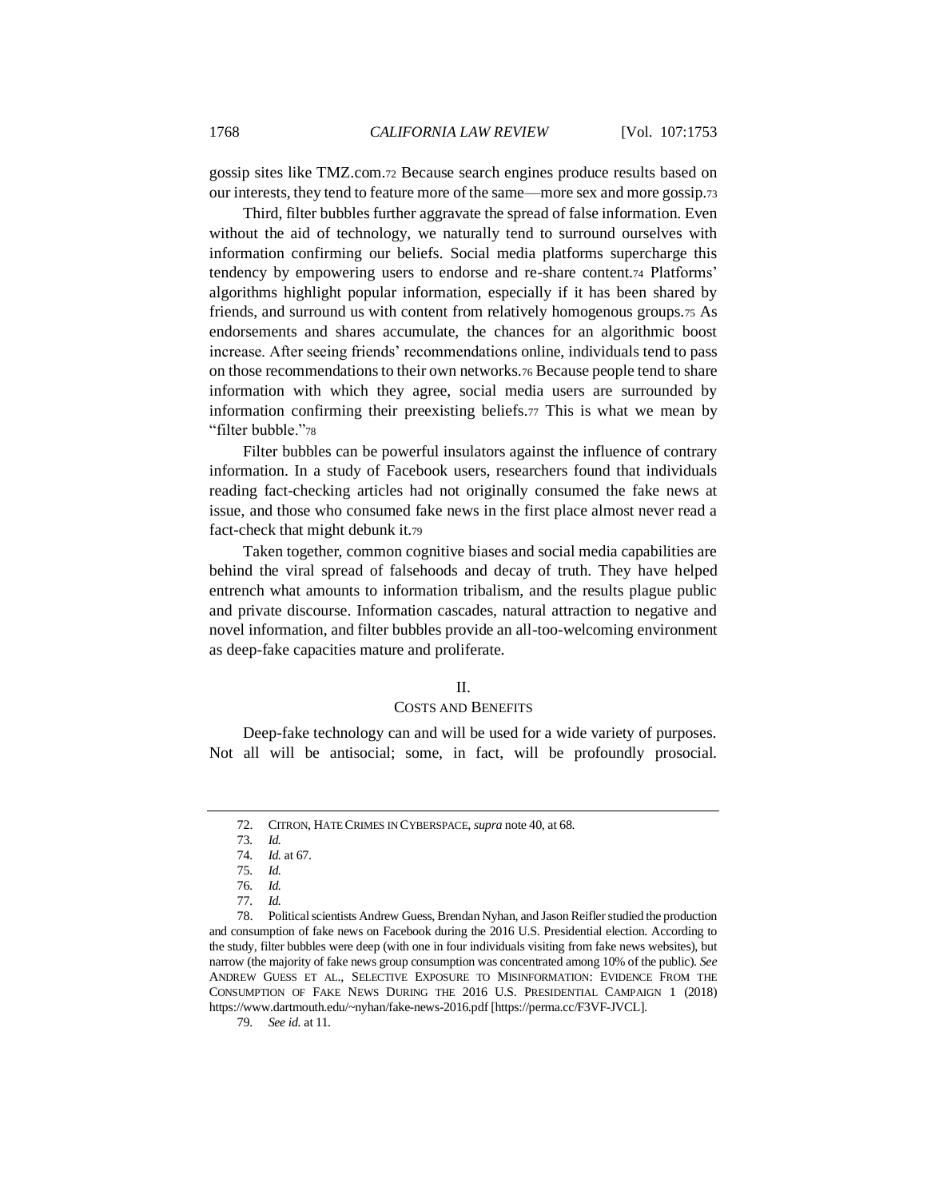gossip sites like TMZ.com.[72] Because search engines produce results based on our interests, they tend to feature more of the same—more sex and more gossip.[73]

Third, filter bubbles further aggravate the spread of false information. Even without the aid of technology, we naturally tend to surround ourselves with information confirming our beliefs. Social media platforms supercharge this tendency by empowering users to endorse and re-share content.[74] Platforms' algorithms highlight popular information, especially if it has been shared by friends, and surround us with content from relatively homogenous groups.[75] As endorsements and shares accumulate, the chances for an algorithmic boost increase. After seeing friends' recommendations online, individuals tend to pass on those recommendations to their own networks.[76] Because people tend to share information with which they agree, social media users are surrounded by information confirming their preexisting beliefs.[77] This is what we mean by "filter bubble."[78]

Filter bubbles can be powerful insulators against the influence of contrary information. In a study of Facebook users, researchers found that individuals reading fact-checking articles had not originally consumed the fake news at issue, and those who consumed fake news in the first place almost never read a fact-check that might debunk it.[79]

Taken together, common cognitive biases and social media capabilities are behind the viral spread of falsehoods and decay of truth. They have helped entrench what amounts to information tribalism, and the results plague public and private discourse. Information cascades, natural attraction to negative and novel information, and filter bubbles provide an all-too-welcoming environment as deep-fake capacities mature and proliferate.

## II.
## COSTS AND BENEFITS

Deep-fake technology can and will be used for a wide variety of purposes. Not all will be antisocial; some, in fact, will be profoundly prosocial.

---

72. CITRON, HATE CRIMES IN CYBERSPACE, *supra* note 40, at 68.

73. *Id.*

74. *Id.* at 67.

75. *Id.*

76. *Id.*

77. *Id.*

78. Political scientists Andrew Guess, Brendan Nyhan, and Jason Reifler studied the production and consumption of fake news on Facebook during the 2016 U.S. Presidential election. According to the study, filter bubbles were deep (with one in four individuals visiting from fake news websites), but narrow (the majority of fake news group consumption was concentrated among 10% of the public). *See* ANDREW GUESS ET AL., SELECTIVE EXPOSURE TO MISINFORMATION: EVIDENCE FROM THE CONSUMPTION OF FAKE NEWS DURING THE 2016 U.S. PRESIDENTIAL CAMPAIGN 1 (2018) https://www.dartmouth.edu/~nyhan/fake-news-2016.pdf [https://perma.cc/F3VF-JVCL].

79. *See id.* at 11.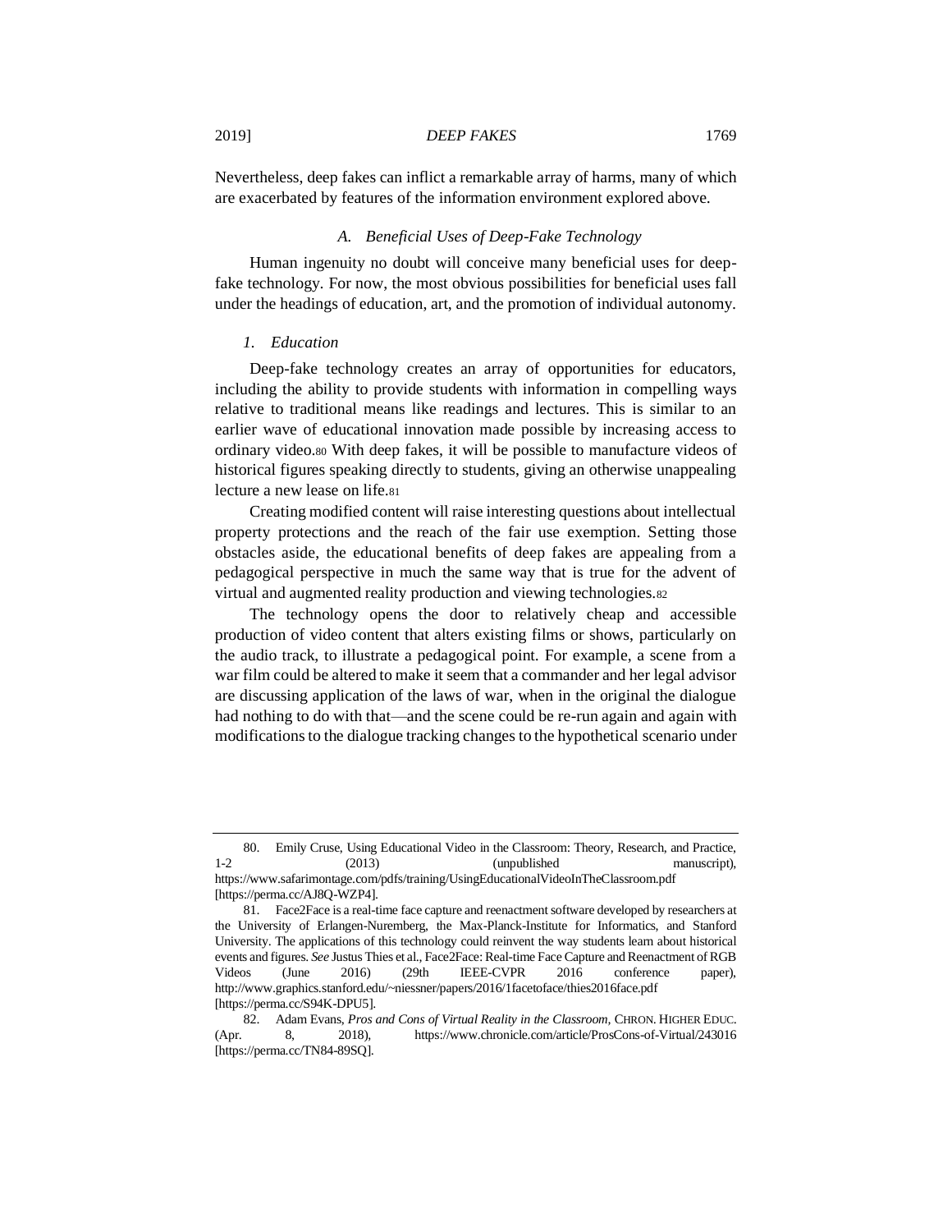Nevertheless, deep fakes can inflict a remarkable array of harms, many of which are exacerbated by features of the information environment explored above.

### *A. Beneficial Uses of Deep-Fake Technology*

Human ingenuity no doubt will conceive many beneficial uses for deep-fake technology. For now, the most obvious possibilities for beneficial uses fall under the headings of education, art, and the promotion of individual autonomy.

#### *1. Education*

Deep-fake technology creates an array of opportunities for educators, including the ability to provide students with information in compelling ways relative to traditional means like readings and lectures. This is similar to an earlier wave of educational innovation made possible by increasing access to ordinary video.[80] With deep fakes, it will be possible to manufacture videos of historical figures speaking directly to students, giving an otherwise unappealing lecture a new lease on life.[81]

Creating modified content will raise interesting questions about intellectual property protections and the reach of the fair use exemption. Setting those obstacles aside, the educational benefits of deep fakes are appealing from a pedagogical perspective in much the same way that is true for the advent of virtual and augmented reality production and viewing technologies.[82]

The technology opens the door to relatively cheap and accessible production of video content that alters existing films or shows, particularly on the audio track, to illustrate a pedagogical point. For example, a scene from a war film could be altered to make it seem that a commander and her legal advisor are discussing application of the laws of war, when in the original the dialogue had nothing to do with that—and the scene could be re-run again and again with modifications to the dialogue tracking changes to the hypothetical scenario under

---

80. Emily Cruse, Using Educational Video in the Classroom: Theory, Research, and Practice, 1-2 (2013) (unpublished manuscript), https://www.safarimontage.com/pdfs/training/UsingEducationalVideoInTheClassroom.pdf [https://perma.cc/AJ8Q-WZP4].

81. Face2Face is a real-time face capture and reenactment software developed by researchers at the University of Erlangen-Nuremberg, the Max-Planck-Institute for Informatics, and Stanford University. The applications of this technology could reinvent the way students learn about historical events and figures. *See* Justus Thies et al., Face2Face: Real-time Face Capture and Reenactment of RGB Videos (June 2016) (29th IEEE-CVPR 2016 conference paper), http://www.graphics.stanford.edu/~niessner/papers/2016/1facetoface/thies2016face.pdf [https://perma.cc/S94K-DPU5].

82. Adam Evans, *Pros and Cons of Virtual Reality in the Classroom*, CHRON. HIGHER EDUC. (Apr. 8, 2018), https://www.chronicle.com/article/ProsCons-of-Virtual/243016 [https://perma.cc/TN84-89SQ].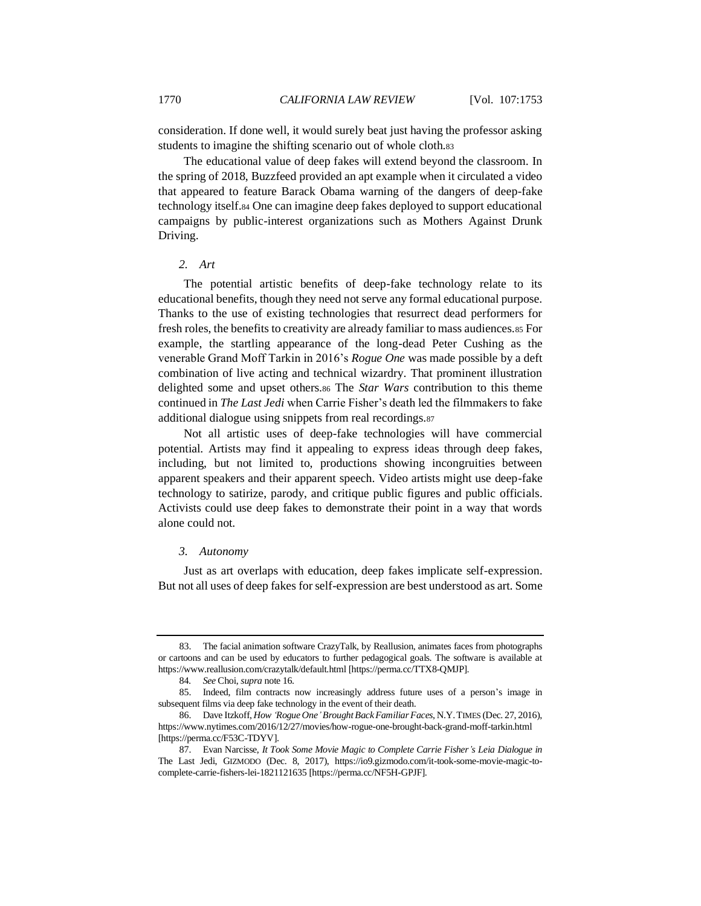consideration. If done well, it would surely beat just having the professor asking students to imagine the shifting scenario out of whole cloth.[83]

The educational value of deep fakes will extend beyond the classroom. In the spring of 2018, Buzzfeed provided an apt example when it circulated a video that appeared to feature Barack Obama warning of the dangers of deep-fake technology itself.[84] One can imagine deep fakes deployed to support educational campaigns by public-interest organizations such as Mothers Against Drunk Driving.

### *2. Art*

The potential artistic benefits of deep-fake technology relate to its educational benefits, though they need not serve any formal educational purpose. Thanks to the use of existing technologies that resurrect dead performers for fresh roles, the benefits to creativity are already familiar to mass audiences.[85] For example, the startling appearance of the long-dead Peter Cushing as the venerable Grand Moff Tarkin in 2016's *Rogue One* was made possible by a deft combination of live acting and technical wizardry. That prominent illustration delighted some and upset others.[86] The *Star Wars* contribution to this theme continued in *The Last Jedi* when Carrie Fisher's death led the filmmakers to fake additional dialogue using snippets from real recordings.[87]

Not all artistic uses of deep-fake technologies will have commercial potential. Artists may find it appealing to express ideas through deep fakes, including, but not limited to, productions showing incongruities between apparent speakers and their apparent speech. Video artists might use deep-fake technology to satirize, parody, and critique public figures and public officials. Activists could use deep fakes to demonstrate their point in a way that words alone could not.

### *3. Autonomy*

Just as art overlaps with education, deep fakes implicate self-expression. But not all uses of deep fakes for self-expression are best understood as art. Some

---

83. The facial animation software CrazyTalk, by Reallusion, animates faces from photographs or cartoons and can be used by educators to further pedagogical goals. The software is available at https://www.reallusion.com/crazytalk/default.html [https://perma.cc/TTX8-QMJP].

84. *See* Choi, *supra* note 16.

85. Indeed, film contracts now increasingly address future uses of a person's image in subsequent films via deep fake technology in the event of their death.

86. Dave Itzkoff, *How 'Rogue One' Brought Back Familiar Faces*, N.Y. TIMES (Dec. 27, 2016), https://www.nytimes.com/2016/12/27/movies/how-rogue-one-brought-back-grand-moff-tarkin.html [https://perma.cc/F53C-TDYV].

87. Evan Narcisse, *It Took Some Movie Magic to Complete Carrie Fisher's Leia Dialogue in* The Last Jedi, GIZMODO (Dec. 8, 2017), https://io9.gizmodo.com/it-took-some-movie-magic-to-complete-carrie-fishers-lei-1821121635 [https://perma.cc/NF5H-GPJF].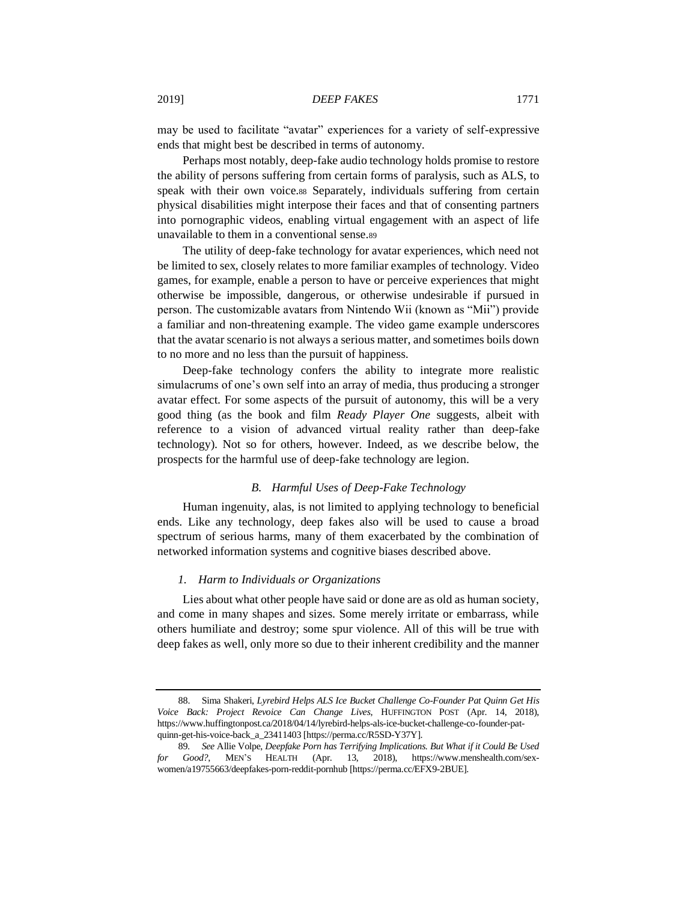may be used to facilitate "avatar" experiences for a variety of self-expressive ends that might best be described in terms of autonomy.

Perhaps most notably, deep-fake audio technology holds promise to restore the ability of persons suffering from certain forms of paralysis, such as ALS, to speak with their own voice.[88] Separately, individuals suffering from certain physical disabilities might interpose their faces and that of consenting partners into pornographic videos, enabling virtual engagement with an aspect of life unavailable to them in a conventional sense.[89]

The utility of deep-fake technology for avatar experiences, which need not be limited to sex, closely relates to more familiar examples of technology. Video games, for example, enable a person to have or perceive experiences that might otherwise be impossible, dangerous, or otherwise undesirable if pursued in person. The customizable avatars from Nintendo Wii (known as "Mii") provide a familiar and non-threatening example. The video game example underscores that the avatar scenario is not always a serious matter, and sometimes boils down to no more and no less than the pursuit of happiness.

Deep-fake technology confers the ability to integrate more realistic simulacrums of one's own self into an array of media, thus producing a stronger avatar effect. For some aspects of the pursuit of autonomy, this will be a very good thing (as the book and film *Ready Player One* suggests, albeit with reference to a vision of advanced virtual reality rather than deep-fake technology). Not so for others, however. Indeed, as we describe below, the prospects for the harmful use of deep-fake technology are legion.

### *B. Harmful Uses of Deep-Fake Technology*

Human ingenuity, alas, is not limited to applying technology to beneficial ends. Like any technology, deep fakes also will be used to cause a broad spectrum of serious harms, many of them exacerbated by the combination of networked information systems and cognitive biases described above.

#### *1. Harm to Individuals or Organizations*

Lies about what other people have said or done are as old as human society, and come in many shapes and sizes. Some merely irritate or embarrass, while others humiliate and destroy; some spur violence. All of this will be true with deep fakes as well, only more so due to their inherent credibility and the manner

---

88. Sima Shakeri, *Lyrebird Helps ALS Ice Bucket Challenge Co-Founder Pat Quinn Get His Voice Back: Project Revoice Can Change Lives*, HUFFINGTON POST (Apr. 14, 2018), https://www.huffingtonpost.ca/2018/04/14/lyrebird-helps-als-ice-bucket-challenge-co-founder-pat-quinn-get-his-voice-back_a_23411403 [https://perma.cc/R5SD-Y37Y].

89. *See* Allie Volpe, *Deepfake Porn has Terrifying Implications. But What if it Could Be Used for Good?*, MEN'S HEALTH (Apr. 13, 2018), https://www.menshealth.com/sex-women/a19755663/deepfakes-porn-reddit-pornhub [https://perma.cc/EFX9-2BUE].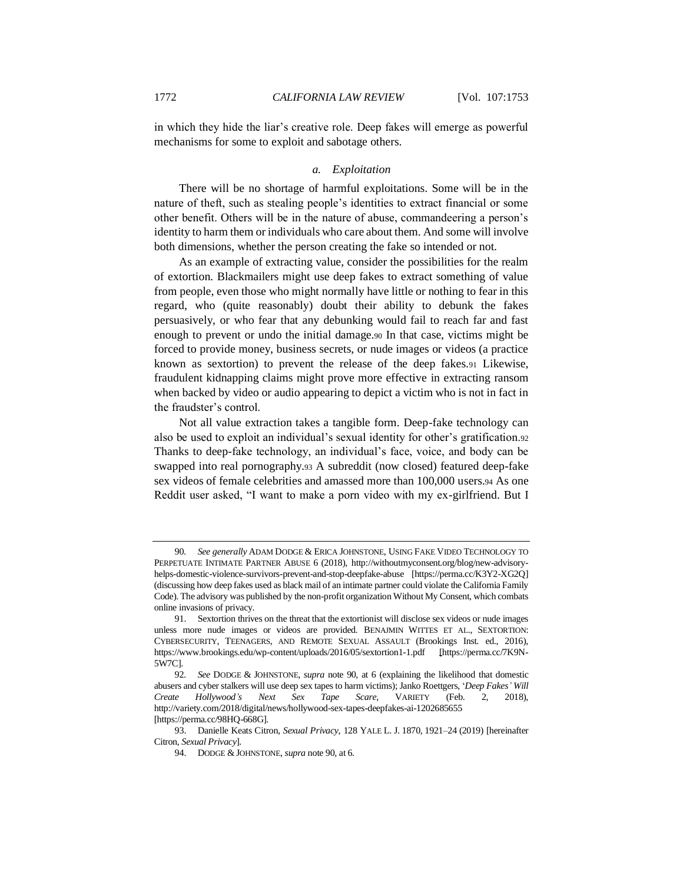in which they hide the liar's creative role. Deep fakes will emerge as powerful mechanisms for some to exploit and sabotage others.

### *a. Exploitation*

There will be no shortage of harmful exploitations. Some will be in the nature of theft, such as stealing people's identities to extract financial or some other benefit. Others will be in the nature of abuse, commandeering a person's identity to harm them or individuals who care about them. And some will involve both dimensions, whether the person creating the fake so intended or not.

As an example of extracting value, consider the possibilities for the realm of extortion. Blackmailers might use deep fakes to extract something of value from people, even those who might normally have little or nothing to fear in this regard, who (quite reasonably) doubt their ability to debunk the fakes persuasively, or who fear that any debunking would fail to reach far and fast enough to prevent or undo the initial damage.[90] In that case, victims might be forced to provide money, business secrets, or nude images or videos (a practice known as sextortion) to prevent the release of the deep fakes.[91] Likewise, fraudulent kidnapping claims might prove more effective in extracting ransom when backed by video or audio appearing to depict a victim who is not in fact in the fraudster's control.

Not all value extraction takes a tangible form. Deep-fake technology can also be used to exploit an individual's sexual identity for other's gratification.[92] Thanks to deep-fake technology, an individual's face, voice, and body can be swapped into real pornography.[93] A subreddit (now closed) featured deep-fake sex videos of female celebrities and amassed more than 100,000 users.[94] As one Reddit user asked, "I want to make a porn video with my ex-girlfriend. But I

---

90. *See generally* ADAM DODGE & ERICA JOHNSTONE, USING FAKE VIDEO TECHNOLOGY TO PERPETUATE INTIMATE PARTNER ABUSE 6 (2018), http://withoutmyconsent.org/blog/new-advisory-helps-domestic-violence-survivors-prevent-and-stop-deepfake-abuse [https://perma.cc/K3Y2-XG2Q] (discussing how deep fakes used as black mail of an intimate partner could violate the California Family Code). The advisory was published by the non-profit organization Without My Consent, which combats online invasions of privacy.

91. Sextortion thrives on the threat that the extortionist will disclose sex videos or nude images unless more nude images or videos are provided. BENAJMIN WITTES ET AL., SEXTORTION: CYBERSECURITY, TEENAGERS, AND REMOTE SEXUAL ASSAULT (Brookings Inst. ed., 2016), https://www.brookings.edu/wp-content/uploads/2016/05/sextortion1-1.pdf [https://perma.cc/7K9N-5W7C].

92. *See* DODGE & JOHNSTONE, *supra* note 90, at 6 (explaining the likelihood that domestic abusers and cyber stalkers will use deep sex tapes to harm victims); Janko Roettgers, '*Deep Fakes' Will Create Hollywood's Next Sex Tape Scare*, VARIETY (Feb. 2, 2018), http://variety.com/2018/digital/news/hollywood-sex-tapes-deepfakes-ai-1202685655 [https://perma.cc/98HQ-668G].

93. Danielle Keats Citron, *Sexual Privacy*, 128 YALE L. J. 1870, 1921–24 (2019) [hereinafter Citron, *Sexual Privacy*].

94. DODGE & JOHNSTONE, *supra* note 90, at 6.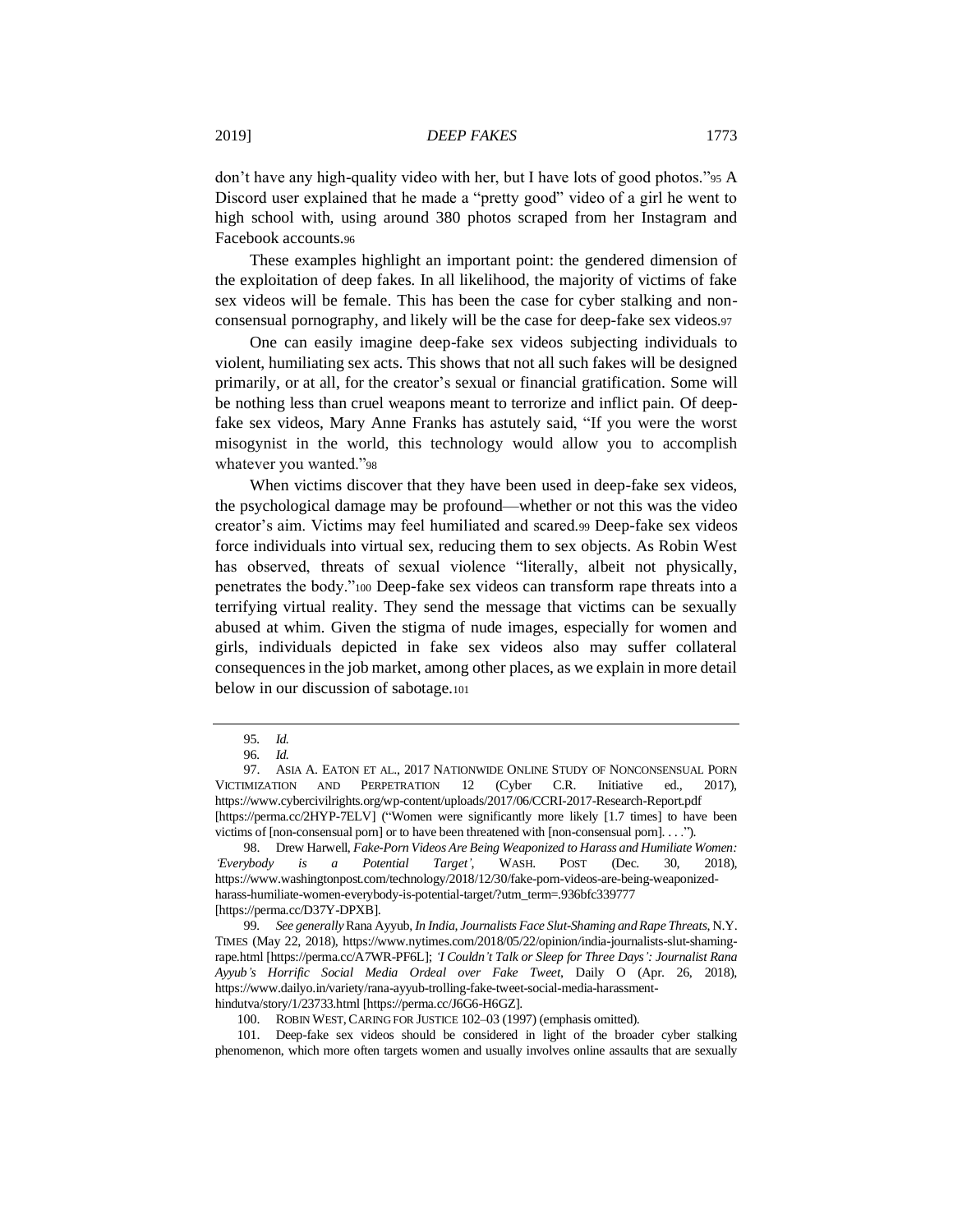don't have any high-quality video with her, but I have lots of good photos."[95] A Discord user explained that he made a "pretty good" video of a girl he went to high school with, using around 380 photos scraped from her Instagram and Facebook accounts.[96]

These examples highlight an important point: the gendered dimension of the exploitation of deep fakes. In all likelihood, the majority of victims of fake sex videos will be female. This has been the case for cyber stalking and non-consensual pornography, and likely will be the case for deep-fake sex videos.[97]

One can easily imagine deep-fake sex videos subjecting individuals to violent, humiliating sex acts. This shows that not all such fakes will be designed primarily, or at all, for the creator's sexual or financial gratification. Some will be nothing less than cruel weapons meant to terrorize and inflict pain. Of deep-fake sex videos, Mary Anne Franks has astutely said, "If you were the worst misogynist in the world, this technology would allow you to accomplish whatever you wanted."[98]

When victims discover that they have been used in deep-fake sex videos, the psychological damage may be profound—whether or not this was the video creator's aim. Victims may feel humiliated and scared.[99] Deep-fake sex videos force individuals into virtual sex, reducing them to sex objects. As Robin West has observed, threats of sexual violence "literally, albeit not physically, penetrates the body."[100] Deep-fake sex videos can transform rape threats into a terrifying virtual reality. They send the message that victims can be sexually abused at whim. Given the stigma of nude images, especially for women and girls, individuals depicted in fake sex videos also may suffer collateral consequences in the job market, among other places, as we explain in more detail below in our discussion of sabotage.[101]

---

95. *Id.*

96. *Id.*

97. ASIA A. EATON ET AL., 2017 NATIONWIDE ONLINE STUDY OF NONCONSENSUAL PORN VICTIMIZATION AND PERPETRATION 12 (Cyber C.R. Initiative ed., 2017), https://www.cybercivilrights.org/wp-content/uploads/2017/06/CCRI-2017-Research-Report.pdf [https://perma.cc/2HYP-7ELV] ("Women were significantly more likely [1.7 times] to have been victims of [non-consensual porn] or to have been threatened with [non-consensual porn]. . . .").

98. Drew Harwell, *Fake-Porn Videos Are Being Weaponized to Harass and Humiliate Women: 'Everybody is a Potential Target'*, WASH. POST (Dec. 30, 2018), https://www.washingtonpost.com/technology/2018/12/30/fake-porn-videos-are-being-weaponized-harass-humiliate-women-everybody-is-potential-target/?utm_term=.936bfc339777 [https://perma.cc/D37Y-DPXB].

99. *See generally* Rana Ayyub, *In India, Journalists Face Slut-Shaming and Rape Threats*, N.Y. TIMES (May 22, 2018), https://www.nytimes.com/2018/05/22/opinion/india-journalists-slut-shaming-rape.html [https://perma.cc/A7WR-PF6L]; *'I Couldn't Talk or Sleep for Three Days': Journalist Rana Ayyub's Horrific Social Media Ordeal over Fake Tweet*, Daily O (Apr. 26, 2018), https://www.dailyo.in/variety/rana-ayyub-trolling-fake-tweet-social-media-harassment-hindutva/story/1/23733.html [https://perma.cc/J6G6-H6GZ].

100. ROBIN WEST, CARING FOR JUSTICE 102–03 (1997) (emphasis omitted).

101. Deep-fake sex videos should be considered in light of the broader cyber stalking phenomenon, which more often targets women and usually involves online assaults that are sexually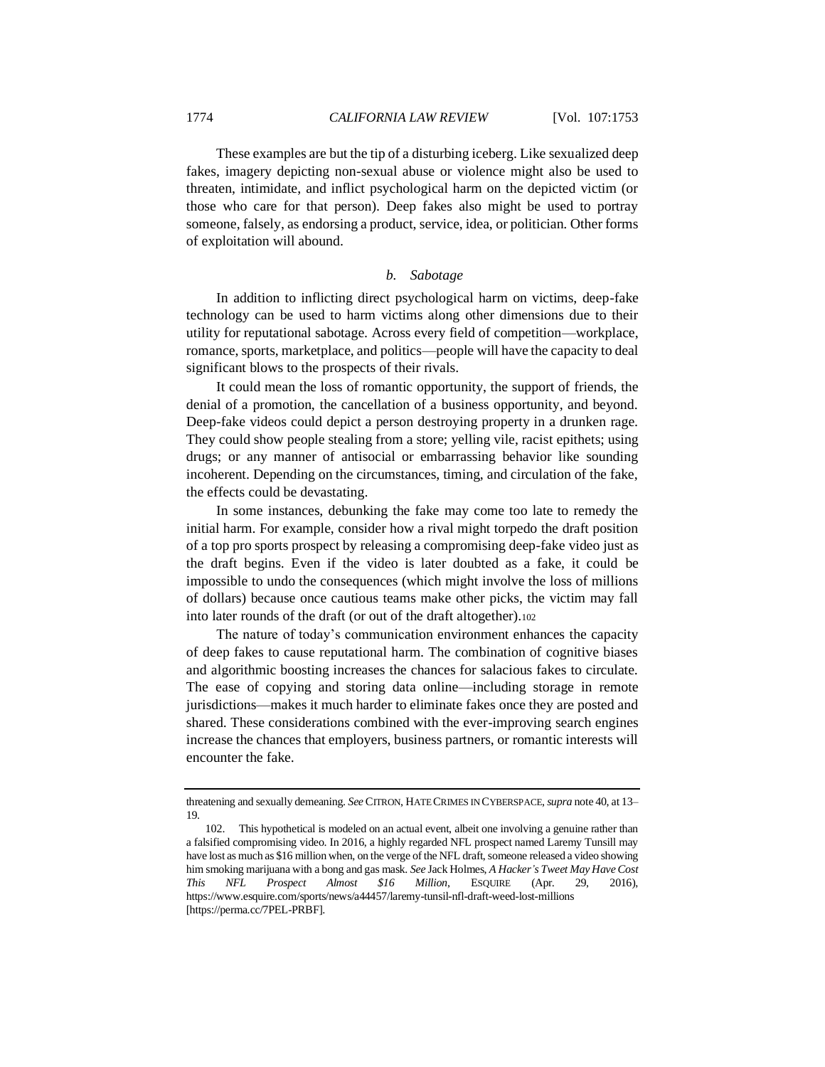These examples are but the tip of a disturbing iceberg. Like sexualized deep fakes, imagery depicting non-sexual abuse or violence might also be used to threaten, intimidate, and inflict psychological harm on the depicted victim (or those who care for that person). Deep fakes also might be used to portray someone, falsely, as endorsing a product, service, idea, or politician. Other forms of exploitation will abound.

#### *b. Sabotage*

In addition to inflicting direct psychological harm on victims, deep-fake technology can be used to harm victims along other dimensions due to their utility for reputational sabotage. Across every field of competition—workplace, romance, sports, marketplace, and politics—people will have the capacity to deal significant blows to the prospects of their rivals.

It could mean the loss of romantic opportunity, the support of friends, the denial of a promotion, the cancellation of a business opportunity, and beyond. Deep-fake videos could depict a person destroying property in a drunken rage. They could show people stealing from a store; yelling vile, racist epithets; using drugs; or any manner of antisocial or embarrassing behavior like sounding incoherent. Depending on the circumstances, timing, and circulation of the fake, the effects could be devastating.

In some instances, debunking the fake may come too late to remedy the initial harm. For example, consider how a rival might torpedo the draft position of a top pro sports prospect by releasing a compromising deep-fake video just as the draft begins. Even if the video is later doubted as a fake, it could be impossible to undo the consequences (which might involve the loss of millions of dollars) because once cautious teams make other picks, the victim may fall into later rounds of the draft (or out of the draft altogether).[102]

The nature of today's communication environment enhances the capacity of deep fakes to cause reputational harm. The combination of cognitive biases and algorithmic boosting increases the chances for salacious fakes to circulate. The ease of copying and storing data online—including storage in remote jurisdictions—makes it much harder to eliminate fakes once they are posted and shared. These considerations combined with the ever-improving search engines increase the chances that employers, business partners, or romantic interests will encounter the fake.

---

threatening and sexually demeaning. *See* CITRON, HATE CRIMES IN CYBERSPACE, *supra* note 40, at 13–19.

102. This hypothetical is modeled on an actual event, albeit one involving a genuine rather than a falsified compromising video. In 2016, a highly regarded NFL prospect named Laremy Tunsill may have lost as much as $16 million when, on the verge of the NFL draft, someone released a video showing him smoking marijuana with a bong and gas mask. *See* Jack Holmes, *A Hacker's Tweet May Have Cost This NFL Prospect Almost $16 Million*, ESQUIRE (Apr. 29, 2016), https://www.esquire.com/sports/news/a44457/laremy-tunsil-nfl-draft-weed-lost-millions [https://perma.cc/7PEL-PRBF].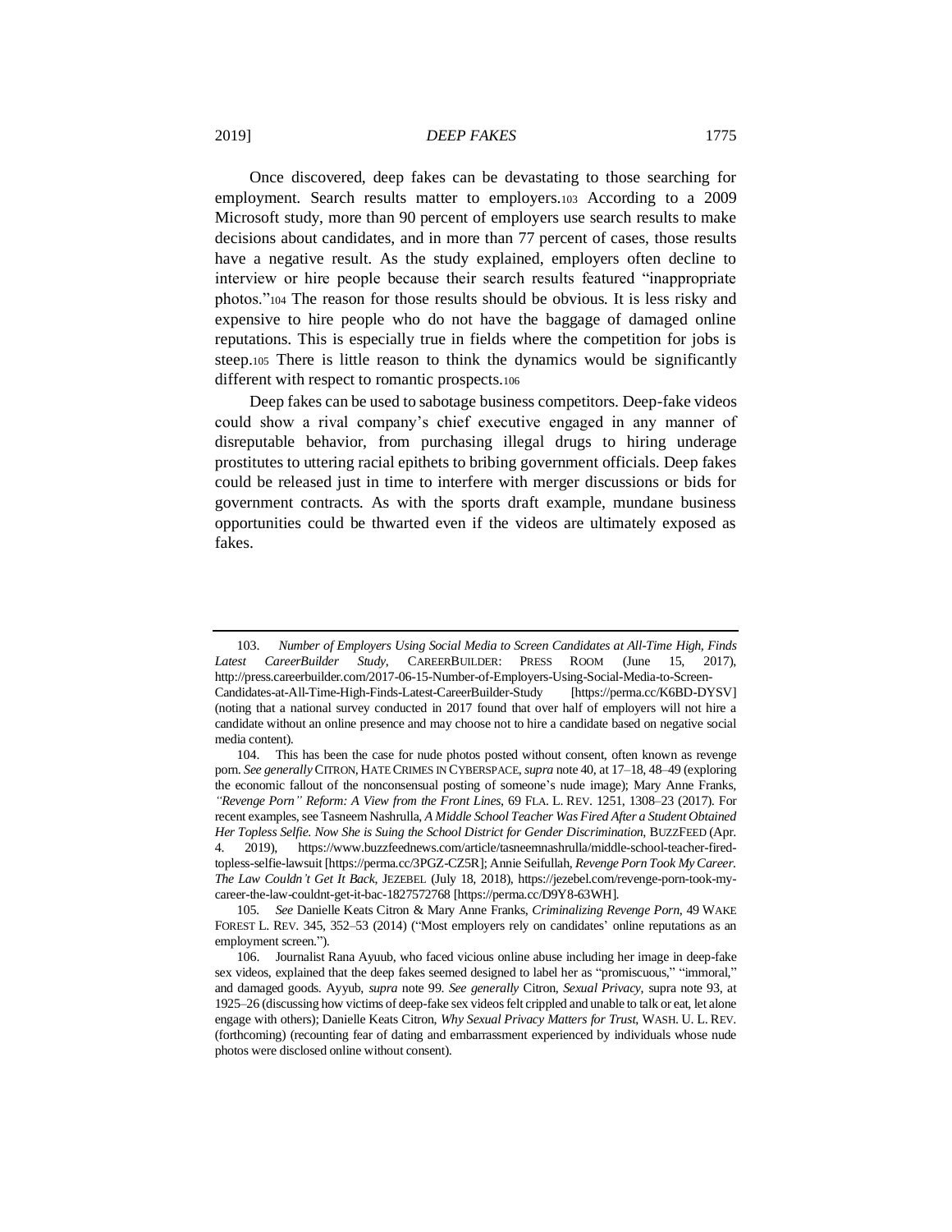Once discovered, deep fakes can be devastating to those searching for employment. Search results matter to employers.[103] According to a 2009 Microsoft study, more than 90 percent of employers use search results to make decisions about candidates, and in more than 77 percent of cases, those results have a negative result. As the study explained, employers often decline to interview or hire people because their search results featured "inappropriate photos."[104] The reason for those results should be obvious. It is less risky and expensive to hire people who do not have the baggage of damaged online reputations. This is especially true in fields where the competition for jobs is steep.[105] There is little reason to think the dynamics would be significantly different with respect to romantic prospects.[106]

Deep fakes can be used to sabotage business competitors. Deep-fake videos could show a rival company's chief executive engaged in any manner of disreputable behavior, from purchasing illegal drugs to hiring underage prostitutes to uttering racial epithets to bribing government officials. Deep fakes could be released just in time to interfere with merger discussions or bids for government contracts. As with the sports draft example, mundane business opportunities could be thwarted even if the videos are ultimately exposed as fakes.

---

103. *Number of Employers Using Social Media to Screen Candidates at All-Time High, Finds Latest CareerBuilder Study*, CAREERBUILDER: PRESS ROOM (June 15, 2017), http://press.careerbuilder.com/2017-06-15-Number-of-Employers-Using-Social-Media-to-Screen-Candidates-at-All-Time-High-Finds-Latest-CareerBuilder-Study [https://perma.cc/K6BD-DYSV] (noting that a national survey conducted in 2017 found that over half of employers will not hire a candidate without an online presence and may choose not to hire a candidate based on negative social media content).

104. This has been the case for nude photos posted without consent, often known as revenge porn. *See generally* CITRON, HATE CRIMES IN CYBERSPACE, *supra* note 40, at 17–18, 48–49 (exploring the economic fallout of the nonconsensual posting of someone's nude image); Mary Anne Franks, *"Revenge Porn" Reform: A View from the Front Lines*, 69 FLA. L. REV. 1251, 1308–23 (2017). For recent examples, see Tasneem Nashrulla, *A Middle School Teacher Was Fired After a Student Obtained Her Topless Selfie. Now She is Suing the School District for Gender Discrimination*, BUZZFEED (Apr. 4. 2019), https://www.buzzfeednews.com/article/tasneemnashrulla/middle-school-teacher-fired-topless-selfie-lawsuit [https://perma.cc/3PGZ-CZ5R]; Annie Seifullah, *Revenge Porn Took My Career. The Law Couldn't Get It Back*, JEZEBEL (July 18, 2018), https://jezebel.com/revenge-porn-took-my-career-the-law-couldnt-get-it-bac-1827572768 [https://perma.cc/D9Y8-63WH].

105. *See* Danielle Keats Citron & Mary Anne Franks, *Criminalizing Revenge Porn*, 49 WAKE FOREST L. REV. 345, 352–53 (2014) ("Most employers rely on candidates' online reputations as an employment screen.").

106. Journalist Rana Ayyub, who faced vicious online abuse including her image in deep-fake sex videos, explained that the deep fakes seemed designed to label her as "promiscuous," "immoral," and damaged goods. Ayyub, *supra* note 99. *See generally* Citron, *Sexual Privacy*, supra note 93, at 1925–26 (discussing how victims of deep-fake sex videos felt crippled and unable to talk or eat, let alone engage with others); Danielle Keats Citron, *Why Sexual Privacy Matters for Trust*, WASH. U. L. REV. (forthcoming) (recounting fear of dating and embarrassment experienced by individuals whose nude photos were disclosed online without consent).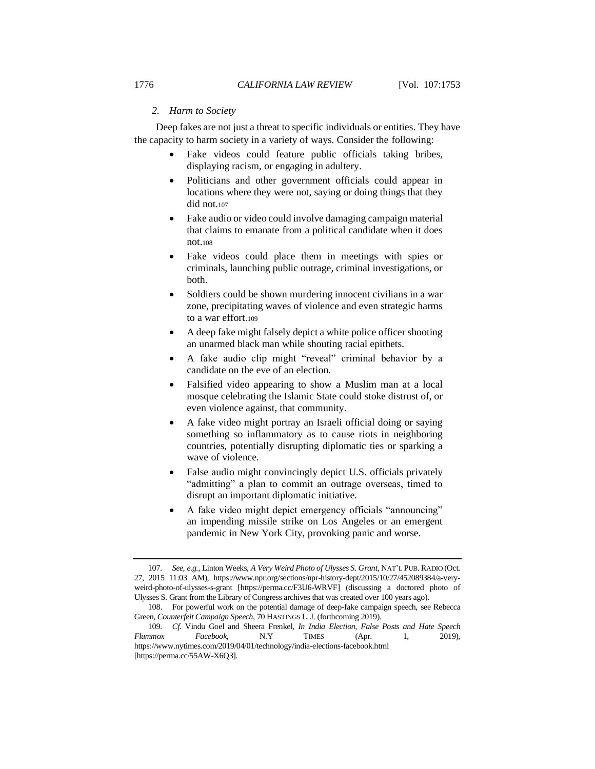### *2. Harm to Society*

Deep fakes are not just a threat to specific individuals or entities. They have the capacity to harm society in a variety of ways. Consider the following:

- Fake videos could feature public officials taking bribes, displaying racism, or engaging in adultery.
- Politicians and other government officials could appear in locations where they were not, saying or doing things that they did not.[107]
- Fake audio or video could involve damaging campaign material that claims to emanate from a political candidate when it does not.[108]
- Fake videos could place them in meetings with spies or criminals, launching public outrage, criminal investigations, or both.
- Soldiers could be shown murdering innocent civilians in a war zone, precipitating waves of violence and even strategic harms to a war effort.[109]
- A deep fake might falsely depict a white police officer shooting an unarmed black man while shouting racial epithets.
- A fake audio clip might "reveal" criminal behavior by a candidate on the eve of an election.
- Falsified video appearing to show a Muslim man at a local mosque celebrating the Islamic State could stoke distrust of, or even violence against, that community.
- A fake video might portray an Israeli official doing or saying something so inflammatory as to cause riots in neighboring countries, potentially disrupting diplomatic ties or sparking a wave of violence.
- False audio might convincingly depict U.S. officials privately "admitting" a plan to commit an outrage overseas, timed to disrupt an important diplomatic initiative.
- A fake video might depict emergency officials "announcing" an impending missile strike on Los Angeles or an emergent pandemic in New York City, provoking panic and worse.

---

107. *See, e.g.*, Linton Weeks, *A Very Weird Photo of Ulysses S. Grant*, NAT'L PUB. RADIO (Oct. 27, 2015 11:03 AM), https://www.npr.org/sections/npr-history-dept/2015/10/27/452089384/a-very-weird-photo-of-ulysses-s-grant [https://perma.cc/F3U6-WRVF] (discussing a doctored photo of Ulysses S. Grant from the Library of Congress archives that was created over 100 years ago).

108. For powerful work on the potential damage of deep-fake campaign speech, see Rebecca Green, *Counterfeit Campaign Speech*, 70 HASTINGS L. J. (forthcoming 2019).

109. *Cf.* Vindu Goel and Sheera Frenkel, *In India Election, False Posts and Hate Speech Flummox Facebook*, N.Y TIMES (Apr. 1, 2019), https://www.nytimes.com/2019/04/01/technology/india-elections-facebook.html [https://perma.cc/55AW-X6Q3].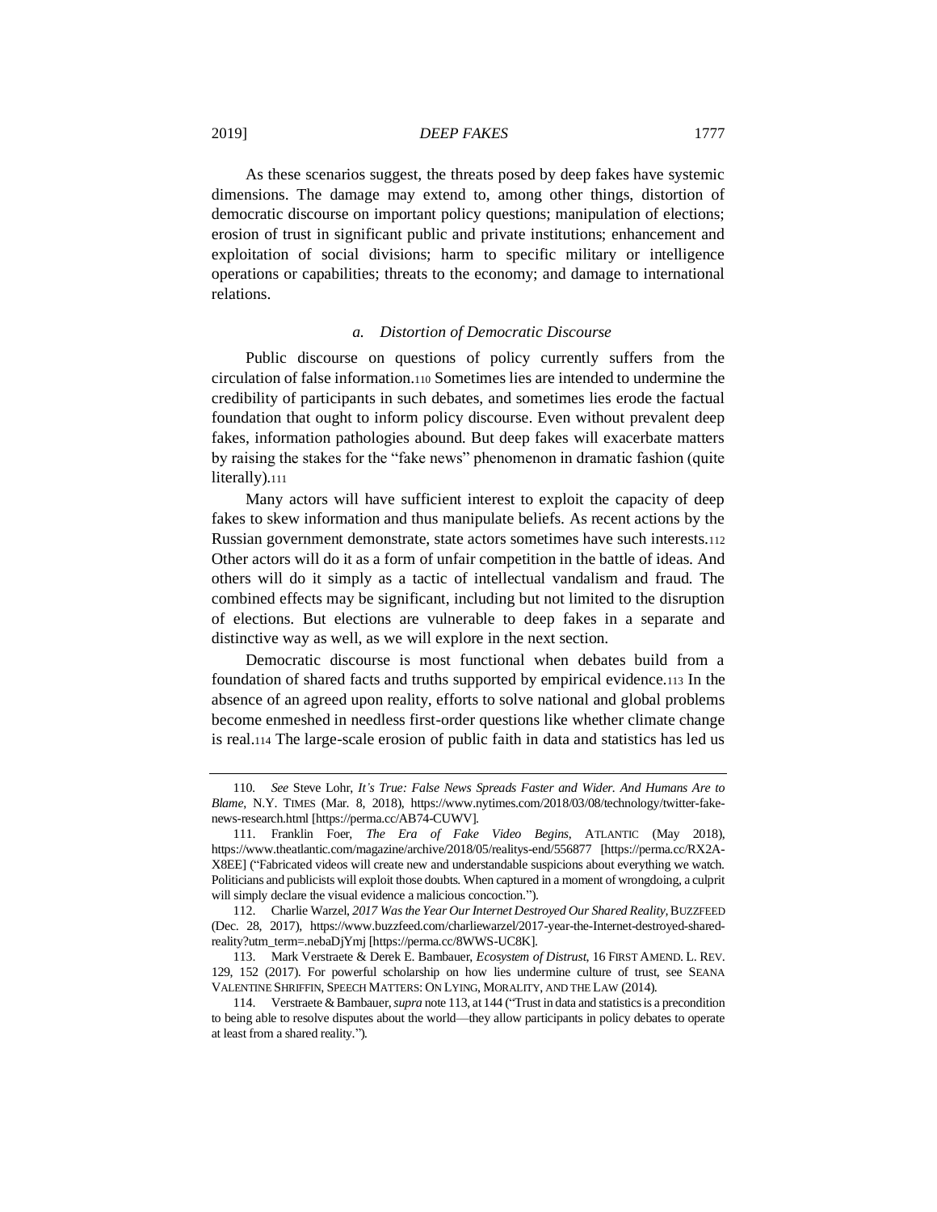As these scenarios suggest, the threats posed by deep fakes have systemic dimensions. The damage may extend to, among other things, distortion of democratic discourse on important policy questions; manipulation of elections; erosion of trust in significant public and private institutions; enhancement and exploitation of social divisions; harm to specific military or intelligence operations or capabilities; threats to the economy; and damage to international relations.

### *a. Distortion of Democratic Discourse*

Public discourse on questions of policy currently suffers from the circulation of false information.[110] Sometimes lies are intended to undermine the credibility of participants in such debates, and sometimes lies erode the factual foundation that ought to inform policy discourse. Even without prevalent deep fakes, information pathologies abound. But deep fakes will exacerbate matters by raising the stakes for the "fake news" phenomenon in dramatic fashion (quite literally).[111]

Many actors will have sufficient interest to exploit the capacity of deep fakes to skew information and thus manipulate beliefs. As recent actions by the Russian government demonstrate, state actors sometimes have such interests.[112] Other actors will do it as a form of unfair competition in the battle of ideas. And others will do it simply as a tactic of intellectual vandalism and fraud. The combined effects may be significant, including but not limited to the disruption of elections. But elections are vulnerable to deep fakes in a separate and distinctive way as well, as we will explore in the next section.

Democratic discourse is most functional when debates build from a foundation of shared facts and truths supported by empirical evidence.[113] In the absence of an agreed upon reality, efforts to solve national and global problems become enmeshed in needless first-order questions like whether climate change is real.[114] The large-scale erosion of public faith in data and statistics has led us

---

110. *See* Steve Lohr, *It's True: False News Spreads Faster and Wider. And Humans Are to Blame*, N.Y. TIMES (Mar. 8, 2018), https://www.nytimes.com/2018/03/08/technology/twitter-fake-news-research.html [https://perma.cc/AB74-CUWV].

111. Franklin Foer, *The Era of Fake Video Begins*, ATLANTIC (May 2018), https://www.theatlantic.com/magazine/archive/2018/05/realitys-end/556877 [https://perma.cc/RX2A-X8EE] ("Fabricated videos will create new and understandable suspicions about everything we watch. Politicians and publicists will exploit those doubts. When captured in a moment of wrongdoing, a culprit will simply declare the visual evidence a malicious concoction.").

112. Charlie Warzel, *2017 Was the Year Our Internet Destroyed Our Shared Reality*, BUZZFEED (Dec. 28, 2017), https://www.buzzfeed.com/charliewarzel/2017-year-the-Internet-destroyed-shared-reality?utm_term=.nebaDjYmj [https://perma.cc/8WWS-UC8K].

113. Mark Verstraete & Derek E. Bambauer, *Ecosystem of Distrust*, 16 FIRST AMEND. L. REV. 129, 152 (2017). For powerful scholarship on how lies undermine culture of trust, see SEANA VALENTINE SHRIFFIN, SPEECH MATTERS: ON LYING, MORALITY, AND THE LAW (2014).

114. Verstraete & Bambauer, *supra* note 113, at 144 ("Trust in data and statistics is a precondition to being able to resolve disputes about the world—they allow participants in policy debates to operate at least from a shared reality.").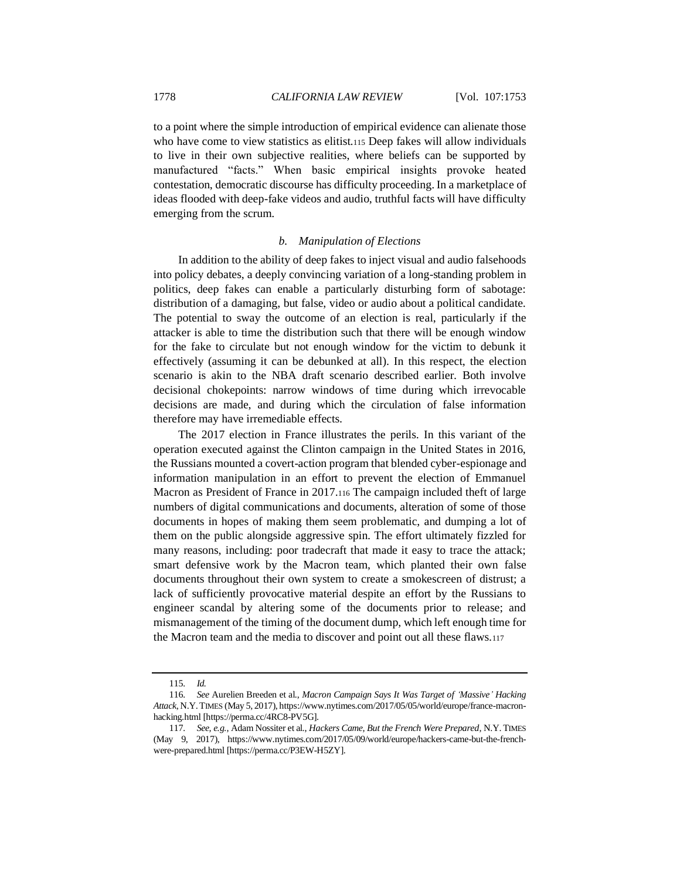to a point where the simple introduction of empirical evidence can alienate those who have come to view statistics as elitist.[115] Deep fakes will allow individuals to live in their own subjective realities, where beliefs can be supported by manufactured "facts." When basic empirical insights provoke heated contestation, democratic discourse has difficulty proceeding. In a marketplace of ideas flooded with deep-fake videos and audio, truthful facts will have difficulty emerging from the scrum.

#### *b. Manipulation of Elections*

In addition to the ability of deep fakes to inject visual and audio falsehoods into policy debates, a deeply convincing variation of a long-standing problem in politics, deep fakes can enable a particularly disturbing form of sabotage: distribution of a damaging, but false, video or audio about a political candidate. The potential to sway the outcome of an election is real, particularly if the attacker is able to time the distribution such that there will be enough window for the fake to circulate but not enough window for the victim to debunk it effectively (assuming it can be debunked at all). In this respect, the election scenario is akin to the NBA draft scenario described earlier. Both involve decisional chokepoints: narrow windows of time during which irrevocable decisions are made, and during which the circulation of false information therefore may have irremediable effects.

The 2017 election in France illustrates the perils. In this variant of the operation executed against the Clinton campaign in the United States in 2016, the Russians mounted a covert-action program that blended cyber-espionage and information manipulation in an effort to prevent the election of Emmanuel Macron as President of France in 2017.[116] The campaign included theft of large numbers of digital communications and documents, alteration of some of those documents in hopes of making them seem problematic, and dumping a lot of them on the public alongside aggressive spin. The effort ultimately fizzled for many reasons, including: poor tradecraft that made it easy to trace the attack; smart defensive work by the Macron team, which planted their own false documents throughout their own system to create a smokescreen of distrust; a lack of sufficiently provocative material despite an effort by the Russians to engineer scandal by altering some of the documents prior to release; and mismanagement of the timing of the document dump, which left enough time for the Macron team and the media to discover and point out all these flaws.[117]

---

115. *Id.*

116. *See* Aurelien Breeden et al., *Macron Campaign Says It Was Target of 'Massive' Hacking Attack*, N.Y. TIMES (May 5, 2017), https://www.nytimes.com/2017/05/05/world/europe/france-macron-hacking.html [https://perma.cc/4RC8-PV5G].

117. *See, e.g.*, Adam Nossiter et al., *Hackers Came, But the French Were Prepared*, N.Y. TIMES (May 9, 2017), https://www.nytimes.com/2017/05/09/world/europe/hackers-came-but-the-french-were-prepared.html [https://perma.cc/P3EW-H5ZY].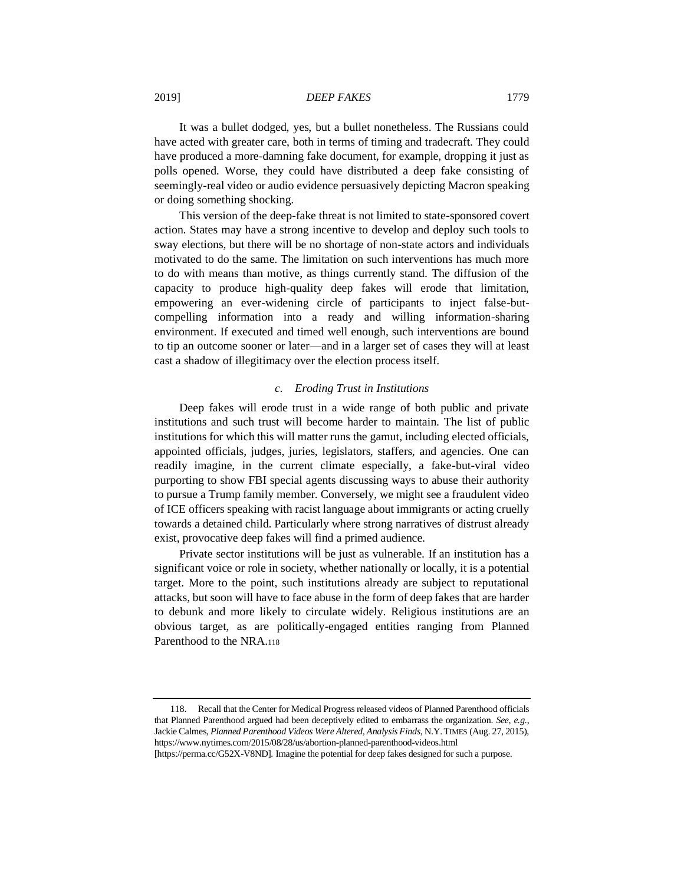It was a bullet dodged, yes, but a bullet nonetheless. The Russians could have acted with greater care, both in terms of timing and tradecraft. They could have produced a more-damning fake document, for example, dropping it just as polls opened. Worse, they could have distributed a deep fake consisting of seemingly-real video or audio evidence persuasively depicting Macron speaking or doing something shocking.

This version of the deep-fake threat is not limited to state-sponsored covert action. States may have a strong incentive to develop and deploy such tools to sway elections, but there will be no shortage of non-state actors and individuals motivated to do the same. The limitation on such interventions has much more to do with means than motive, as things currently stand. The diffusion of the capacity to produce high-quality deep fakes will erode that limitation, empowering an ever-widening circle of participants to inject false-but-compelling information into a ready and willing information-sharing environment. If executed and timed well enough, such interventions are bound to tip an outcome sooner or later—and in a larger set of cases they will at least cast a shadow of illegitimacy over the election process itself.

#### c. *Eroding Trust in Institutions*

Deep fakes will erode trust in a wide range of both public and private institutions and such trust will become harder to maintain. The list of public institutions for which this will matter runs the gamut, including elected officials, appointed officials, judges, juries, legislators, staffers, and agencies. One can readily imagine, in the current climate especially, a fake-but-viral video purporting to show FBI special agents discussing ways to abuse their authority to pursue a Trump family member. Conversely, we might see a fraudulent video of ICE officers speaking with racist language about immigrants or acting cruelly towards a detained child. Particularly where strong narratives of distrust already exist, provocative deep fakes will find a primed audience.

Private sector institutions will be just as vulnerable. If an institution has a significant voice or role in society, whether nationally or locally, it is a potential target. More to the point, such institutions already are subject to reputational attacks, but soon will have to face abuse in the form of deep fakes that are harder to debunk and more likely to circulate widely. Religious institutions are an obvious target, as are politically-engaged entities ranging from Planned Parenthood to the NRA.[118]

---

118. Recall that the Center for Medical Progress released videos of Planned Parenthood officials that Planned Parenthood argued had been deceptively edited to embarrass the organization. *See, e.g.*, Jackie Calmes, *Planned Parenthood Videos Were Altered, Analysis Finds*, N.Y. TIMES (Aug. 27, 2015), https://www.nytimes.com/2015/08/28/us/abortion-planned-parenthood-videos.html [https://perma.cc/G52X-V8ND]. Imagine the potential for deep fakes designed for such a purpose.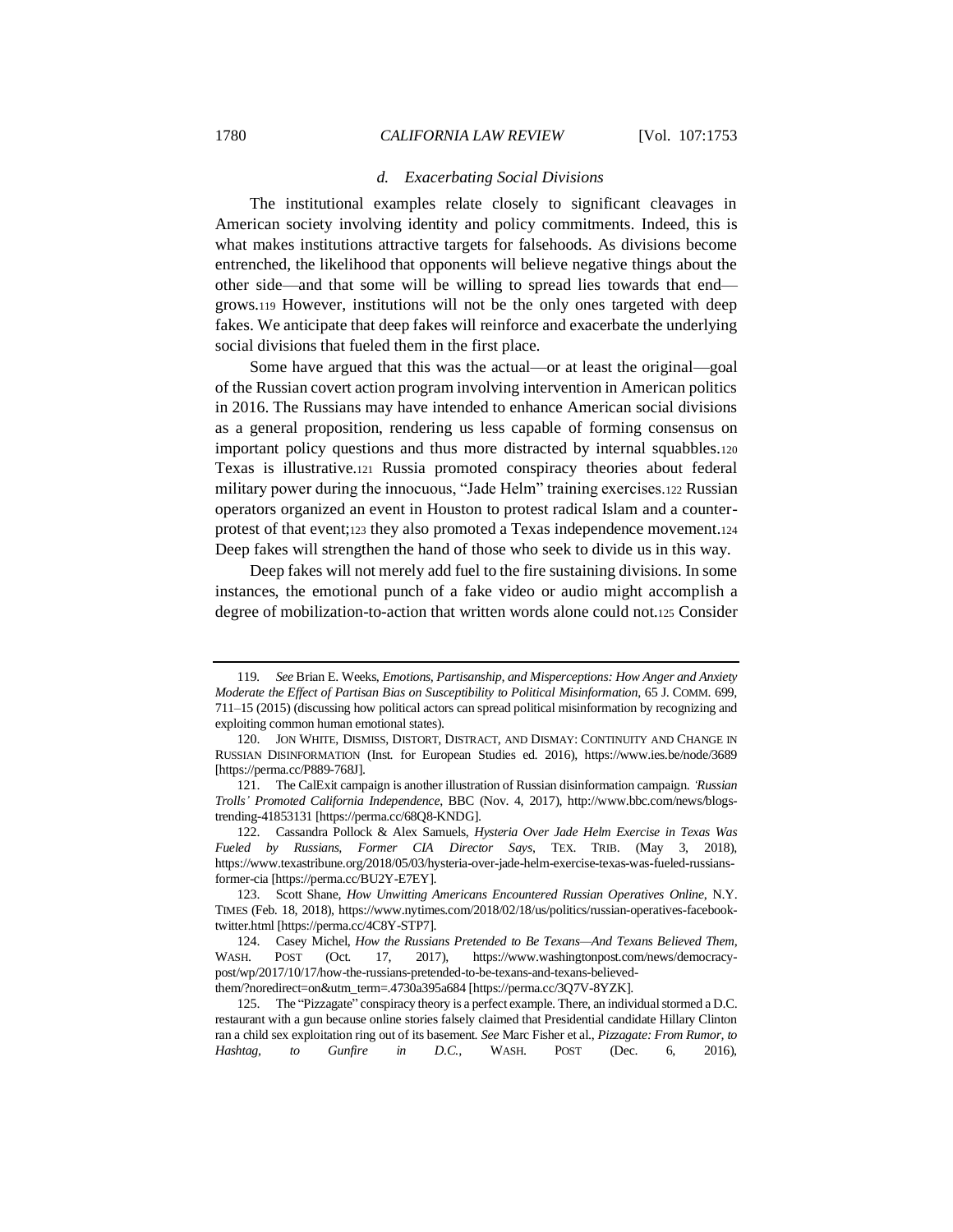#### *d. Exacerbating Social Divisions*

The institutional examples relate closely to significant cleavages in American society involving identity and policy commitments. Indeed, this is what makes institutions attractive targets for falsehoods. As divisions become entrenched, the likelihood that opponents will believe negative things about the other side—and that some will be willing to spread lies towards that end—grows.[119] However, institutions will not be the only ones targeted with deep fakes. We anticipate that deep fakes will reinforce and exacerbate the underlying social divisions that fueled them in the first place.

Some have argued that this was the actual—or at least the original—goal of the Russian covert action program involving intervention in American politics in 2016. The Russians may have intended to enhance American social divisions as a general proposition, rendering us less capable of forming consensus on important policy questions and thus more distracted by internal squabbles.[120] Texas is illustrative.[121] Russia promoted conspiracy theories about federal military power during the innocuous, "Jade Helm" training exercises.[122] Russian operators organized an event in Houston to protest radical Islam and a counter-protest of that event;[123] they also promoted a Texas independence movement.[124] Deep fakes will strengthen the hand of those who seek to divide us in this way.

Deep fakes will not merely add fuel to the fire sustaining divisions. In some instances, the emotional punch of a fake video or audio might accomplish a degree of mobilization-to-action that written words alone could not.[125] Consider

---

119. *See* Brian E. Weeks, *Emotions, Partisanship, and Misperceptions: How Anger and Anxiety Moderate the Effect of Partisan Bias on Susceptibility to Political Misinformation*, 65 J. COMM. 699, 711–15 (2015) (discussing how political actors can spread political misinformation by recognizing and exploiting common human emotional states).

120. JON WHITE, DISMISS, DISTORT, DISTRACT, AND DISMAY: CONTINUITY AND CHANGE IN RUSSIAN DISINFORMATION (Inst. for European Studies ed. 2016), https://www.ies.be/node/3689 [https://perma.cc/P889-768J].

121. The CalExit campaign is another illustration of Russian disinformation campaign. *'Russian Trolls' Promoted California Independence*, BBC (Nov. 4, 2017), http://www.bbc.com/news/blogs-trending-41853131 [https://perma.cc/68Q8-KNDG].

122. Cassandra Pollock & Alex Samuels, *Hysteria Over Jade Helm Exercise in Texas Was Fueled by Russians, Former CIA Director Says*, TEX. TRIB. (May 3, 2018), https://www.texastribune.org/2018/05/03/hysteria-over-jade-helm-exercise-texas-was-fueled-russians-former-cia [https://perma.cc/BU2Y-E7EY].

123. Scott Shane, *How Unwitting Americans Encountered Russian Operatives Online*, N.Y. TIMES (Feb. 18, 2018), https://www.nytimes.com/2018/02/18/us/politics/russian-operatives-facebook-twitter.html [https://perma.cc/4C8Y-STP7].

124. Casey Michel, *How the Russians Pretended to Be Texans—And Texans Believed Them*, WASH. POST (Oct. 17, 2017), https://www.washingtonpost.com/news/democracy-post/wp/2017/10/17/how-the-russians-pretended-to-be-texans-and-texans-believed-them/?noredirect=on&utm_term=.4730a395a684 [https://perma.cc/3Q7V-8YZK].

125. The "Pizzagate" conspiracy theory is a perfect example. There, an individual stormed a D.C. restaurant with a gun because online stories falsely claimed that Presidential candidate Hillary Clinton ran a child sex exploitation ring out of its basement. *See* Marc Fisher et al., *Pizzagate: From Rumor, to Hashtag, to Gunfire in D.C.*, WASH. POST (Dec. 6, 2016),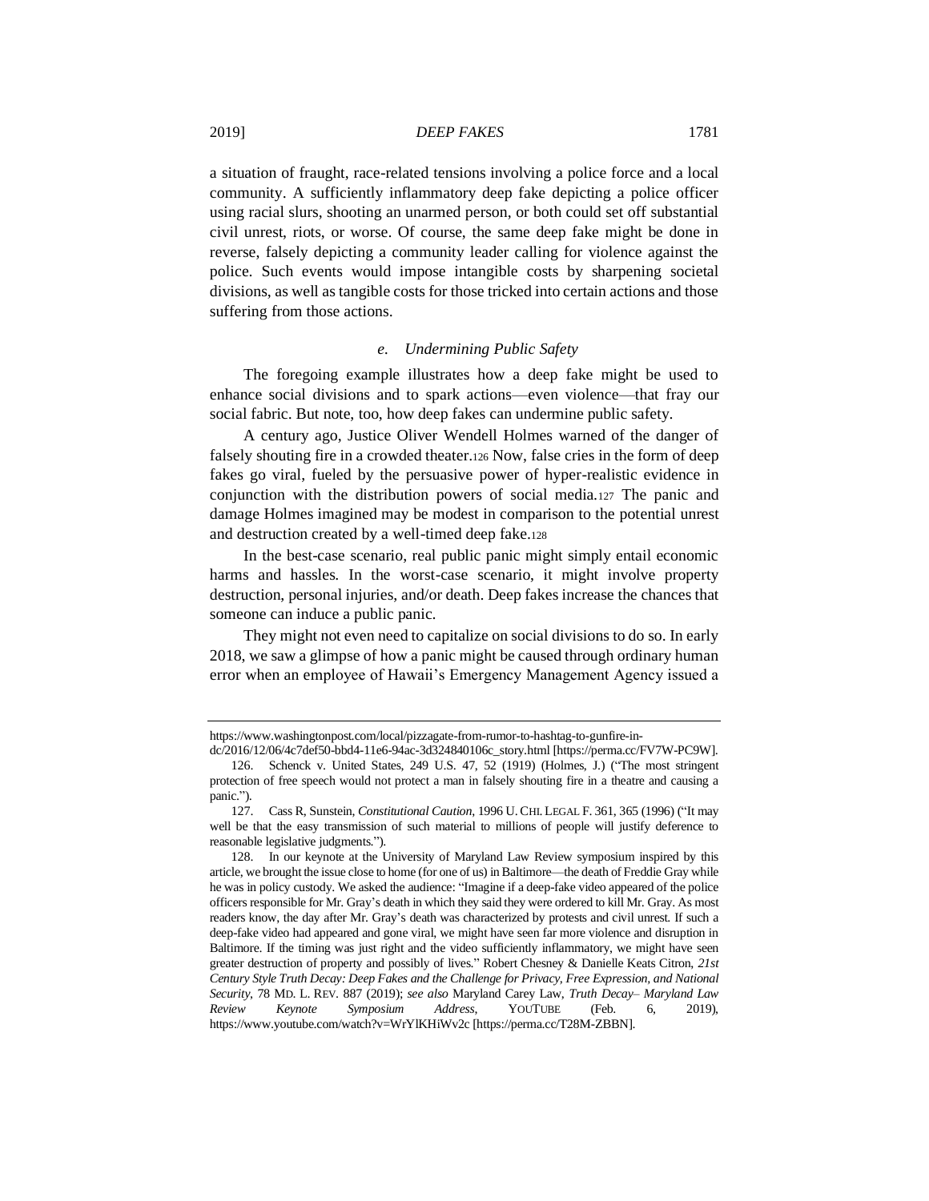a situation of fraught, race-related tensions involving a police force and a local community. A sufficiently inflammatory deep fake depicting a police officer using racial slurs, shooting an unarmed person, or both could set off substantial civil unrest, riots, or worse. Of course, the same deep fake might be done in reverse, falsely depicting a community leader calling for violence against the police. Such events would impose intangible costs by sharpening societal divisions, as well as tangible costs for those tricked into certain actions and those suffering from those actions.

#### *e. Undermining Public Safety*

The foregoing example illustrates how a deep fake might be used to enhance social divisions and to spark actions—even violence—that fray our social fabric. But note, too, how deep fakes can undermine public safety.

A century ago, Justice Oliver Wendell Holmes warned of the danger of falsely shouting fire in a crowded theater.[126] Now, false cries in the form of deep fakes go viral, fueled by the persuasive power of hyper-realistic evidence in conjunction with the distribution powers of social media.[127] The panic and damage Holmes imagined may be modest in comparison to the potential unrest and destruction created by a well-timed deep fake.[128]

In the best-case scenario, real public panic might simply entail economic harms and hassles. In the worst-case scenario, it might involve property destruction, personal injuries, and/or death. Deep fakes increase the chances that someone can induce a public panic.

They might not even need to capitalize on social divisions to do so. In early 2018, we saw a glimpse of how a panic might be caused through ordinary human error when an employee of Hawaii's Emergency Management Agency issued a

---

https://www.washingtonpost.com/local/pizzagate-from-rumor-to-hashtag-to-gunfire-in-dc/2016/12/06/4c7def50-bbd4-11e6-94ac-3d324840106c_story.html [https://perma.cc/FV7W-PC9W].

126. Schenck v. United States, 249 U.S. 47, 52 (1919) (Holmes, J.) ("The most stringent protection of free speech would not protect a man in falsely shouting fire in a theatre and causing a panic.").

127. Cass R, Sunstein, *Constitutional Caution*, 1996 U. CHI. LEGAL F. 361, 365 (1996) ("It may well be that the easy transmission of such material to millions of people will justify deference to reasonable legislative judgments.").

128. In our keynote at the University of Maryland Law Review symposium inspired by this article, we brought the issue close to home (for one of us) in Baltimore—the death of Freddie Gray while he was in policy custody. We asked the audience: "Imagine if a deep-fake video appeared of the police officers responsible for Mr. Gray's death in which they said they were ordered to kill Mr. Gray. As most readers know, the day after Mr. Gray's death was characterized by protests and civil unrest. If such a deep-fake video had appeared and gone viral, we might have seen far more violence and disruption in Baltimore. If the timing was just right and the video sufficiently inflammatory, we might have seen greater destruction of property and possibly of lives." Robert Chesney & Danielle Keats Citron, *21st Century Style Truth Decay: Deep Fakes and the Challenge for Privacy, Free Expression, and National Security*, 78 MD. L. REV. 887 (2019); *see also* Maryland Carey Law, *Truth Decay– Maryland Law Review Keynote Symposium Address*, YOUTUBE (Feb. 6, 2019), https://www.youtube.com/watch?v=WrYlKHiWv2c [https://perma.cc/T28M-ZBBN].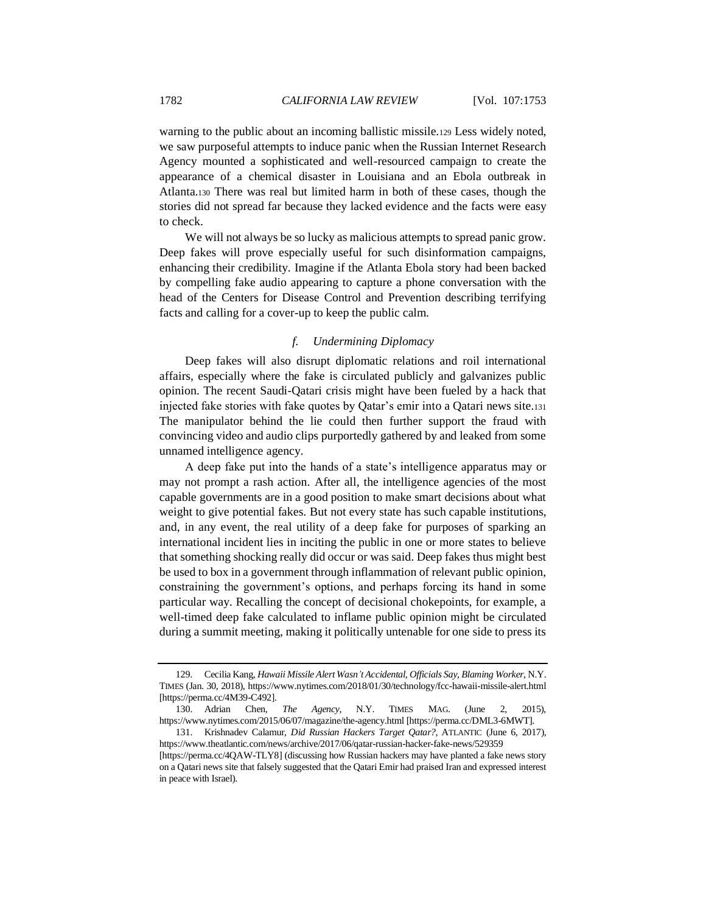warning to the public about an incoming ballistic missile.[129] Less widely noted, we saw purposeful attempts to induce panic when the Russian Internet Research Agency mounted a sophisticated and well-resourced campaign to create the appearance of a chemical disaster in Louisiana and an Ebola outbreak in Atlanta.[130] There was real but limited harm in both of these cases, though the stories did not spread far because they lacked evidence and the facts were easy to check.

We will not always be so lucky as malicious attempts to spread panic grow. Deep fakes will prove especially useful for such disinformation campaigns, enhancing their credibility. Imagine if the Atlanta Ebola story had been backed by compelling fake audio appearing to capture a phone conversation with the head of the Centers for Disease Control and Prevention describing terrifying facts and calling for a cover-up to keep the public calm.

#### *f. Undermining Diplomacy*

Deep fakes will also disrupt diplomatic relations and roil international affairs, especially where the fake is circulated publicly and galvanizes public opinion. The recent Saudi-Qatari crisis might have been fueled by a hack that injected fake stories with fake quotes by Qatar's emir into a Qatari news site.[131] The manipulator behind the lie could then further support the fraud with convincing video and audio clips purportedly gathered by and leaked from some unnamed intelligence agency.

A deep fake put into the hands of a state's intelligence apparatus may or may not prompt a rash action. After all, the intelligence agencies of the most capable governments are in a good position to make smart decisions about what weight to give potential fakes. But not every state has such capable institutions, and, in any event, the real utility of a deep fake for purposes of sparking an international incident lies in inciting the public in one or more states to believe that something shocking really did occur or was said. Deep fakes thus might best be used to box in a government through inflammation of relevant public opinion, constraining the government's options, and perhaps forcing its hand in some particular way. Recalling the concept of decisional chokepoints, for example, a well-timed deep fake calculated to inflame public opinion might be circulated during a summit meeting, making it politically untenable for one side to press its

---

129. Cecilia Kang, *Hawaii Missile Alert Wasn't Accidental, Officials Say, Blaming Worker*, N.Y. TIMES (Jan. 30, 2018), https://www.nytimes.com/2018/01/30/technology/fcc-hawaii-missile-alert.html [https://perma.cc/4M39-C492].

130. Adrian Chen, *The Agency*, N.Y. TIMES MAG. (June 2, 2015), https://www.nytimes.com/2015/06/07/magazine/the-agency.html [https://perma.cc/DML3-6MWT].

131. Krishnadev Calamur, *Did Russian Hackers Target Qatar?*, ATLANTIC (June 6, 2017), https://www.theatlantic.com/news/archive/2017/06/qatar-russian-hacker-fake-news/529359 [https://perma.cc/4QAW-TLY8] (discussing how Russian hackers may have planted a fake news story on a Qatari news site that falsely suggested that the Qatari Emir had praised Iran and expressed interest in peace with Israel).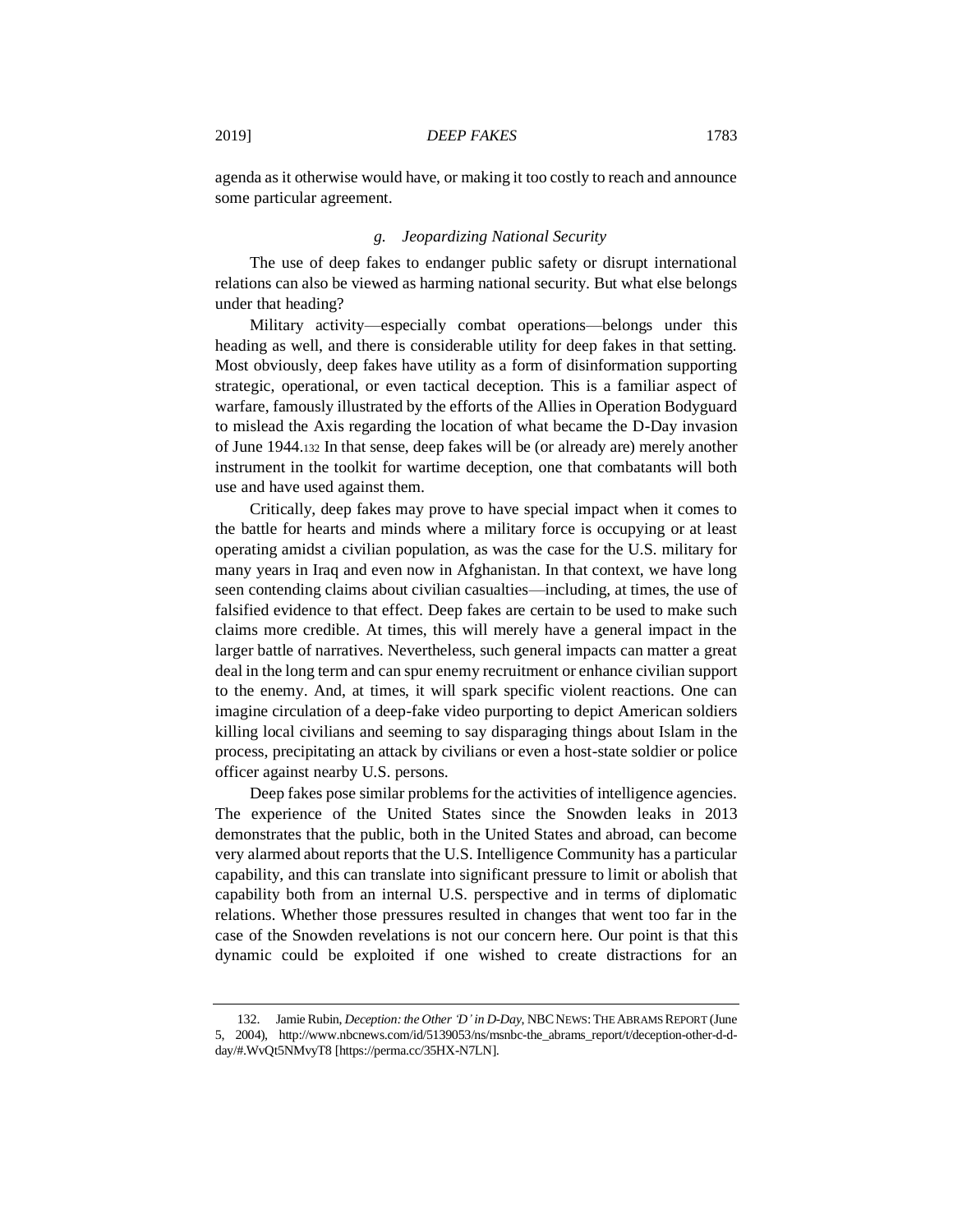agenda as it otherwise would have, or making it too costly to reach and announce some particular agreement.

#### *g. Jeopardizing National Security*

The use of deep fakes to endanger public safety or disrupt international relations can also be viewed as harming national security. But what else belongs under that heading?

Military activity—especially combat operations—belongs under this heading as well, and there is considerable utility for deep fakes in that setting. Most obviously, deep fakes have utility as a form of disinformation supporting strategic, operational, or even tactical deception. This is a familiar aspect of warfare, famously illustrated by the efforts of the Allies in Operation Bodyguard to mislead the Axis regarding the location of what became the D-Day invasion of June 1944.[132] In that sense, deep fakes will be (or already are) merely another instrument in the toolkit for wartime deception, one that combatants will both use and have used against them.

Critically, deep fakes may prove to have special impact when it comes to the battle for hearts and minds where a military force is occupying or at least operating amidst a civilian population, as was the case for the U.S. military for many years in Iraq and even now in Afghanistan. In that context, we have long seen contending claims about civilian casualties—including, at times, the use of falsified evidence to that effect. Deep fakes are certain to be used to make such claims more credible. At times, this will merely have a general impact in the larger battle of narratives. Nevertheless, such general impacts can matter a great deal in the long term and can spur enemy recruitment or enhance civilian support to the enemy. And, at times, it will spark specific violent reactions. One can imagine circulation of a deep-fake video purporting to depict American soldiers killing local civilians and seeming to say disparaging things about Islam in the process, precipitating an attack by civilians or even a host-state soldier or police officer against nearby U.S. persons.

Deep fakes pose similar problems for the activities of intelligence agencies. The experience of the United States since the Snowden leaks in 2013 demonstrates that the public, both in the United States and abroad, can become very alarmed about reports that the U.S. Intelligence Community has a particular capability, and this can translate into significant pressure to limit or abolish that capability both from an internal U.S. perspective and in terms of diplomatic relations. Whether those pressures resulted in changes that went too far in the case of the Snowden revelations is not our concern here. Our point is that this dynamic could be exploited if one wished to create distractions for an

---

132. Jamie Rubin, *Deception: the Other 'D' in D-Day*, NBC NEWS: THE ABRAMS REPORT (June 5, 2004), http://www.nbcnews.com/id/5139053/ns/msnbc-the_abrams_report/t/deception-other-d-d-day/#.WvQt5NMvyT8 [https://perma.cc/35HX-N7LN].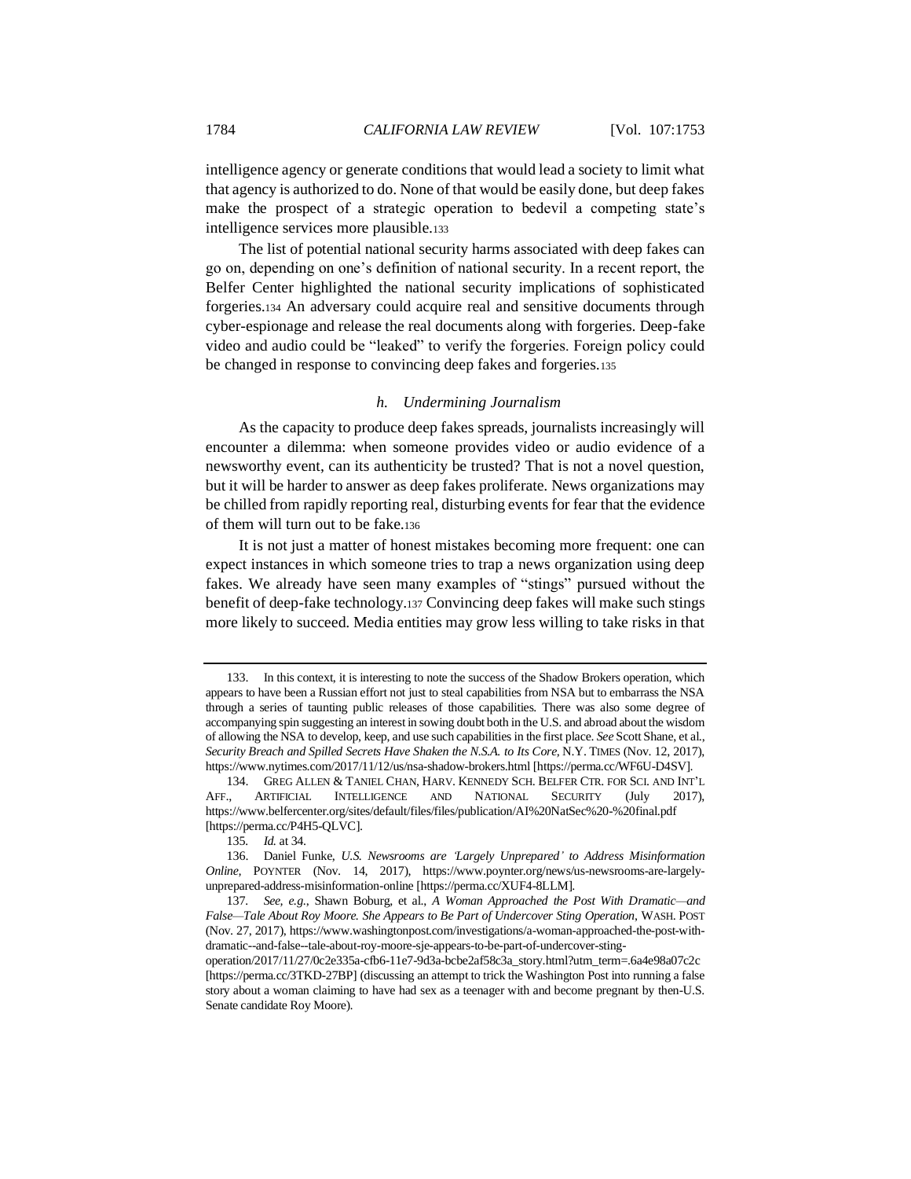intelligence agency or generate conditions that would lead a society to limit what that agency is authorized to do. None of that would be easily done, but deep fakes make the prospect of a strategic operation to bedevil a competing state's intelligence services more plausible.[133]

The list of potential national security harms associated with deep fakes can go on, depending on one's definition of national security. In a recent report, the Belfer Center highlighted the national security implications of sophisticated forgeries.[134] An adversary could acquire real and sensitive documents through cyber-espionage and release the real documents along with forgeries. Deep-fake video and audio could be "leaked" to verify the forgeries. Foreign policy could be changed in response to convincing deep fakes and forgeries.[135]

#### *h. Undermining Journalism*

As the capacity to produce deep fakes spreads, journalists increasingly will encounter a dilemma: when someone provides video or audio evidence of a newsworthy event, can its authenticity be trusted? That is not a novel question, but it will be harder to answer as deep fakes proliferate. News organizations may be chilled from rapidly reporting real, disturbing events for fear that the evidence of them will turn out to be fake.[136]

It is not just a matter of honest mistakes becoming more frequent: one can expect instances in which someone tries to trap a news organization using deep fakes. We already have seen many examples of "stings" pursued without the benefit of deep-fake technology.[137] Convincing deep fakes will make such stings more likely to succeed. Media entities may grow less willing to take risks in that

---

133. In this context, it is interesting to note the success of the Shadow Brokers operation, which appears to have been a Russian effort not just to steal capabilities from NSA but to embarrass the NSA through a series of taunting public releases of those capabilities. There was also some degree of accompanying spin suggesting an interest in sowing doubt both in the U.S. and abroad about the wisdom of allowing the NSA to develop, keep, and use such capabilities in the first place. *See* Scott Shane, et al., *Security Breach and Spilled Secrets Have Shaken the N.S.A. to Its Core*, N.Y. TIMES (Nov. 12, 2017), https://www.nytimes.com/2017/11/12/us/nsa-shadow-brokers.html [https://perma.cc/WF6U-D4SV].

134. GREG ALLEN & TANIEL CHAN, HARV. KENNEDY SCH. BELFER CTR. FOR SCI. AND INT'L AFF., ARTIFICIAL INTELLIGENCE AND NATIONAL SECURITY (July 2017), https://www.belfercenter.org/sites/default/files/files/publication/AI%20NatSec%20-%20final.pdf [https://perma.cc/P4H5-QLVC].

135. *Id.* at 34.

136. Daniel Funke, *U.S. Newsrooms are 'Largely Unprepared' to Address Misinformation Online*, POYNTER (Nov. 14, 2017), https://www.poynter.org/news/us-newsrooms-are-largely-unprepared-address-misinformation-online [https://perma.cc/XUF4-8LLM].

137. *See, e.g.*, Shawn Boburg, et al., *A Woman Approached the Post With Dramatic—and False—Tale About Roy Moore. She Appears to Be Part of Undercover Sting Operation*, WASH. POST (Nov. 27, 2017), https://www.washingtonpost.com/investigations/a-woman-approached-the-post-with-dramatic--and-false--tale-about-roy-moore-sje-appears-to-be-part-of-undercover-sting-operation/2017/11/27/0c2e335a-cfb6-11e7-9d3a-bcbe2af58c3a_story.html?utm_term=.6a4e98a07c2c [https://perma.cc/3TKD-27BP] (discussing an attempt to trick the Washington Post into running a false story about a woman claiming to have had sex as a teenager with and become pregnant by then-U.S. Senate candidate Roy Moore).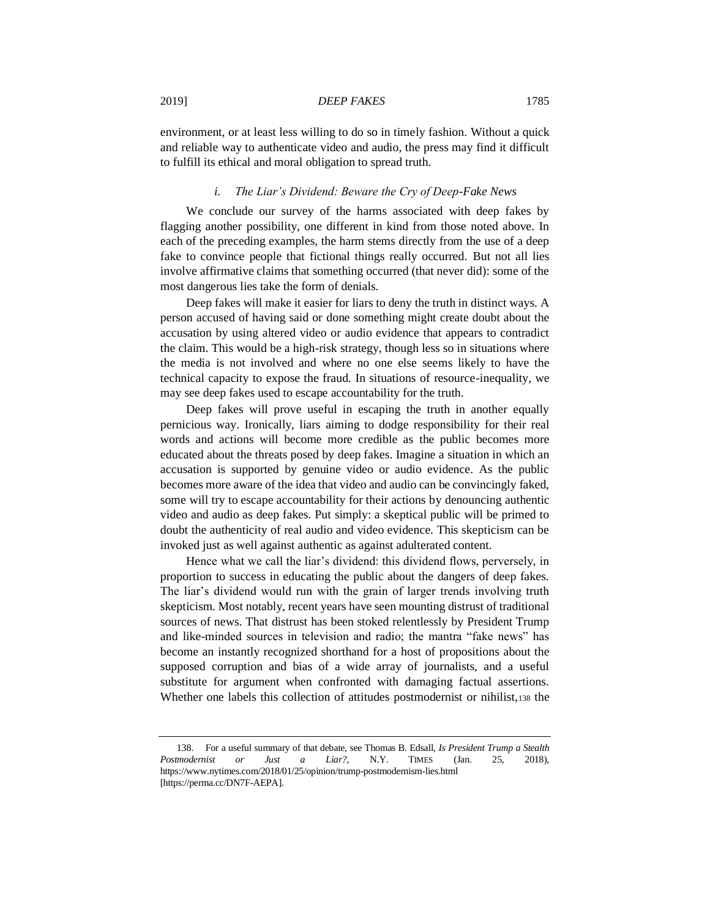environment, or at least less willing to do so in timely fashion. Without a quick and reliable way to authenticate video and audio, the press may find it difficult to fulfill its ethical and moral obligation to spread truth.

### *i. The Liar's Dividend: Beware the Cry of Deep-Fake News*

We conclude our survey of the harms associated with deep fakes by flagging another possibility, one different in kind from those noted above. In each of the preceding examples, the harm stems directly from the use of a deep fake to convince people that fictional things really occurred. But not all lies involve affirmative claims that something occurred (that never did): some of the most dangerous lies take the form of denials.

Deep fakes will make it easier for liars to deny the truth in distinct ways. A person accused of having said or done something might create doubt about the accusation by using altered video or audio evidence that appears to contradict the claim. This would be a high-risk strategy, though less so in situations where the media is not involved and where no one else seems likely to have the technical capacity to expose the fraud. In situations of resource-inequality, we may see deep fakes used to escape accountability for the truth.

Deep fakes will prove useful in escaping the truth in another equally pernicious way. Ironically, liars aiming to dodge responsibility for their real words and actions will become more credible as the public becomes more educated about the threats posed by deep fakes. Imagine a situation in which an accusation is supported by genuine video or audio evidence. As the public becomes more aware of the idea that video and audio can be convincingly faked, some will try to escape accountability for their actions by denouncing authentic video and audio as deep fakes. Put simply: a skeptical public will be primed to doubt the authenticity of real audio and video evidence. This skepticism can be invoked just as well against authentic as against adulterated content.

Hence what we call the liar's dividend: this dividend flows, perversely, in proportion to success in educating the public about the dangers of deep fakes. The liar's dividend would run with the grain of larger trends involving truth skepticism. Most notably, recent years have seen mounting distrust of traditional sources of news. That distrust has been stoked relentlessly by President Trump and like-minded sources in television and radio; the mantra "fake news" has become an instantly recognized shorthand for a host of propositions about the supposed corruption and bias of a wide array of journalists, and a useful substitute for argument when confronted with damaging factual assertions. Whether one labels this collection of attitudes postmodernist or nihilist,[138] the

138. For a useful summary of that debate, see Thomas B. Edsall, *Is President Trump a Stealth Postmodernist or Just a Liar?*, N.Y. TIMES (Jan. 25, 2018), https://www.nytimes.com/2018/01/25/opinion/trump-postmodernism-lies.html [https://perma.cc/DN7F-AEPA].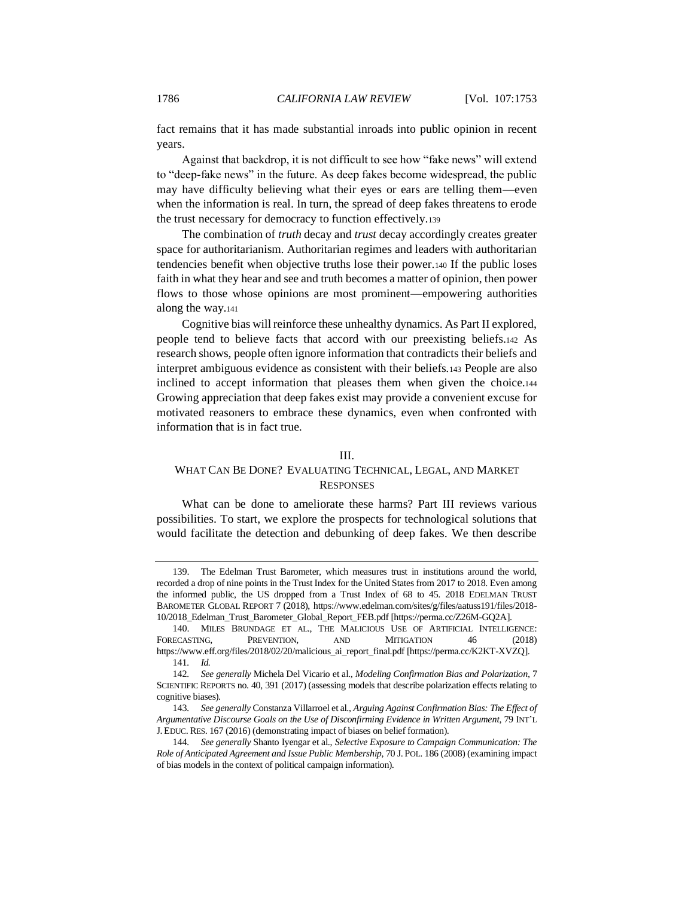fact remains that it has made substantial inroads into public opinion in recent years.

Against that backdrop, it is not difficult to see how "fake news" will extend to "deep-fake news" in the future. As deep fakes become widespread, the public may have difficulty believing what their eyes or ears are telling them—even when the information is real. In turn, the spread of deep fakes threatens to erode the trust necessary for democracy to function effectively.[139]

The combination of *truth* decay and *trust* decay accordingly creates greater space for authoritarianism. Authoritarian regimes and leaders with authoritarian tendencies benefit when objective truths lose their power.[140] If the public loses faith in what they hear and see and truth becomes a matter of opinion, then power flows to those whose opinions are most prominent—empowering authorities along the way.[141]

Cognitive bias will reinforce these unhealthy dynamics. As Part II explored, people tend to believe facts that accord with our preexisting beliefs.[142] As research shows, people often ignore information that contradicts their beliefs and interpret ambiguous evidence as consistent with their beliefs.[143] People are also inclined to accept information that pleases them when given the choice.[144] Growing appreciation that deep fakes exist may provide a convenient excuse for motivated reasoners to embrace these dynamics, even when confronted with information that is in fact true.

## III. WHAT CAN BE DONE? EVALUATING TECHNICAL, LEGAL, AND MARKET RESPONSES

What can be done to ameliorate these harms? Part III reviews various possibilities. To start, we explore the prospects for technological solutions that would facilitate the detection and debunking of deep fakes. We then describe

---

139. The Edelman Trust Barometer, which measures trust in institutions around the world, recorded a drop of nine points in the Trust Index for the United States from 2017 to 2018. Even among the informed public, the US dropped from a Trust Index of 68 to 45. 2018 EDELMAN TRUST BAROMETER GLOBAL REPORT 7 (2018), https://www.edelman.com/sites/g/files/aatuss191/files/2018-10/2018_Edelman_Trust_Barometer_Global_Report_FEB.pdf [https://perma.cc/Z26M-GQ2A].

140. MILES BRUNDAGE ET AL., THE MALICIOUS USE OF ARTIFICIAL INTELLIGENCE: FORECASTING, PREVENTION, AND MITIGATION 46 (2018) https://www.eff.org/files/2018/02/20/malicious_ai_report_final.pdf [https://perma.cc/K2KT-XVZQ].

141. *Id.*

142. *See generally* Michela Del Vicario et al., *Modeling Confirmation Bias and Polarization*, 7 SCIENTIFIC REPORTS no. 40, 391 (2017) (assessing models that describe polarization effects relating to cognitive biases).

143. *See generally* Constanza Villarroel et al., *Arguing Against Confirmation Bias: The Effect of Argumentative Discourse Goals on the Use of Disconfirming Evidence in Written Argument*, 79 INT'L J. EDUC. RES. 167 (2016) (demonstrating impact of biases on belief formation).

144. *See generally* Shanto Iyengar et al., *Selective Exposure to Campaign Communication: The Role of Anticipated Agreement and Issue Public Membership*, 70 J. POL. 186 (2008) (examining impact of bias models in the context of political campaign information).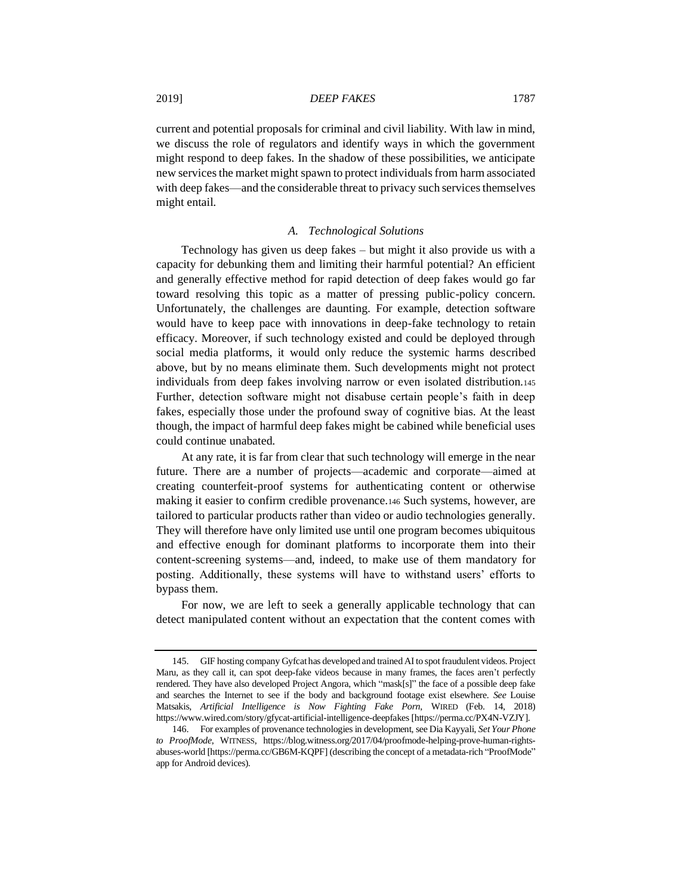current and potential proposals for criminal and civil liability. With law in mind, we discuss the role of regulators and identify ways in which the government might respond to deep fakes. In the shadow of these possibilities, we anticipate new services the market might spawn to protect individuals from harm associated with deep fakes—and the considerable threat to privacy such services themselves might entail.

### *A. Technological Solutions*

Technology has given us deep fakes – but might it also provide us with a capacity for debunking them and limiting their harmful potential? An efficient and generally effective method for rapid detection of deep fakes would go far toward resolving this topic as a matter of pressing public-policy concern. Unfortunately, the challenges are daunting. For example, detection software would have to keep pace with innovations in deep-fake technology to retain efficacy. Moreover, if such technology existed and could be deployed through social media platforms, it would only reduce the systemic harms described above, but by no means eliminate them. Such developments might not protect individuals from deep fakes involving narrow or even isolated distribution.[145] Further, detection software might not disabuse certain people's faith in deep fakes, especially those under the profound sway of cognitive bias. At the least though, the impact of harmful deep fakes might be cabined while beneficial uses could continue unabated.

At any rate, it is far from clear that such technology will emerge in the near future. There are a number of projects—academic and corporate—aimed at creating counterfeit-proof systems for authenticating content or otherwise making it easier to confirm credible provenance.[146] Such systems, however, are tailored to particular products rather than video or audio technologies generally. They will therefore have only limited use until one program becomes ubiquitous and effective enough for dominant platforms to incorporate them into their content-screening systems—and, indeed, to make use of them mandatory for posting. Additionally, these systems will have to withstand users' efforts to bypass them.

For now, we are left to seek a generally applicable technology that can detect manipulated content without an expectation that the content comes with

---

145. GIF hosting company Gyfcat has developed and trained AI to spot fraudulent videos. Project Maru, as they call it, can spot deep-fake videos because in many frames, the faces aren't perfectly rendered. They have also developed Project Angora, which "mask[s]" the face of a possible deep fake and searches the Internet to see if the body and background footage exist elsewhere. *See* Louise Matsakis, *Artificial Intelligence is Now Fighting Fake Porn*, WIRED (Feb. 14, 2018) https://www.wired.com/story/gfycat-artificial-intelligence-deepfakes [https://perma.cc/PX4N-VZJY].

146. For examples of provenance technologies in development, see Dia Kayyali, *Set Your Phone to ProofMode*, WITNESS, https://blog.witness.org/2017/04/proofmode-helping-prove-human-rights-abuses-world [https://perma.cc/GB6M-KQPF] (describing the concept of a metadata-rich "ProofMode" app for Android devices).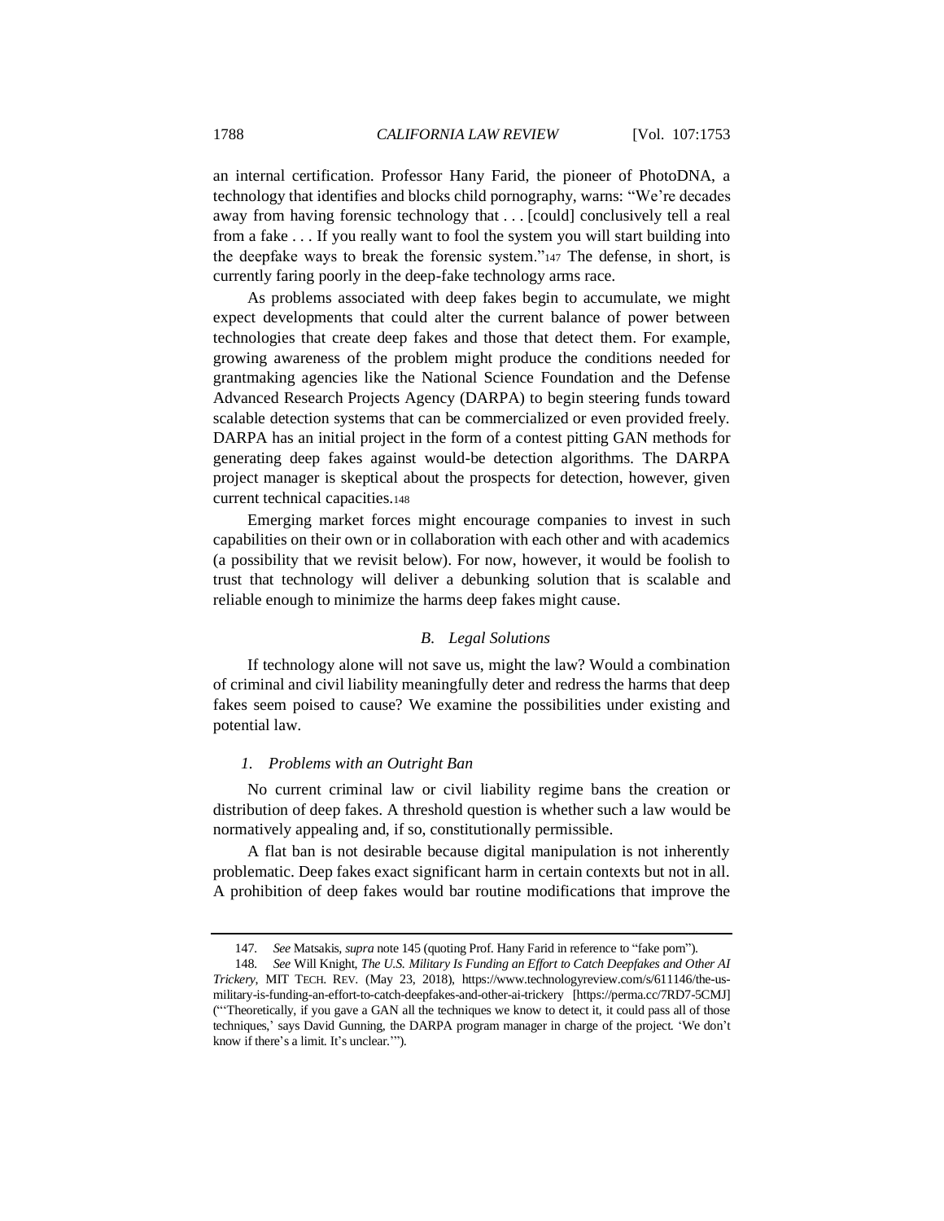an internal certification. Professor Hany Farid, the pioneer of PhotoDNA, a technology that identifies and blocks child pornography, warns: "We're decades away from having forensic technology that . . . [could] conclusively tell a real from a fake . . . If you really want to fool the system you will start building into the deepfake ways to break the forensic system."[147] The defense, in short, is currently faring poorly in the deep-fake technology arms race.

As problems associated with deep fakes begin to accumulate, we might expect developments that could alter the current balance of power between technologies that create deep fakes and those that detect them. For example, growing awareness of the problem might produce the conditions needed for grantmaking agencies like the National Science Foundation and the Defense Advanced Research Projects Agency (DARPA) to begin steering funds toward scalable detection systems that can be commercialized or even provided freely. DARPA has an initial project in the form of a contest pitting GAN methods for generating deep fakes against would-be detection algorithms. The DARPA project manager is skeptical about the prospects for detection, however, given current technical capacities.[148]

Emerging market forces might encourage companies to invest in such capabilities on their own or in collaboration with each other and with academics (a possibility that we revisit below). For now, however, it would be foolish to trust that technology will deliver a debunking solution that is scalable and reliable enough to minimize the harms deep fakes might cause.

### *B. Legal Solutions*

If technology alone will not save us, might the law? Would a combination of criminal and civil liability meaningfully deter and redress the harms that deep fakes seem poised to cause? We examine the possibilities under existing and potential law.

#### *1. Problems with an Outright Ban*

No current criminal law or civil liability regime bans the creation or distribution of deep fakes. A threshold question is whether such a law would be normatively appealing and, if so, constitutionally permissible.

A flat ban is not desirable because digital manipulation is not inherently problematic. Deep fakes exact significant harm in certain contexts but not in all. A prohibition of deep fakes would bar routine modifications that improve the

---

147. *See* Matsakis, *supra* note 145 (quoting Prof. Hany Farid in reference to "fake porn").

148. *See* Will Knight, *The U.S. Military Is Funding an Effort to Catch Deepfakes and Other AI Trickery*, MIT TECH. REV. (May 23, 2018), https://www.technologyreview.com/s/611146/the-us-military-is-funding-an-effort-to-catch-deepfakes-and-other-ai-trickery [https://perma.cc/7RD7-5CMJ] ("'Theoretically, if you gave a GAN all the techniques we know to detect it, it could pass all of those techniques,' says David Gunning, the DARPA program manager in charge of the project. 'We don't know if there's a limit. It's unclear.'").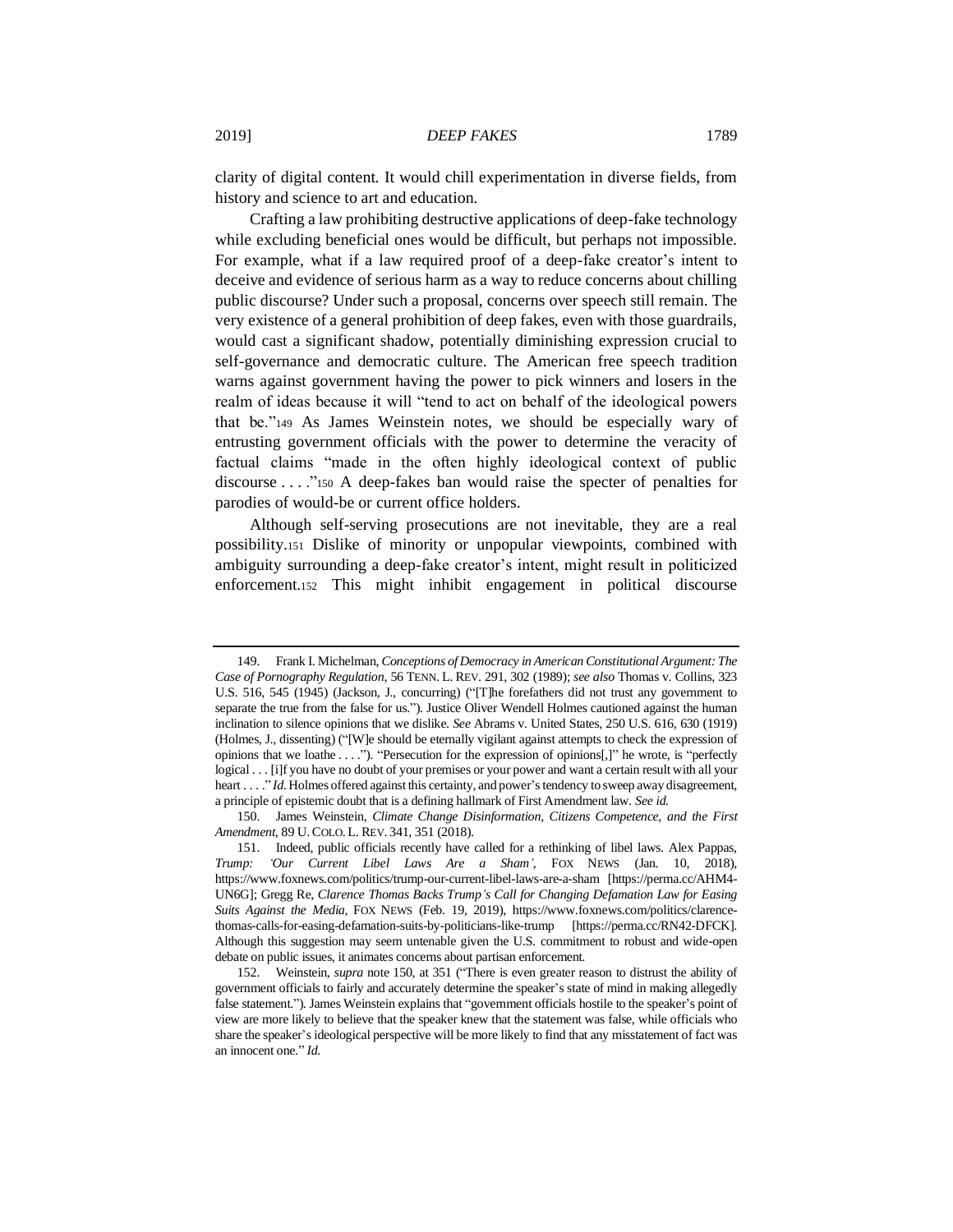clarity of digital content. It would chill experimentation in diverse fields, from history and science to art and education.

Crafting a law prohibiting destructive applications of deep-fake technology while excluding beneficial ones would be difficult, but perhaps not impossible. For example, what if a law required proof of a deep-fake creator's intent to deceive and evidence of serious harm as a way to reduce concerns about chilling public discourse? Under such a proposal, concerns over speech still remain. The very existence of a general prohibition of deep fakes, even with those guardrails, would cast a significant shadow, potentially diminishing expression crucial to self-governance and democratic culture. The American free speech tradition warns against government having the power to pick winners and losers in the realm of ideas because it will "tend to act on behalf of the ideological powers that be."[149] As James Weinstein notes, we should be especially wary of entrusting government officials with the power to determine the veracity of factual claims "made in the often highly ideological context of public discourse . . . ."[150] A deep-fakes ban would raise the specter of penalties for parodies of would-be or current office holders.

Although self-serving prosecutions are not inevitable, they are a real possibility.[151] Dislike of minority or unpopular viewpoints, combined with ambiguity surrounding a deep-fake creator's intent, might result in politicized enforcement.[152] This might inhibit engagement in political discourse

---

149. Frank I. Michelman, *Conceptions of Democracy in American Constitutional Argument: The Case of Pornography Regulation*, 56 TENN. L. REV. 291, 302 (1989); *see also* Thomas v. Collins, 323 U.S. 516, 545 (1945) (Jackson, J., concurring) ("[T]he forefathers did not trust any government to separate the true from the false for us."). Justice Oliver Wendell Holmes cautioned against the human inclination to silence opinions that we dislike. *See* Abrams v. United States, 250 U.S. 616, 630 (1919) (Holmes, J., dissenting) ("[W]e should be eternally vigilant against attempts to check the expression of opinions that we loathe . . . ."). "Persecution for the expression of opinions[,]" he wrote, is "perfectly logical . . . [i]f you have no doubt of your premises or your power and want a certain result with all your heart . . . ." *Id.* Holmes offered against this certainty, and power's tendency to sweep away disagreement, a principle of epistemic doubt that is a defining hallmark of First Amendment law. *See id.*

150. James Weinstein, *Climate Change Disinformation, Citizens Competence, and the First Amendment*, 89 U. COLO. L. REV. 341, 351 (2018).

151. Indeed, public officials recently have called for a rethinking of libel laws. Alex Pappas, *Trump: 'Our Current Libel Laws Are a Sham'*, FOX NEWS (Jan. 10, 2018), https://www.foxnews.com/politics/trump-our-current-libel-laws-are-a-sham [https://perma.cc/AHM4-UN6G]; Gregg Re, *Clarence Thomas Backs Trump's Call for Changing Defamation Law for Easing Suits Against the Media*, FOX NEWS (Feb. 19, 2019), https://www.foxnews.com/politics/clarence-thomas-calls-for-easing-defamation-suits-by-politicians-like-trump [https://perma.cc/RN42-DFCK]. Although this suggestion may seem untenable given the U.S. commitment to robust and wide-open debate on public issues, it animates concerns about partisan enforcement.

152. Weinstein, *supra* note 150, at 351 ("There is even greater reason to distrust the ability of government officials to fairly and accurately determine the speaker's state of mind in making allegedly false statement."). James Weinstein explains that "government officials hostile to the speaker's point of view are more likely to believe that the speaker knew that the statement was false, while officials who share the speaker's ideological perspective will be more likely to find that any misstatement of fact was an innocent one." *Id.*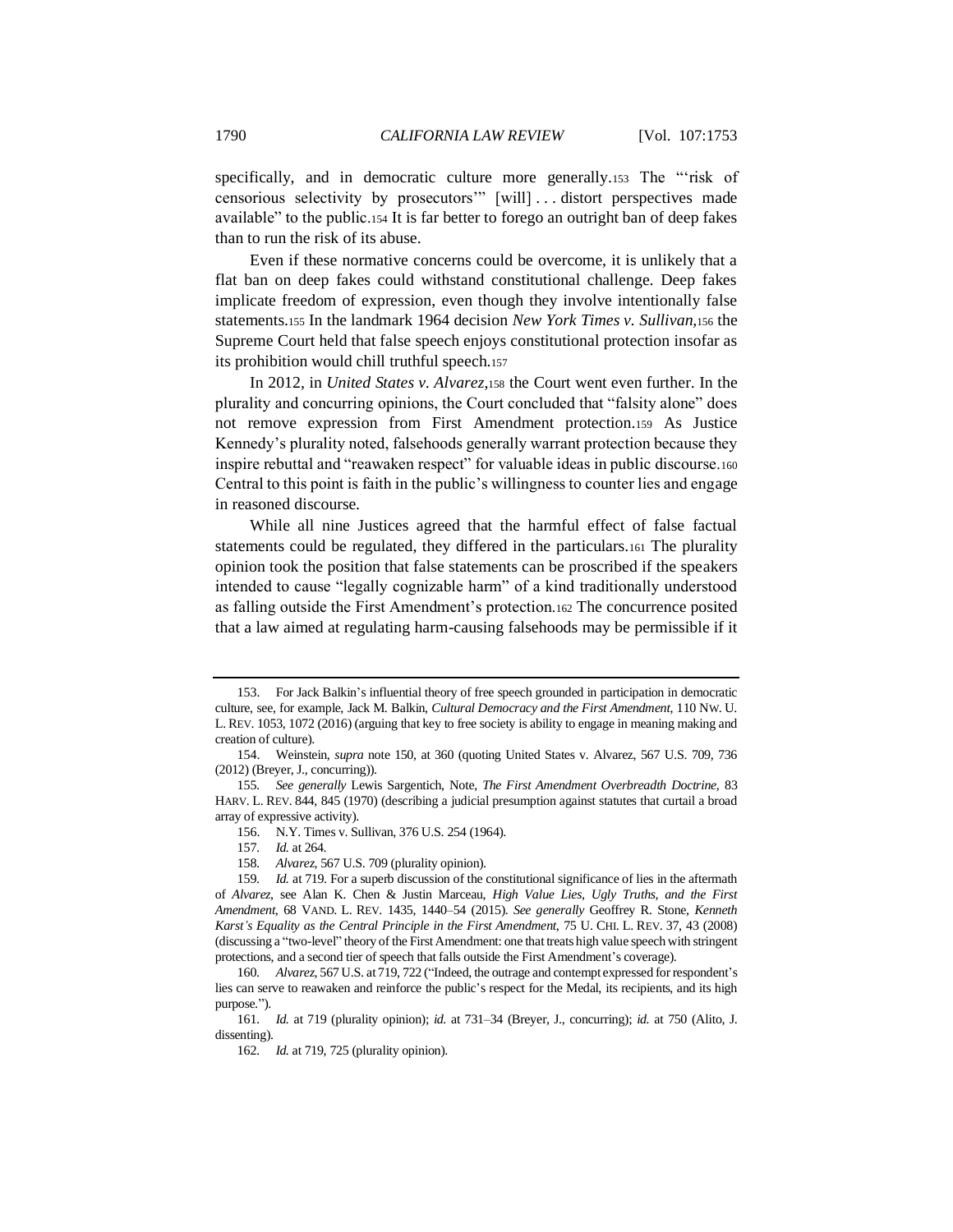specifically, and in democratic culture more generally.[153] The "'risk of censorious selectivity by prosecutors'" [will] . . . distort perspectives made available" to the public.[154] It is far better to forego an outright ban of deep fakes than to run the risk of its abuse.

Even if these normative concerns could be overcome, it is unlikely that a flat ban on deep fakes could withstand constitutional challenge. Deep fakes implicate freedom of expression, even though they involve intentionally false statements.[155] In the landmark 1964 decision *New York Times v. Sullivan*,[156] the Supreme Court held that false speech enjoys constitutional protection insofar as its prohibition would chill truthful speech.[157]

In 2012, in *United States v. Alvarez*,[158] the Court went even further. In the plurality and concurring opinions, the Court concluded that "falsity alone" does not remove expression from First Amendment protection.[159] As Justice Kennedy's plurality noted, falsehoods generally warrant protection because they inspire rebuttal and "reawaken respect" for valuable ideas in public discourse.[160] Central to this point is faith in the public's willingness to counter lies and engage in reasoned discourse.

While all nine Justices agreed that the harmful effect of false factual statements could be regulated, they differed in the particulars.[161] The plurality opinion took the position that false statements can be proscribed if the speakers intended to cause "legally cognizable harm" of a kind traditionally understood as falling outside the First Amendment's protection.[162] The concurrence posited that a law aimed at regulating harm-causing falsehoods may be permissible if it

---

153. For Jack Balkin's influential theory of free speech grounded in participation in democratic culture, see, for example, Jack M. Balkin, *Cultural Democracy and the First Amendment*, 110 NW. U. L. REV. 1053, 1072 (2016) (arguing that key to free society is ability to engage in meaning making and creation of culture).

154. Weinstein, *supra* note 150, at 360 (quoting United States v. Alvarez, 567 U.S. 709, 736 (2012) (Breyer, J., concurring)).

155. *See generally* Lewis Sargentich, Note, *The First Amendment Overbreadth Doctrine*, 83 HARV. L. REV. 844, 845 (1970) (describing a judicial presumption against statutes that curtail a broad array of expressive activity).

156. N.Y. Times v. Sullivan, 376 U.S. 254 (1964).

157. *Id.* at 264.

158. *Alvarez*, 567 U.S. 709 (plurality opinion).

159. *Id.* at 719. For a superb discussion of the constitutional significance of lies in the aftermath of *Alvarez*, see Alan K. Chen & Justin Marceau, *High Value Lies, Ugly Truths, and the First Amendment*, 68 VAND. L. REV. 1435, 1440–54 (2015). *See generally* Geoffrey R. Stone, *Kenneth Karst's Equality as the Central Principle in the First Amendment*, 75 U. CHI. L. REV. 37, 43 (2008) (discussing a "two-level" theory of the First Amendment: one that treats high value speech with stringent protections, and a second tier of speech that falls outside the First Amendment's coverage).

160. *Alvarez*, 567 U.S. at 719, 722 ("Indeed, the outrage and contempt expressed for respondent's lies can serve to reawaken and reinforce the public's respect for the Medal, its recipients, and its high purpose.").

161. *Id.* at 719 (plurality opinion); *id.* at 731–34 (Breyer, J., concurring); *id.* at 750 (Alito, J. dissenting).

162. *Id.* at 719, 725 (plurality opinion).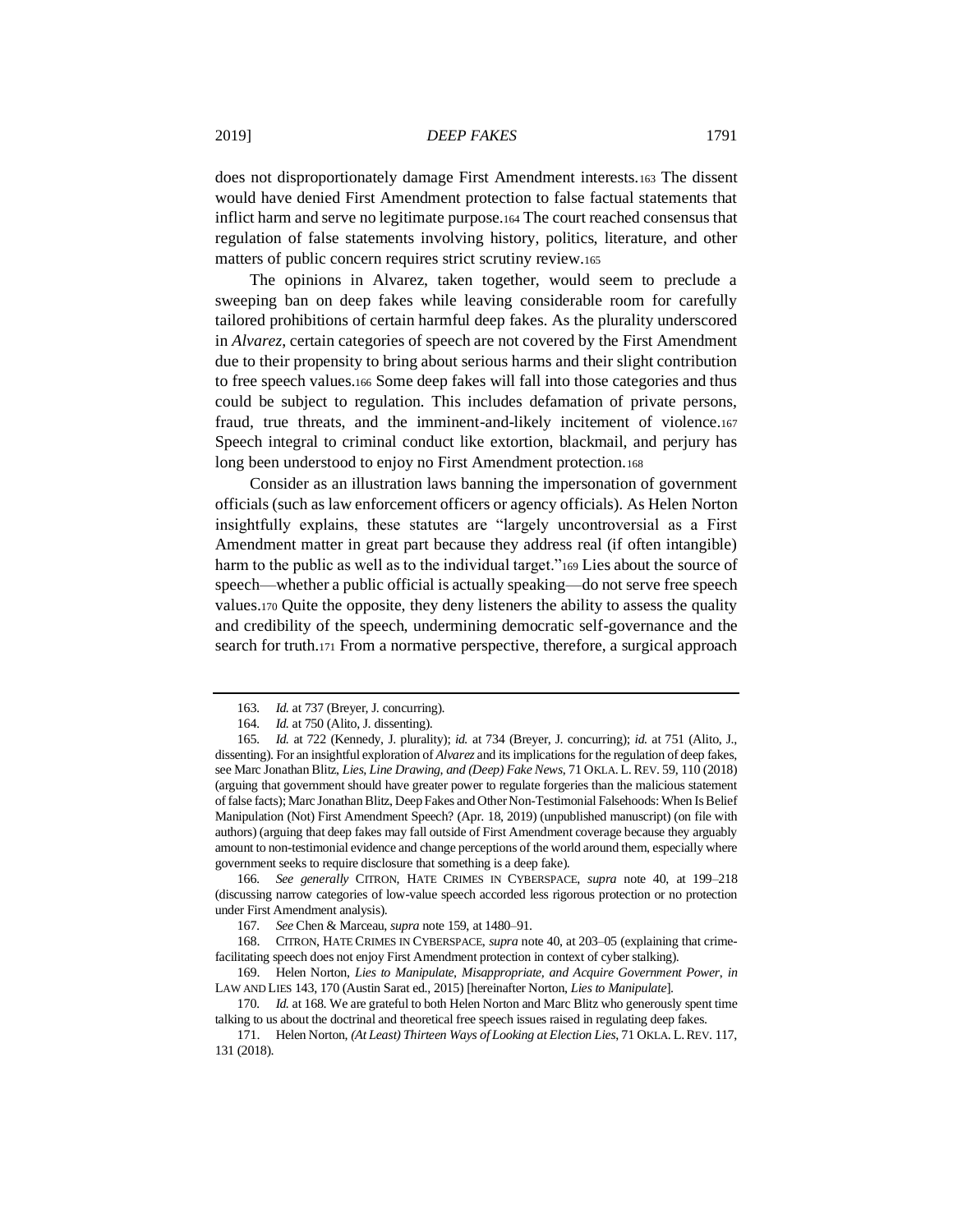does not disproportionately damage First Amendment interests.[163] The dissent would have denied First Amendment protection to false factual statements that inflict harm and serve no legitimate purpose.[164] The court reached consensus that regulation of false statements involving history, politics, literature, and other matters of public concern requires strict scrutiny review.[165]

The opinions in Alvarez, taken together, would seem to preclude a sweeping ban on deep fakes while leaving considerable room for carefully tailored prohibitions of certain harmful deep fakes. As the plurality underscored in *Alvarez*, certain categories of speech are not covered by the First Amendment due to their propensity to bring about serious harms and their slight contribution to free speech values.[166] Some deep fakes will fall into those categories and thus could be subject to regulation. This includes defamation of private persons, fraud, true threats, and the imminent-and-likely incitement of violence.[167] Speech integral to criminal conduct like extortion, blackmail, and perjury has long been understood to enjoy no First Amendment protection.[168]

Consider as an illustration laws banning the impersonation of government officials (such as law enforcement officers or agency officials). As Helen Norton insightfully explains, these statutes are "largely uncontroversial as a First Amendment matter in great part because they address real (if often intangible) harm to the public as well as to the individual target."[169] Lies about the source of speech—whether a public official is actually speaking—do not serve free speech values.[170] Quite the opposite, they deny listeners the ability to assess the quality and credibility of the speech, undermining democratic self-governance and the search for truth.[171] From a normative perspective, therefore, a surgical approach

---

163. *Id.* at 737 (Breyer, J. concurring).

164. *Id.* at 750 (Alito, J. dissenting).

165. *Id.* at 722 (Kennedy, J. plurality); *id.* at 734 (Breyer, J. concurring); *id.* at 751 (Alito, J., dissenting). For an insightful exploration of *Alvarez* and its implications for the regulation of deep fakes, see Marc Jonathan Blitz, *Lies, Line Drawing, and (Deep) Fake News*, 71 OKLA. L. REV. 59, 110 (2018) (arguing that government should have greater power to regulate forgeries than the malicious statement of false facts); Marc Jonathan Blitz, Deep Fakes and Other Non-Testimonial Falsehoods: When Is Belief Manipulation (Not) First Amendment Speech? (Apr. 18, 2019) (unpublished manuscript) (on file with authors) (arguing that deep fakes may fall outside of First Amendment coverage because they arguably amount to non-testimonial evidence and change perceptions of the world around them, especially where government seeks to require disclosure that something is a deep fake).

166. *See generally* CITRON, HATE CRIMES IN CYBERSPACE, *supra* note 40, at 199–218 (discussing narrow categories of low-value speech accorded less rigorous protection or no protection under First Amendment analysis).

167. *See* Chen & Marceau, *supra* note 159, at 1480–91.

168. CITRON, HATE CRIMES IN CYBERSPACE, *supra* note 40, at 203–05 (explaining that crime-facilitating speech does not enjoy First Amendment protection in context of cyber stalking).

169. Helen Norton, *Lies to Manipulate, Misappropriate, and Acquire Government Power*, *in* LAW AND LIES 143, 170 (Austin Sarat ed., 2015) [hereinafter Norton, *Lies to Manipulate*].

170. *Id.* at 168. We are grateful to both Helen Norton and Marc Blitz who generously spent time talking to us about the doctrinal and theoretical free speech issues raised in regulating deep fakes.

171. Helen Norton, *(At Least) Thirteen Ways of Looking at Election Lies*, 71 OKLA. L. REV. 117, 131 (2018).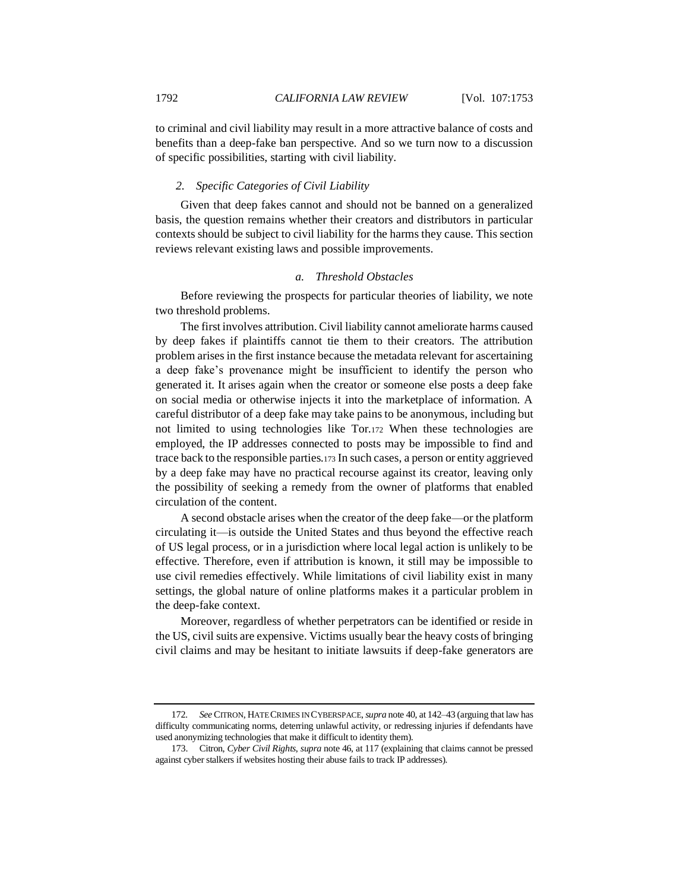to criminal and civil liability may result in a more attractive balance of costs and benefits than a deep-fake ban perspective. And so we turn now to a discussion of specific possibilities, starting with civil liability.

### 2. *Specific Categories of Civil Liability*

Given that deep fakes cannot and should not be banned on a generalized basis, the question remains whether their creators and distributors in particular contexts should be subject to civil liability for the harms they cause. This section reviews relevant existing laws and possible improvements.

#### a. *Threshold Obstacles*

Before reviewing the prospects for particular theories of liability, we note two threshold problems.

The first involves attribution. Civil liability cannot ameliorate harms caused by deep fakes if plaintiffs cannot tie them to their creators. The attribution problem arises in the first instance because the metadata relevant for ascertaining a deep fake's provenance might be insufficient to identify the person who generated it. It arises again when the creator or someone else posts a deep fake on social media or otherwise injects it into the marketplace of information. A careful distributor of a deep fake may take pains to be anonymous, including but not limited to using technologies like Tor.[172] When these technologies are employed, the IP addresses connected to posts may be impossible to find and trace back to the responsible parties.[173] In such cases, a person or entity aggrieved by a deep fake may have no practical recourse against its creator, leaving only the possibility of seeking a remedy from the owner of platforms that enabled circulation of the content.

A second obstacle arises when the creator of the deep fake—or the platform circulating it—is outside the United States and thus beyond the effective reach of US legal process, or in a jurisdiction where local legal action is unlikely to be effective. Therefore, even if attribution is known, it still may be impossible to use civil remedies effectively. While limitations of civil liability exist in many settings, the global nature of online platforms makes it a particular problem in the deep-fake context.

Moreover, regardless of whether perpetrators can be identified or reside in the US, civil suits are expensive. Victims usually bear the heavy costs of bringing civil claims and may be hesitant to initiate lawsuits if deep-fake generators are

---

172. *See* CITRON, HATE CRIMES IN CYBERSPACE, *supra* note 40, at 142–43 (arguing that law has difficulty communicating norms, deterring unlawful activity, or redressing injuries if defendants have used anonymizing technologies that make it difficult to identity them).

173. Citron, *Cyber Civil Rights*, *supra* note 46, at 117 (explaining that claims cannot be pressed against cyber stalkers if websites hosting their abuse fails to track IP addresses).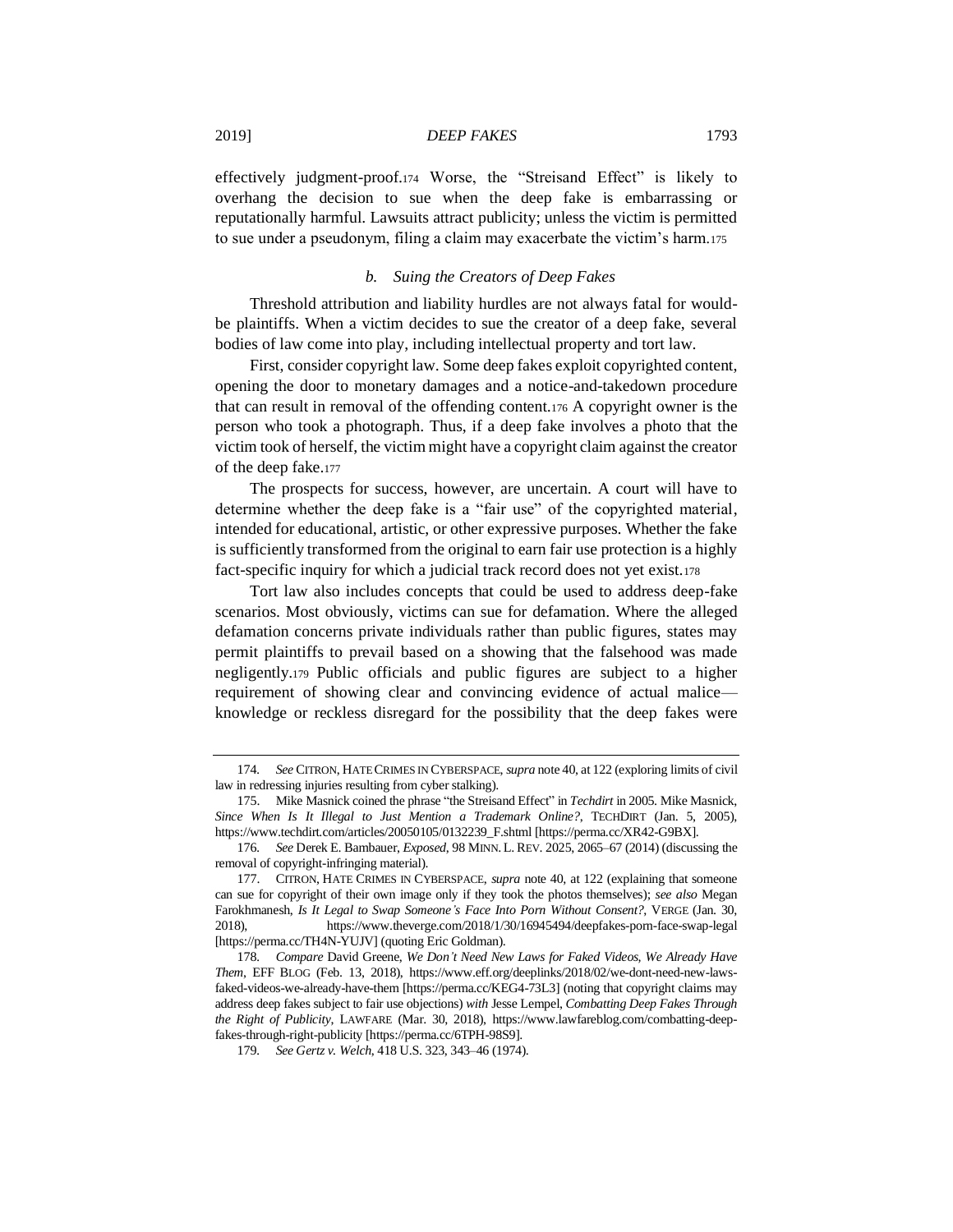effectively judgment-proof.[174] Worse, the "Streisand Effect" is likely to overhang the decision to sue when the deep fake is embarrassing or reputationally harmful. Lawsuits attract publicity; unless the victim is permitted to sue under a pseudonym, filing a claim may exacerbate the victim's harm.[175]

#### *b. Suing the Creators of Deep Fakes*

Threshold attribution and liability hurdles are not always fatal for would-be plaintiffs. When a victim decides to sue the creator of a deep fake, several bodies of law come into play, including intellectual property and tort law.

First, consider copyright law. Some deep fakes exploit copyrighted content, opening the door to monetary damages and a notice-and-takedown procedure that can result in removal of the offending content.[176] A copyright owner is the person who took a photograph. Thus, if a deep fake involves a photo that the victim took of herself, the victim might have a copyright claim against the creator of the deep fake.[177]

The prospects for success, however, are uncertain. A court will have to determine whether the deep fake is a "fair use" of the copyrighted material, intended for educational, artistic, or other expressive purposes. Whether the fake is sufficiently transformed from the original to earn fair use protection is a highly fact-specific inquiry for which a judicial track record does not yet exist.[178]

Tort law also includes concepts that could be used to address deep-fake scenarios. Most obviously, victims can sue for defamation. Where the alleged defamation concerns private individuals rather than public figures, states may permit plaintiffs to prevail based on a showing that the falsehood was made negligently.[179] Public officials and public figures are subject to a higher requirement of showing clear and convincing evidence of actual malice—knowledge or reckless disregard for the possibility that the deep fakes were

---

174. *See* CITRON, HATE CRIMES IN CYBERSPACE, *supra* note 40, at 122 (exploring limits of civil law in redressing injuries resulting from cyber stalking).

175. Mike Masnick coined the phrase "the Streisand Effect" in *Techdirt* in 2005. Mike Masnick, *Since When Is It Illegal to Just Mention a Trademark Online?*, TECHDIRT (Jan. 5, 2005), https://www.techdirt.com/articles/20050105/0132239_F.shtml [https://perma.cc/XR42-G9BX].

176. *See* Derek E. Bambauer, *Exposed*, 98 MINN. L. REV. 2025, 2065–67 (2014) (discussing the removal of copyright-infringing material).

177. CITRON, HATE CRIMES IN CYBERSPACE, *supra* note 40, at 122 (explaining that someone can sue for copyright of their own image only if they took the photos themselves); *see also* Megan Farokhmanesh, *Is It Legal to Swap Someone's Face Into Porn Without Consent?*, VERGE (Jan. 30, 2018), https://www.theverge.com/2018/1/30/16945494/deepfakes-porn-face-swap-legal [https://perma.cc/TH4N-YUJV] (quoting Eric Goldman).

178. *Compare* David Greene, *We Don't Need New Laws for Faked Videos, We Already Have Them*, EFF BLOG (Feb. 13, 2018), https://www.eff.org/deeplinks/2018/02/we-dont-need-new-laws-faked-videos-we-already-have-them [https://perma.cc/KEG4-73L3] (noting that copyright claims may address deep fakes subject to fair use objections) *with* Jesse Lempel, *Combatting Deep Fakes Through the Right of Publicity*, LAWFARE (Mar. 30, 2018), https://www.lawfareblog.com/combatting-deep-fakes-through-right-publicity [https://perma.cc/6TPH-98S9].

179. *See Gertz v. Welch*, 418 U.S. 323, 343–46 (1974).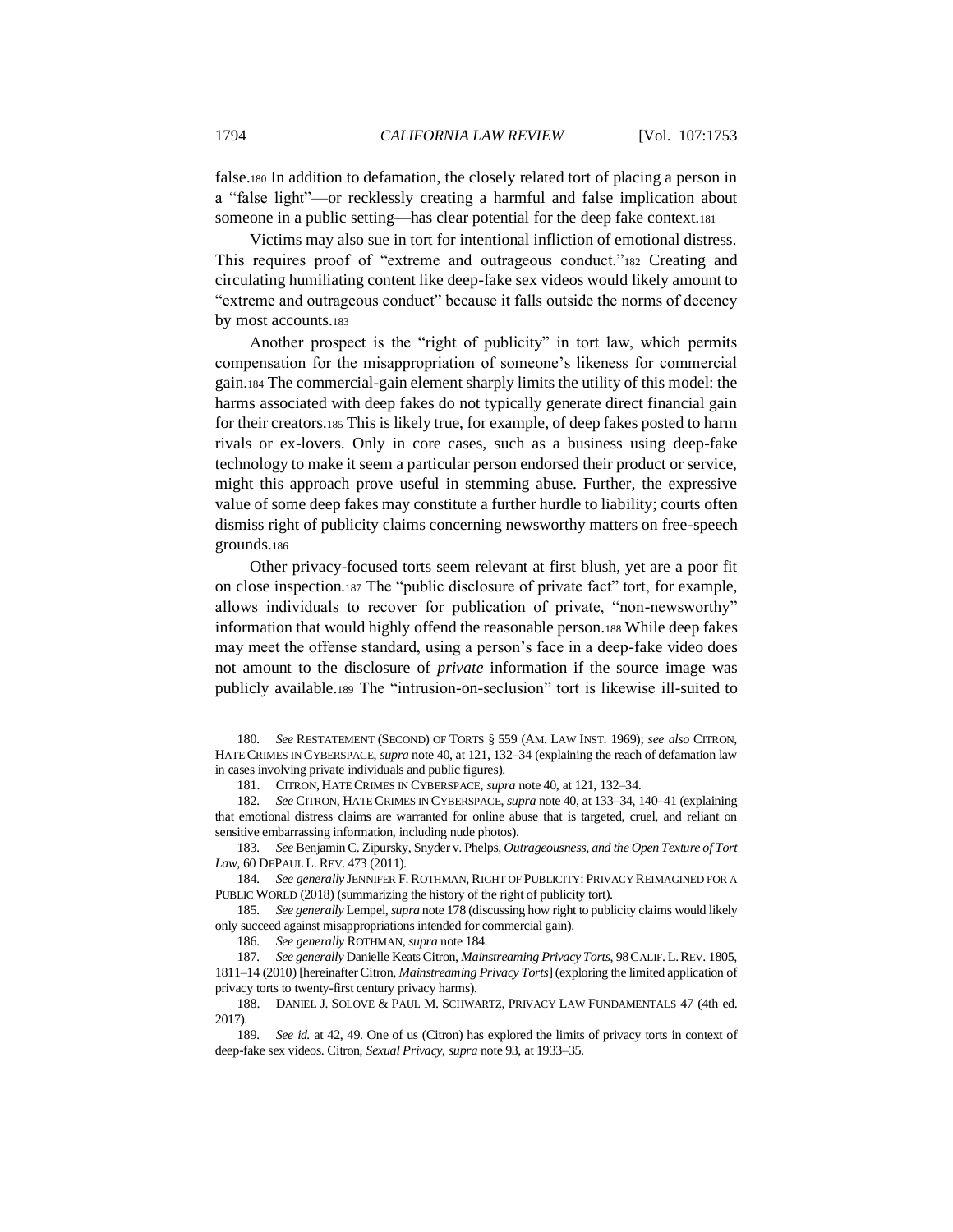false.[180] In addition to defamation, the closely related tort of placing a person in a "false light"—or recklessly creating a harmful and false implication about someone in a public setting—has clear potential for the deep fake context.[181]

Victims may also sue in tort for intentional infliction of emotional distress. This requires proof of "extreme and outrageous conduct."[182] Creating and circulating humiliating content like deep-fake sex videos would likely amount to "extreme and outrageous conduct" because it falls outside the norms of decency by most accounts.[183]

Another prospect is the "right of publicity" in tort law, which permits compensation for the misappropriation of someone's likeness for commercial gain.[184] The commercial-gain element sharply limits the utility of this model: the harms associated with deep fakes do not typically generate direct financial gain for their creators.[185] This is likely true, for example, of deep fakes posted to harm rivals or ex-lovers. Only in core cases, such as a business using deep-fake technology to make it seem a particular person endorsed their product or service, might this approach prove useful in stemming abuse. Further, the expressive value of some deep fakes may constitute a further hurdle to liability; courts often dismiss right of publicity claims concerning newsworthy matters on free-speech grounds.[186]

Other privacy-focused torts seem relevant at first blush, yet are a poor fit on close inspection.[187] The "public disclosure of private fact" tort, for example, allows individuals to recover for publication of private, "non-newsworthy" information that would highly offend the reasonable person.[188] While deep fakes may meet the offense standard, using a person's face in a deep-fake video does not amount to the disclosure of *private* information if the source image was publicly available.[189] The "intrusion-on-seclusion" tort is likewise ill-suited to

---

180. *See* RESTATEMENT (SECOND) OF TORTS § 559 (AM. LAW INST. 1969); *see also* CITRON, HATE CRIMES IN CYBERSPACE, *supra* note 40, at 121, 132–34 (explaining the reach of defamation law in cases involving private individuals and public figures).

181. CITRON, HATE CRIMES IN CYBERSPACE, *supra* note 40, at 121, 132–34.

182. *See* CITRON, HATE CRIMES IN CYBERSPACE, *supra* note 40, at 133–34, 140–41 (explaining that emotional distress claims are warranted for online abuse that is targeted, cruel, and reliant on sensitive embarrassing information, including nude photos).

183. *See* Benjamin C. Zipursky, Snyder v. Phelps, *Outrageousness, and the Open Texture of Tort Law*, 60 DEPAUL L. REV. 473 (2011).

184. *See generally* JENNIFER F. ROTHMAN, RIGHT OF PUBLICITY: PRIVACY REIMAGINED FOR A PUBLIC WORLD (2018) (summarizing the history of the right of publicity tort).

185. *See generally* Lempel, *supra* note 178 (discussing how right to publicity claims would likely only succeed against misappropriations intended for commercial gain).

186. *See generally* ROTHMAN, *supra* note 184.

187. *See generally* Danielle Keats Citron, *Mainstreaming Privacy Torts*, 98 CALIF. L. REV. 1805, 1811–14 (2010) [hereinafter Citron, *Mainstreaming Privacy Torts*] (exploring the limited application of privacy torts to twenty-first century privacy harms).

188. DANIEL J. SOLOVE & PAUL M. SCHWARTZ, PRIVACY LAW FUNDAMENTALS 47 (4th ed. 2017).

189. *See id.* at 42, 49. One of us (Citron) has explored the limits of privacy torts in context of deep-fake sex videos. Citron, *Sexual Privacy*, *supra* note 93, at 1933–35.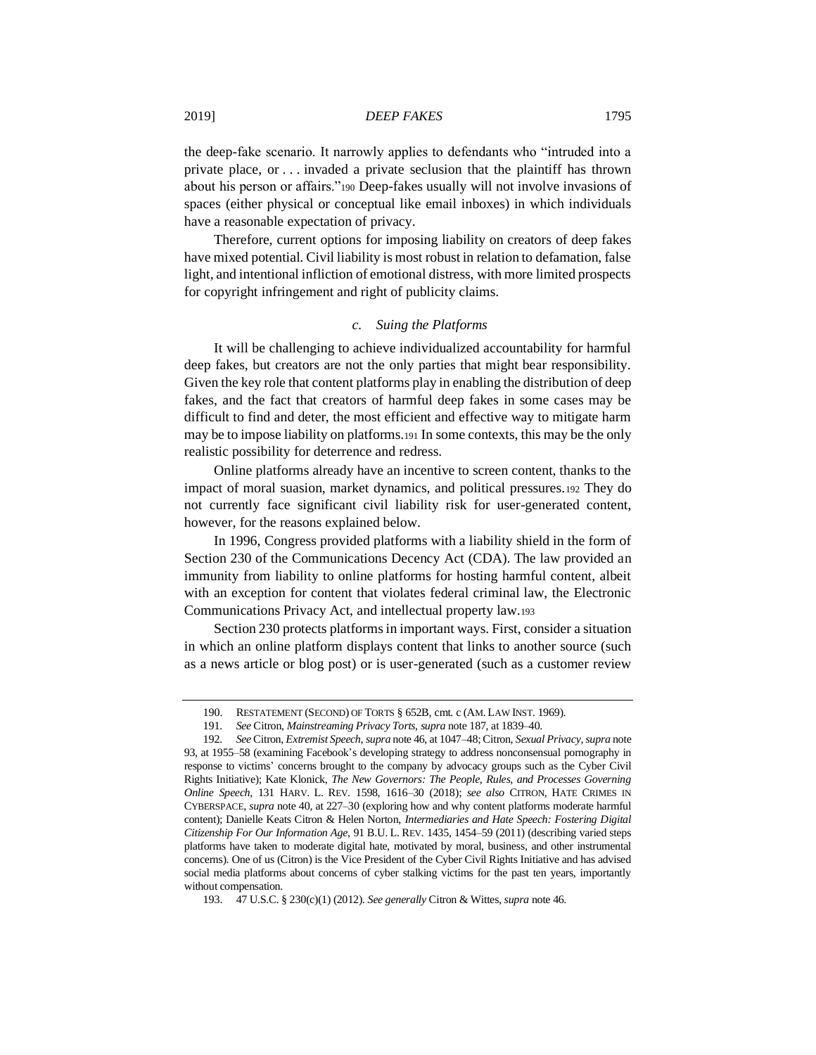the deep-fake scenario. It narrowly applies to defendants who "intruded into a private place, or . . . invaded a private seclusion that the plaintiff has thrown about his person or affairs."[190] Deep-fakes usually will not involve invasions of spaces (either physical or conceptual like email inboxes) in which individuals have a reasonable expectation of privacy.

Therefore, current options for imposing liability on creators of deep fakes have mixed potential. Civil liability is most robust in relation to defamation, false light, and intentional infliction of emotional distress, with more limited prospects for copyright infringement and right of publicity claims.

#### *c. Suing the Platforms*

It will be challenging to achieve individualized accountability for harmful deep fakes, but creators are not the only parties that might bear responsibility. Given the key role that content platforms play in enabling the distribution of deep fakes, and the fact that creators of harmful deep fakes in some cases may be difficult to find and deter, the most efficient and effective way to mitigate harm may be to impose liability on platforms.[191] In some contexts, this may be the only realistic possibility for deterrence and redress.

Online platforms already have an incentive to screen content, thanks to the impact of moral suasion, market dynamics, and political pressures.[192] They do not currently face significant civil liability risk for user-generated content, however, for the reasons explained below.

In 1996, Congress provided platforms with a liability shield in the form of Section 230 of the Communications Decency Act (CDA). The law provided an immunity from liability to online platforms for hosting harmful content, albeit with an exception for content that violates federal criminal law, the Electronic Communications Privacy Act, and intellectual property law.[193]

Section 230 protects platforms in important ways. First, consider a situation in which an online platform displays content that links to another source (such as a news article or blog post) or is user-generated (such as a customer review

---

190. RESTATEMENT (SECOND) OF TORTS § 652B, cmt. c (AM. LAW INST. 1969).

191. *See* Citron, *Mainstreaming Privacy Torts*, *supra* note 187, at 1839–40.

192. *See* Citron, *Extremist Speech*, *supra* note 46, at 1047–48; Citron, *Sexual Privacy*, *supra* note 93, at 1955–58 (examining Facebook's developing strategy to address nonconsensual pornography in response to victims' concerns brought to the company by advocacy groups such as the Cyber Civil Rights Initiative); Kate Klonick, *The New Governors: The People, Rules, and Processes Governing Online Speech*, 131 HARV. L. REV. 1598, 1616–30 (2018); *see also* CITRON, HATE CRIMES IN CYBERSPACE, *supra* note 40, at 227–30 (exploring how and why content platforms moderate harmful content); Danielle Keats Citron & Helen Norton, *Intermediaries and Hate Speech: Fostering Digital Citizenship For Our Information Age*, 91 B.U. L. REV. 1435, 1454–59 (2011) (describing varied steps platforms have taken to moderate digital hate, motivated by moral, business, and other instrumental concerns). One of us (Citron) is the Vice President of the Cyber Civil Rights Initiative and has advised social media platforms about concerns of cyber stalking victims for the past ten years, importantly without compensation.

193. 47 U.S.C. § 230(c)(1) (2012). *See generally* Citron & Wittes, *supra* note 46.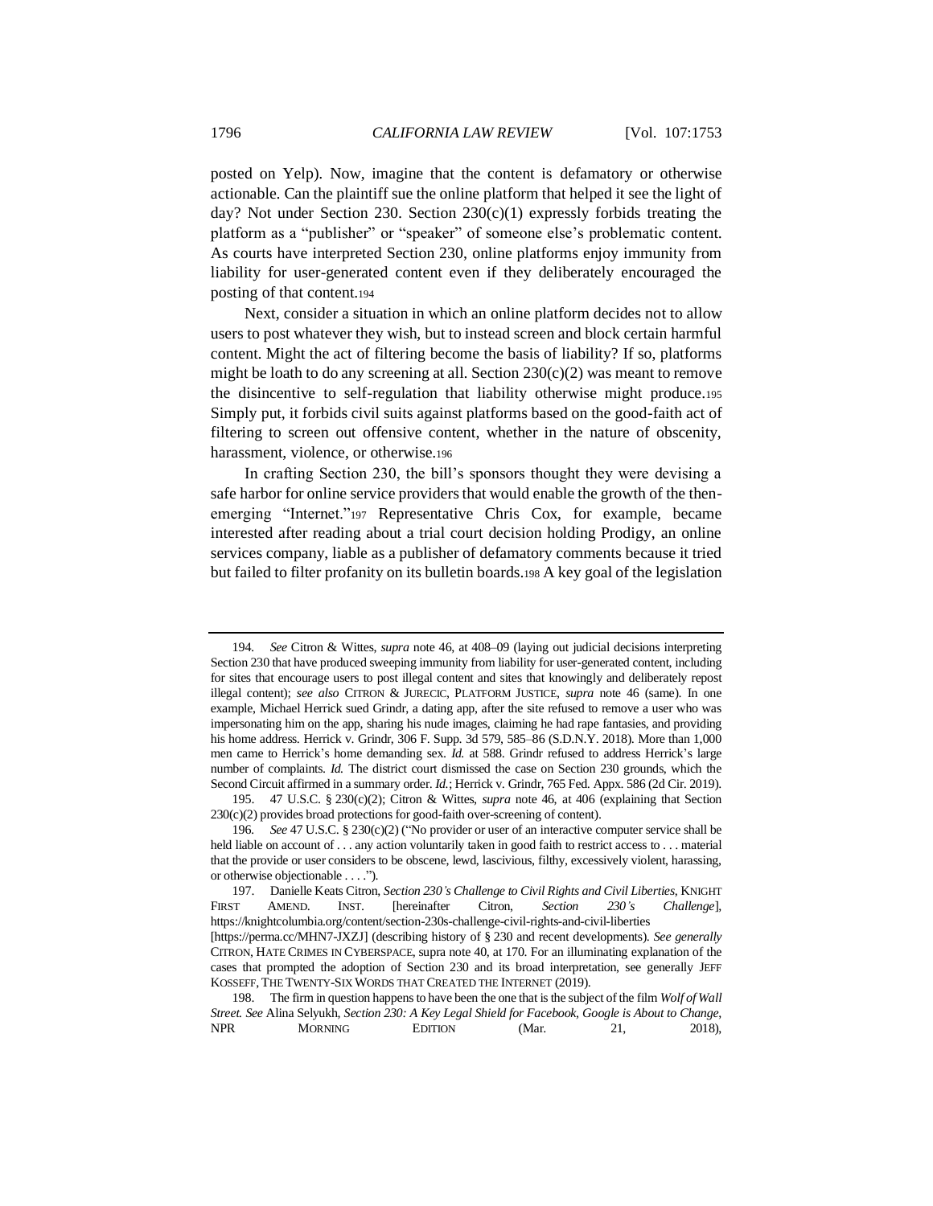posted on Yelp). Now, imagine that the content is defamatory or otherwise actionable. Can the plaintiff sue the online platform that helped it see the light of day? Not under Section 230. Section 230(c)(1) expressly forbids treating the platform as a "publisher" or "speaker" of someone else's problematic content. As courts have interpreted Section 230, online platforms enjoy immunity from liability for user-generated content even if they deliberately encouraged the posting of that content.[194]

Next, consider a situation in which an online platform decides not to allow users to post whatever they wish, but to instead screen and block certain harmful content. Might the act of filtering become the basis of liability? If so, platforms might be loath to do any screening at all. Section 230(c)(2) was meant to remove the disincentive to self-regulation that liability otherwise might produce.[195] Simply put, it forbids civil suits against platforms based on the good-faith act of filtering to screen out offensive content, whether in the nature of obscenity, harassment, violence, or otherwise.[196]

In crafting Section 230, the bill's sponsors thought they were devising a safe harbor for online service providers that would enable the growth of the then-emerging "Internet."[197] Representative Chris Cox, for example, became interested after reading about a trial court decision holding Prodigy, an online services company, liable as a publisher of defamatory comments because it tried but failed to filter profanity on its bulletin boards.[198] A key goal of the legislation

---

194. *See* Citron & Wittes, *supra* note 46, at 408–09 (laying out judicial decisions interpreting Section 230 that have produced sweeping immunity from liability for user-generated content, including for sites that encourage users to post illegal content and sites that knowingly and deliberately repost illegal content); *see also* CITRON & JURECIC, PLATFORM JUSTICE, *supra* note 46 (same). In one example, Michael Herrick sued Grindr, a dating app, after the site refused to remove a user who was impersonating him on the app, sharing his nude images, claiming he had rape fantasies, and providing his home address. Herrick v. Grindr, 306 F. Supp. 3d 579, 585–86 (S.D.N.Y. 2018). More than 1,000 men came to Herrick's home demanding sex. *Id.* at 588. Grindr refused to address Herrick's large number of complaints. *Id.* The district court dismissed the case on Section 230 grounds, which the Second Circuit affirmed in a summary order. *Id.*; Herrick v. Grindr, 765 Fed. Appx. 586 (2d Cir. 2019).

195. 47 U.S.C. § 230(c)(2); Citron & Wittes, *supra* note 46, at 406 (explaining that Section 230(c)(2) provides broad protections for good-faith over-screening of content).

196. *See* 47 U.S.C. § 230(c)(2) ("No provider or user of an interactive computer service shall be held liable on account of . . . any action voluntarily taken in good faith to restrict access to . . . material that the provide or user considers to be obscene, lewd, lascivious, filthy, excessively violent, harassing, or otherwise objectionable . . . .").

197. Danielle Keats Citron, *Section 230's Challenge to Civil Rights and Civil Liberties*, KNIGHT FIRST AMEND. INST. [hereinafter Citron, *Section 230's Challenge*], https://knightcolumbia.org/content/section-230s-challenge-civil-rights-and-civil-liberties [https://perma.cc/MHN7-JXZJ] (describing history of § 230 and recent developments). *See generally* CITRON, HATE CRIMES IN CYBERSPACE, supra note 40, at 170. For an illuminating explanation of the cases that prompted the adoption of Section 230 and its broad interpretation, see generally JEFF KOSSEFF, THE TWENTY-SIX WORDS THAT CREATED THE INTERNET (2019).

198. The firm in question happens to have been the one that is the subject of the film *Wolf of Wall Street*. *See* Alina Selyukh, *Section 230: A Key Legal Shield for Facebook, Google is About to Change*, NPR MORNING EDITION (Mar. 21, 2018),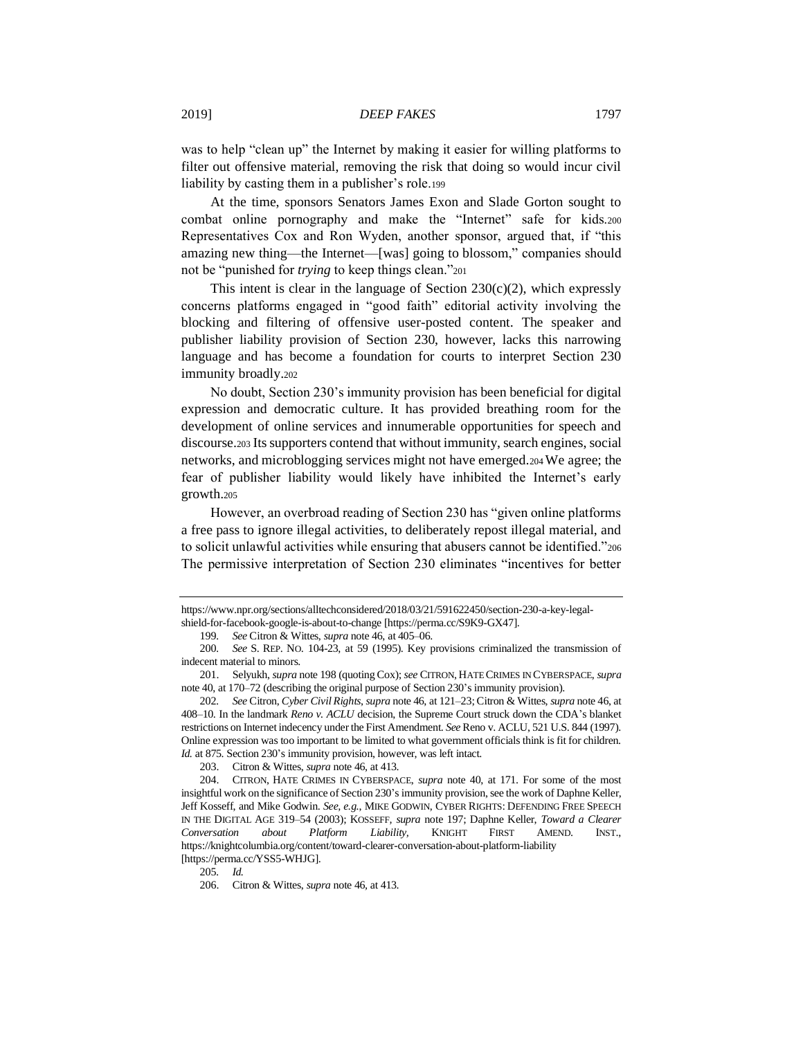was to help "clean up" the Internet by making it easier for willing platforms to filter out offensive material, removing the risk that doing so would incur civil liability by casting them in a publisher's role.[199]

At the time, sponsors Senators James Exon and Slade Gorton sought to combat online pornography and make the "Internet" safe for kids.[200] Representatives Cox and Ron Wyden, another sponsor, argued that, if "this amazing new thing—the Internet—[was] going to blossom," companies should not be "punished for *trying* to keep things clean."[201]

This intent is clear in the language of Section 230(c)(2), which expressly concerns platforms engaged in "good faith" editorial activity involving the blocking and filtering of offensive user-posted content. The speaker and publisher liability provision of Section 230, however, lacks this narrowing language and has become a foundation for courts to interpret Section 230 immunity broadly.[202]

No doubt, Section 230's immunity provision has been beneficial for digital expression and democratic culture. It has provided breathing room for the development of online services and innumerable opportunities for speech and discourse.[203] Its supporters contend that without immunity, search engines, social networks, and microblogging services might not have emerged.[204] We agree; the fear of publisher liability would likely have inhibited the Internet's early growth.[205]

However, an overbroad reading of Section 230 has "given online platforms a free pass to ignore illegal activities, to deliberately repost illegal material, and to solicit unlawful activities while ensuring that abusers cannot be identified."[206] The permissive interpretation of Section 230 eliminates "incentives for better

---

https://www.npr.org/sections/alltechconsidered/2018/03/21/591622450/section-230-a-key-legal-shield-for-facebook-google-is-about-to-change [https://perma.cc/S9K9-GX47].

199. *See* Citron & Wittes, *supra* note 46, at 405–06.

200. *See* S. REP. NO. 104-23, at 59 (1995). Key provisions criminalized the transmission of indecent material to minors.

201. Selyukh, *supra* note 198 (quoting Cox); *see* CITRON, HATE CRIMES IN CYBERSPACE, *supra* note 40, at 170–72 (describing the original purpose of Section 230's immunity provision).

202. *See* Citron, *Cyber Civil Rights*, *supra* note 46, at 121–23; Citron & Wittes, *supra* note 46, at 408–10. In the landmark *Reno v. ACLU* decision, the Supreme Court struck down the CDA's blanket restrictions on Internet indecency under the First Amendment. *See* Reno v. ACLU, 521 U.S. 844 (1997). Online expression was too important to be limited to what government officials think is fit for children. *Id.* at 875. Section 230's immunity provision, however, was left intact.

203. Citron & Wittes, *supra* note 46, at 413.

204. CITRON, HATE CRIMES IN CYBERSPACE, *supra* note 40, at 171. For some of the most insightful work on the significance of Section 230's immunity provision, see the work of Daphne Keller, Jeff Kosseff, and Mike Godwin. *See, e.g.*, MIKE GODWIN, CYBER RIGHTS: DEFENDING FREE SPEECH IN THE DIGITAL AGE 319–54 (2003); KOSSEFF, *supra* note 197; Daphne Keller, *Toward a Clearer Conversation about Platform Liability*, KNIGHT FIRST AMEND. INST., https://knightcolumbia.org/content/toward-clearer-conversation-about-platform-liability [https://perma.cc/YSS5-WHJG].

205. *Id.*

206. Citron & Wittes, *supra* note 46, at 413.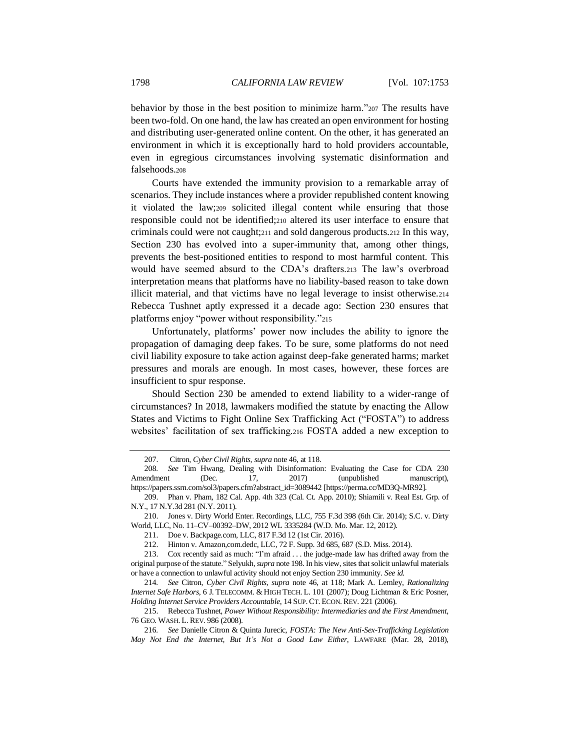behavior by those in the best position to minimize harm."[207] The results have been two-fold. On one hand, the law has created an open environment for hosting and distributing user-generated online content. On the other, it has generated an environment in which it is exceptionally hard to hold providers accountable, even in egregious circumstances involving systematic disinformation and falsehoods.[208]

Courts have extended the immunity provision to a remarkable array of scenarios. They include instances where a provider republished content knowing it violated the law;[209] solicited illegal content while ensuring that those responsible could not be identified;[210] altered its user interface to ensure that criminals could were not caught;[211] and sold dangerous products.[212] In this way, Section 230 has evolved into a super-immunity that, among other things, prevents the best-positioned entities to respond to most harmful content. This would have seemed absurd to the CDA's drafters.[213] The law's overbroad interpretation means that platforms have no liability-based reason to take down illicit material, and that victims have no legal leverage to insist otherwise.[214] Rebecca Tushnet aptly expressed it a decade ago: Section 230 ensures that platforms enjoy "power without responsibility."[215]

Unfortunately, platforms' power now includes the ability to ignore the propagation of damaging deep fakes. To be sure, some platforms do not need civil liability exposure to take action against deep-fake generated harms; market pressures and morals are enough. In most cases, however, these forces are insufficient to spur response.

Should Section 230 be amended to extend liability to a wider-range of circumstances? In 2018, lawmakers modified the statute by enacting the Allow States and Victims to Fight Online Sex Trafficking Act ("FOSTA") to address websites' facilitation of sex trafficking.[216] FOSTA added a new exception to

---

207. Citron, *Cyber Civil Rights*, *supra* note 46, at 118.

208. *See* Tim Hwang, Dealing with Disinformation: Evaluating the Case for CDA 230 Amendment (Dec. 17, 2017) (unpublished manuscript), https://papers.ssrn.com/sol3/papers.cfm?abstract_id=3089442 [https://perma.cc/MD3Q-MR92].

209. Phan v. Pham, 182 Cal. App. 4th 323 (Cal. Ct. App. 2010); Shiamili v. Real Est. Grp. of N.Y., 17 N.Y.3d 281 (N.Y. 2011).

210. Jones v. Dirty World Enter. Recordings, LLC, 755 F.3d 398 (6th Cir. 2014); S.C. v. Dirty World, LLC, No. 11–CV–00392–DW, 2012 WL 3335284 (W.D. Mo. Mar. 12, 2012).

211. Doe v. Backpage.com, LLC, 817 F.3d 12 (1st Cir. 2016).

212. Hinton v. Amazon,com.dedc, LLC, 72 F. Supp. 3d 685, 687 (S.D. Miss. 2014).

213. Cox recently said as much: "I'm afraid . . . the judge-made law has drifted away from the original purpose of the statute." Selyukh, *supra* note 198. In his view, sites that solicit unlawful materials or have a connection to unlawful activity should not enjoy Section 230 immunity. *See id.*

214. *See* Citron, *Cyber Civil Rights*, *supra* note 46, at 118; Mark A. Lemley, *Rationalizing Internet Safe Harbors*, 6 J. TELECOMM. & HIGH TECH. L. 101 (2007); Doug Lichtman & Eric Posner, *Holding Internet Service Providers Accountable*, 14 SUP. CT. ECON. REV. 221 (2006).

215. Rebecca Tushnet, *Power Without Responsibility: Intermediaries and the First Amendment*, 76 GEO. WASH. L. REV. 986 (2008).

216. *See* Danielle Citron & Quinta Jurecic, *FOSTA: The New Anti-Sex-Trafficking Legislation May Not End the Internet, But It's Not a Good Law Either*, LAWFARE (Mar. 28, 2018),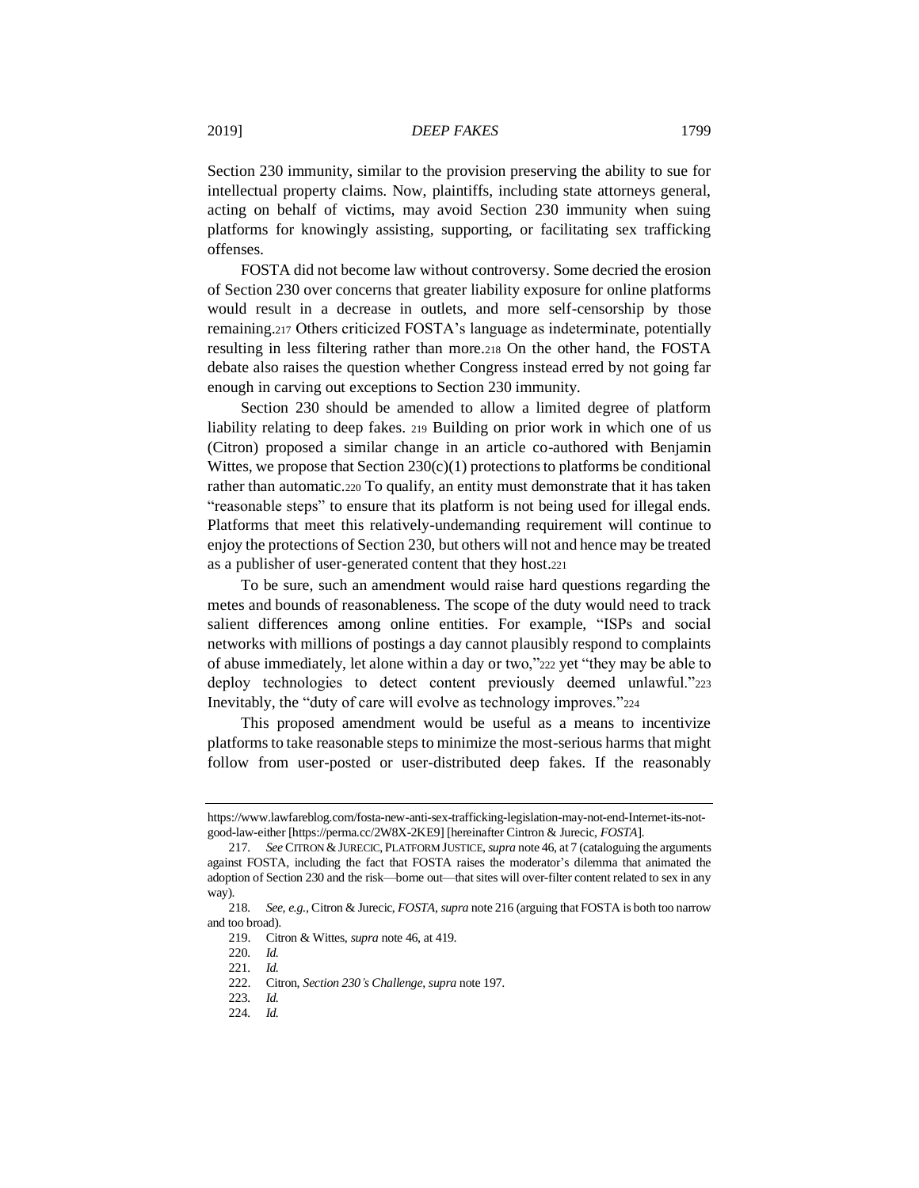Section 230 immunity, similar to the provision preserving the ability to sue for intellectual property claims. Now, plaintiffs, including state attorneys general, acting on behalf of victims, may avoid Section 230 immunity when suing platforms for knowingly assisting, supporting, or facilitating sex trafficking offenses.

FOSTA did not become law without controversy. Some decried the erosion of Section 230 over concerns that greater liability exposure for online platforms would result in a decrease in outlets, and more self-censorship by those remaining.[217] Others criticized FOSTA's language as indeterminate, potentially resulting in less filtering rather than more.[218] On the other hand, the FOSTA debate also raises the question whether Congress instead erred by not going far enough in carving out exceptions to Section 230 immunity.

Section 230 should be amended to allow a limited degree of platform liability relating to deep fakes. [219] Building on prior work in which one of us (Citron) proposed a similar change in an article co-authored with Benjamin Wittes, we propose that Section 230(c)(1) protections to platforms be conditional rather than automatic.[220] To qualify, an entity must demonstrate that it has taken "reasonable steps" to ensure that its platform is not being used for illegal ends. Platforms that meet this relatively-undemanding requirement will continue to enjoy the protections of Section 230, but others will not and hence may be treated as a publisher of user-generated content that they host.[221]

To be sure, such an amendment would raise hard questions regarding the metes and bounds of reasonableness. The scope of the duty would need to track salient differences among online entities. For example, "ISPs and social networks with millions of postings a day cannot plausibly respond to complaints of abuse immediately, let alone within a day or two,"[222] yet "they may be able to deploy technologies to detect content previously deemed unlawful."[223] Inevitably, the "duty of care will evolve as technology improves."[224]

This proposed amendment would be useful as a means to incentivize platforms to take reasonable steps to minimize the most-serious harms that might follow from user-posted or user-distributed deep fakes. If the reasonably

---

https://www.lawfareblog.com/fosta-new-anti-sex-trafficking-legislation-may-not-end-Internet-its-not-good-law-either [https://perma.cc/2W8X-2KE9] [hereinafter Cintron & Jurecic, *FOSTA*].

217. *See* CITRON & JURECIC, PLATFORM JUSTICE, *supra* note 46, at 7 (cataloguing the arguments against FOSTA, including the fact that FOSTA raises the moderator's dilemma that animated the adoption of Section 230 and the risk—borne out—that sites will over-filter content related to sex in any way).

218. *See, e.g.*, Citron & Jurecic, *FOSTA*, *supra* note 216 (arguing that FOSTA is both too narrow and too broad).

219. Citron & Wittes, *supra* note 46, at 419.

220. *Id.*

221. *Id.*

222. Citron, *Section 230's Challenge*, *supra* note 197.

223. *Id.*

224. *Id.*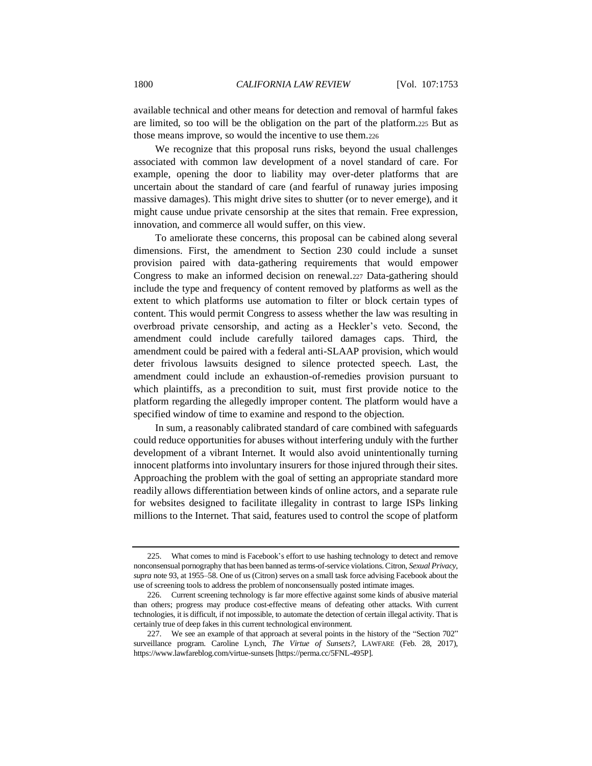available technical and other means for detection and removal of harmful fakes are limited, so too will be the obligation on the part of the platform.[225] But as those means improve, so would the incentive to use them.[226]

We recognize that this proposal runs risks, beyond the usual challenges associated with common law development of a novel standard of care. For example, opening the door to liability may over-deter platforms that are uncertain about the standard of care (and fearful of runaway juries imposing massive damages). This might drive sites to shutter (or to never emerge), and it might cause undue private censorship at the sites that remain. Free expression, innovation, and commerce all would suffer, on this view.

To ameliorate these concerns, this proposal can be cabined along several dimensions. First, the amendment to Section 230 could include a sunset provision paired with data-gathering requirements that would empower Congress to make an informed decision on renewal.[227] Data-gathering should include the type and frequency of content removed by platforms as well as the extent to which platforms use automation to filter or block certain types of content. This would permit Congress to assess whether the law was resulting in overbroad private censorship, and acting as a Heckler's veto. Second, the amendment could include carefully tailored damages caps. Third, the amendment could be paired with a federal anti-SLAAP provision, which would deter frivolous lawsuits designed to silence protected speech. Last, the amendment could include an exhaustion-of-remedies provision pursuant to which plaintiffs, as a precondition to suit, must first provide notice to the platform regarding the allegedly improper content. The platform would have a specified window of time to examine and respond to the objection.

In sum, a reasonably calibrated standard of care combined with safeguards could reduce opportunities for abuses without interfering unduly with the further development of a vibrant Internet. It would also avoid unintentionally turning innocent platforms into involuntary insurers for those injured through their sites. Approaching the problem with the goal of setting an appropriate standard more readily allows differentiation between kinds of online actors, and a separate rule for websites designed to facilitate illegality in contrast to large ISPs linking millions to the Internet. That said, features used to control the scope of platform

---

225. What comes to mind is Facebook's effort to use hashing technology to detect and remove nonconsensual pornography that has been banned as terms-of-service violations. Citron, *Sexual Privacy*, *supra* note 93, at 1955–58. One of us (Citron) serves on a small task force advising Facebook about the use of screening tools to address the problem of nonconsensually posted intimate images.

226. Current screening technology is far more effective against some kinds of abusive material than others; progress may produce cost-effective means of defeating other attacks. With current technologies, it is difficult, if not impossible, to automate the detection of certain illegal activity. That is certainly true of deep fakes in this current technological environment.

227. We see an example of that approach at several points in the history of the "Section 702" surveillance program. Caroline Lynch, *The Virtue of Sunsets?*, LAWFARE (Feb. 28, 2017), https://www.lawfareblog.com/virtue-sunsets [https://perma.cc/5FNL-495P].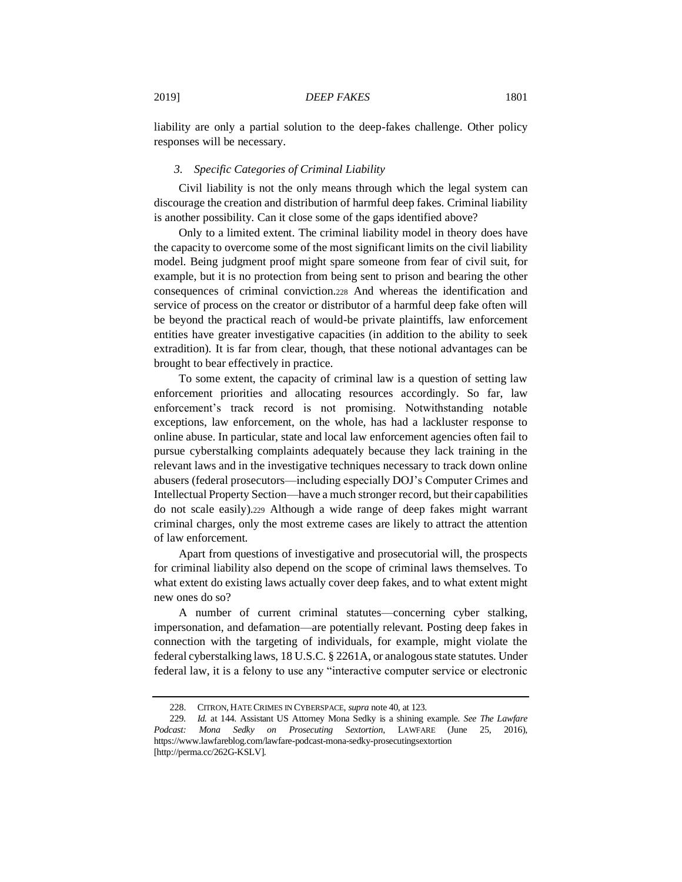liability are only a partial solution to the deep-fakes challenge. Other policy responses will be necessary.

### *3. Specific Categories of Criminal Liability*

Civil liability is not the only means through which the legal system can discourage the creation and distribution of harmful deep fakes. Criminal liability is another possibility. Can it close some of the gaps identified above?

Only to a limited extent. The criminal liability model in theory does have the capacity to overcome some of the most significant limits on the civil liability model. Being judgment proof might spare someone from fear of civil suit, for example, but it is no protection from being sent to prison and bearing the other consequences of criminal conviction.[228] And whereas the identification and service of process on the creator or distributor of a harmful deep fake often will be beyond the practical reach of would-be private plaintiffs, law enforcement entities have greater investigative capacities (in addition to the ability to seek extradition). It is far from clear, though, that these notional advantages can be brought to bear effectively in practice.

To some extent, the capacity of criminal law is a question of setting law enforcement priorities and allocating resources accordingly. So far, law enforcement's track record is not promising. Notwithstanding notable exceptions, law enforcement, on the whole, has had a lackluster response to online abuse. In particular, state and local law enforcement agencies often fail to pursue cyberstalking complaints adequately because they lack training in the relevant laws and in the investigative techniques necessary to track down online abusers (federal prosecutors—including especially DOJ's Computer Crimes and Intellectual Property Section—have a much stronger record, but their capabilities do not scale easily).[229] Although a wide range of deep fakes might warrant criminal charges, only the most extreme cases are likely to attract the attention of law enforcement.

Apart from questions of investigative and prosecutorial will, the prospects for criminal liability also depend on the scope of criminal laws themselves. To what extent do existing laws actually cover deep fakes, and to what extent might new ones do so?

A number of current criminal statutes—concerning cyber stalking, impersonation, and defamation—are potentially relevant. Posting deep fakes in connection with the targeting of individuals, for example, might violate the federal cyberstalking laws, 18 U.S.C. § 2261A, or analogous state statutes. Under federal law, it is a felony to use any "interactive computer service or electronic

---

228. CITRON, HATE CRIMES IN CYBERSPACE, *supra* note 40, at 123.

229. *Id.* at 144. Assistant US Attorney Mona Sedky is a shining example. *See The Lawfare Podcast: Mona Sedky on Prosecuting Sextortion*, LAWFARE (June 25, 2016), https://www.lawfareblog.com/lawfare-podcast-mona-sedky-prosecutingsextortion [http://perma.cc/262G-KSLV].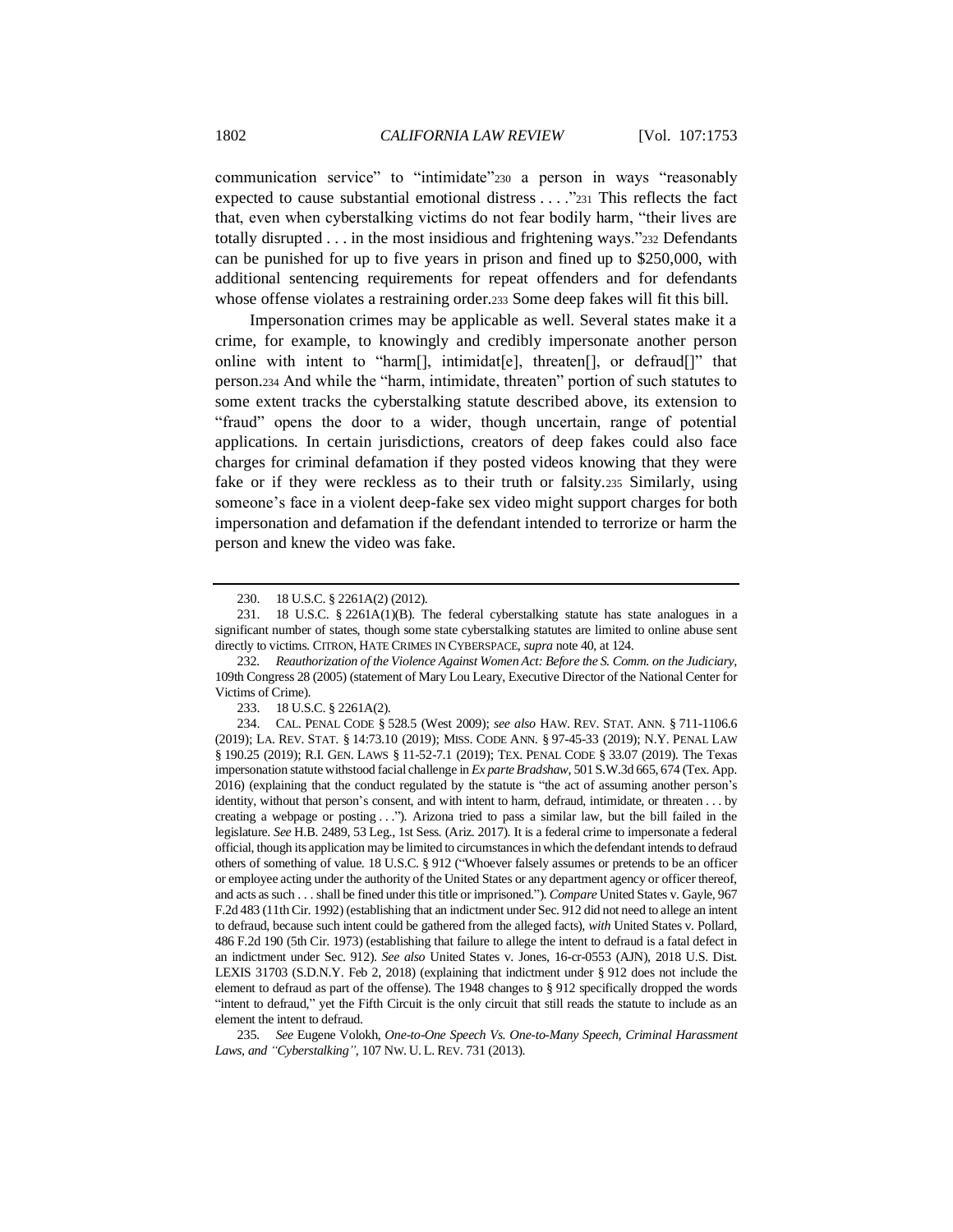communication service" to "intimidate"[230] a person in ways "reasonably expected to cause substantial emotional distress . . . ."[231] This reflects the fact that, even when cyberstalking victims do not fear bodily harm, "their lives are totally disrupted . . . in the most insidious and frightening ways."[232] Defendants can be punished for up to five years in prison and fined up to $250,000, with additional sentencing requirements for repeat offenders and for defendants whose offense violates a restraining order.[233] Some deep fakes will fit this bill.

Impersonation crimes may be applicable as well. Several states make it a crime, for example, to knowingly and credibly impersonate another person online with intent to "harm[], intimidat[e], threaten[], or defraud[]" that person.[234] And while the "harm, intimidate, threaten" portion of such statutes to some extent tracks the cyberstalking statute described above, its extension to "fraud" opens the door to a wider, though uncertain, range of potential applications. In certain jurisdictions, creators of deep fakes could also face charges for criminal defamation if they posted videos knowing that they were fake or if they were reckless as to their truth or falsity.[235] Similarly, using someone's face in a violent deep-fake sex video might support charges for both impersonation and defamation if the defendant intended to terrorize or harm the person and knew the video was fake.

---

230. 18 U.S.C. § 2261A(2) (2012).

231. 18 U.S.C. § 2261A(1)(B). The federal cyberstalking statute has state analogues in a significant number of states, though some state cyberstalking statutes are limited to online abuse sent directly to victims. CITRON, HATE CRIMES IN CYBERSPACE, *supra* note 40, at 124.

232. *Reauthorization of the Violence Against Women Act: Before the S. Comm. on the Judiciary*, 109th Congress 28 (2005) (statement of Mary Lou Leary, Executive Director of the National Center for Victims of Crime).

233. 18 U.S.C. § 2261A(2).

234. CAL. PENAL CODE § 528.5 (West 2009); *see also* HAW. REV. STAT. ANN. § 711-1106.6 (2019); LA. REV. STAT. § 14:73.10 (2019); MISS. CODE ANN. § 97-45-33 (2019); N.Y. PENAL LAW § 190.25 (2019); R.I. GEN. LAWS § 11-52-7.1 (2019); TEX. PENAL CODE § 33.07 (2019). The Texas impersonation statute withstood facial challenge in *Ex parte Bradshaw*, 501 S.W.3d 665, 674 (Tex. App. 2016) (explaining that the conduct regulated by the statute is "the act of assuming another person's identity, without that person's consent, and with intent to harm, defraud, intimidate, or threaten . . . by creating a webpage or posting . . ."). Arizona tried to pass a similar law, but the bill failed in the legislature. *See* H.B. 2489, 53 Leg., 1st Sess. (Ariz. 2017). It is a federal crime to impersonate a federal official, though its application may be limited to circumstances in which the defendant intends to defraud others of something of value. 18 U.S.C. § 912 ("Whoever falsely assumes or pretends to be an officer or employee acting under the authority of the United States or any department agency or officer thereof, and acts as such . . . shall be fined under this title or imprisoned."). *Compare* United States v. Gayle, 967 F.2d 483 (11th Cir. 1992) (establishing that an indictment under Sec. 912 did not need to allege an intent to defraud, because such intent could be gathered from the alleged facts), *with* United States v. Pollard, 486 F.2d 190 (5th Cir. 1973) (establishing that failure to allege the intent to defraud is a fatal defect in an indictment under Sec. 912). *See also* United States v. Jones, 16-cr-0553 (AJN), 2018 U.S. Dist. LEXIS 31703 (S.D.N.Y. Feb 2, 2018) (explaining that indictment under § 912 does not include the element to defraud as part of the offense). The 1948 changes to § 912 specifically dropped the words "intent to defraud," yet the Fifth Circuit is the only circuit that still reads the statute to include as an element the intent to defraud.

235. *See* Eugene Volokh, *One-to-One Speech Vs. One-to-Many Speech, Criminal Harassment Laws, and "Cyberstalking"*, 107 NW. U. L. REV. 731 (2013).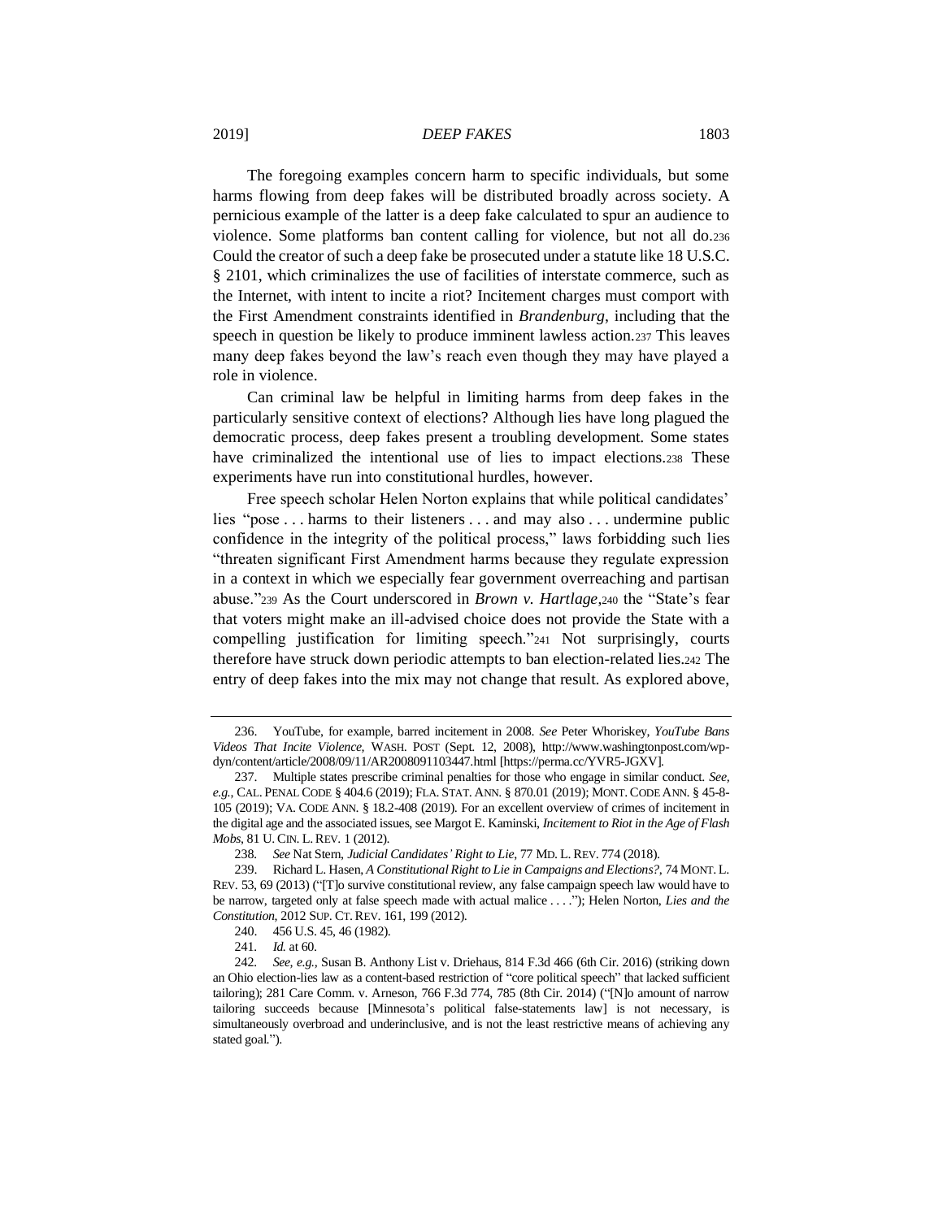The foregoing examples concern harm to specific individuals, but some harms flowing from deep fakes will be distributed broadly across society. A pernicious example of the latter is a deep fake calculated to spur an audience to violence. Some platforms ban content calling for violence, but not all do.[236] Could the creator of such a deep fake be prosecuted under a statute like 18 U.S.C. § 2101, which criminalizes the use of facilities of interstate commerce, such as the Internet, with intent to incite a riot? Incitement charges must comport with the First Amendment constraints identified in *Brandenburg*, including that the speech in question be likely to produce imminent lawless action.[237] This leaves many deep fakes beyond the law's reach even though they may have played a role in violence.

Can criminal law be helpful in limiting harms from deep fakes in the particularly sensitive context of elections? Although lies have long plagued the democratic process, deep fakes present a troubling development. Some states have criminalized the intentional use of lies to impact elections.[238] These experiments have run into constitutional hurdles, however.

Free speech scholar Helen Norton explains that while political candidates' lies "pose . . . harms to their listeners . . . and may also . . . undermine public confidence in the integrity of the political process," laws forbidding such lies "threaten significant First Amendment harms because they regulate expression in a context in which we especially fear government overreaching and partisan abuse."[239] As the Court underscored in *Brown v. Hartlage*,[240] the "State's fear that voters might make an ill-advised choice does not provide the State with a compelling justification for limiting speech."[241] Not surprisingly, courts therefore have struck down periodic attempts to ban election-related lies.[242] The entry of deep fakes into the mix may not change that result. As explored above,

---

236. YouTube, for example, barred incitement in 2008. *See* Peter Whoriskey, *YouTube Bans Videos That Incite Violence*, WASH. POST (Sept. 12, 2008), http://www.washingtonpost.com/wp-dyn/content/article/2008/09/11/AR2008091103447.html [https://perma.cc/YVR5-JGXV].

237. Multiple states prescribe criminal penalties for those who engage in similar conduct. *See, e.g.*, CAL. PENAL CODE § 404.6 (2019); FLA. STAT. ANN. § 870.01 (2019); MONT. CODE ANN. § 45-8-105 (2019); VA. CODE ANN. § 18.2-408 (2019). For an excellent overview of crimes of incitement in the digital age and the associated issues, see Margot E. Kaminski, *Incitement to Riot in the Age of Flash Mobs*, 81 U. CIN. L. REV. 1 (2012).

238. *See* Nat Stern, *Judicial Candidates' Right to Lie*, 77 MD. L. REV. 774 (2018).

239. Richard L. Hasen, *A Constitutional Right to Lie in Campaigns and Elections?*, 74 MONT. L. REV. 53, 69 (2013) ("[T]o survive constitutional review, any false campaign speech law would have to be narrow, targeted only at false speech made with actual malice . . . ."); Helen Norton, *Lies and the Constitution*, 2012 SUP. CT. REV. 161, 199 (2012).

240. 456 U.S. 45, 46 (1982).

241. *Id.* at 60.

242. *See, e.g.*, Susan B. Anthony List v. Driehaus, 814 F.3d 466 (6th Cir. 2016) (striking down an Ohio election-lies law as a content-based restriction of "core political speech" that lacked sufficient tailoring); 281 Care Comm. v. Arneson, 766 F.3d 774, 785 (8th Cir. 2014) ("[N]o amount of narrow tailoring succeeds because [Minnesota's political false-statements law] is not necessary, is simultaneously overbroad and underinclusive, and is not the least restrictive means of achieving any stated goal.").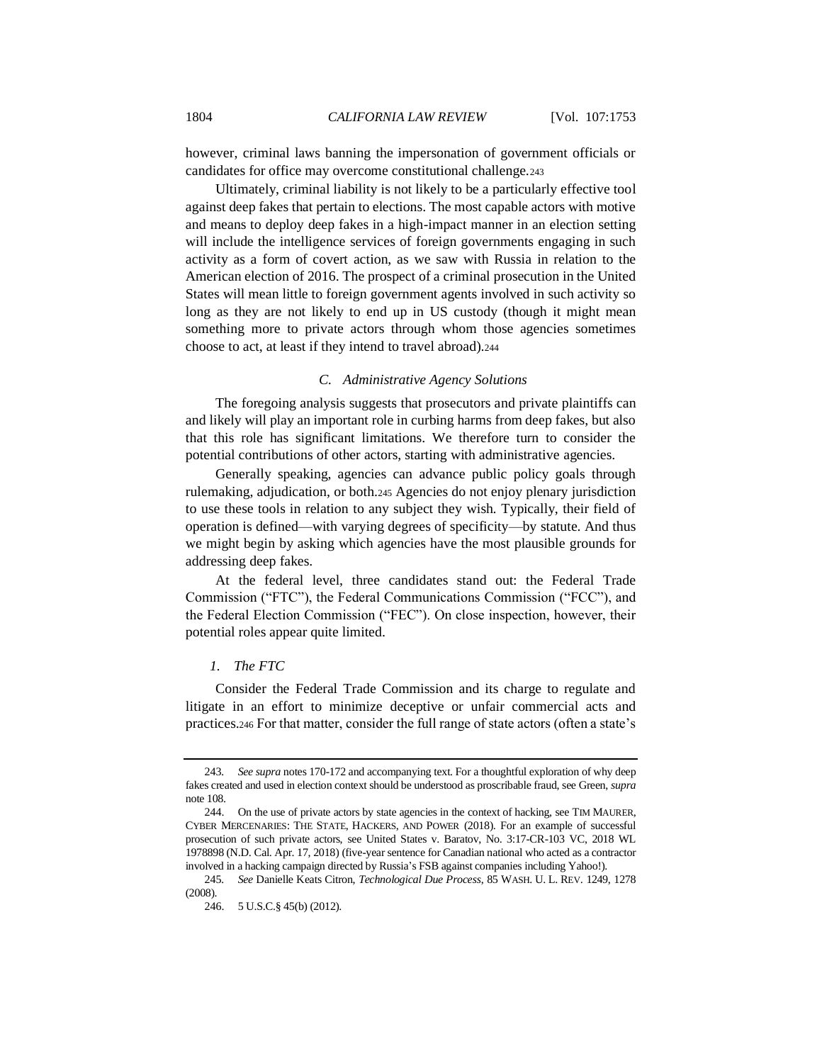however, criminal laws banning the impersonation of government officials or candidates for office may overcome constitutional challenge.[243]

Ultimately, criminal liability is not likely to be a particularly effective tool against deep fakes that pertain to elections. The most capable actors with motive and means to deploy deep fakes in a high-impact manner in an election setting will include the intelligence services of foreign governments engaging in such activity as a form of covert action, as we saw with Russia in relation to the American election of 2016. The prospect of a criminal prosecution in the United States will mean little to foreign government agents involved in such activity so long as they are not likely to end up in US custody (though it might mean something more to private actors through whom those agencies sometimes choose to act, at least if they intend to travel abroad).[244]

### *C. Administrative Agency Solutions*

The foregoing analysis suggests that prosecutors and private plaintiffs can and likely will play an important role in curbing harms from deep fakes, but also that this role has significant limitations. We therefore turn to consider the potential contributions of other actors, starting with administrative agencies.

Generally speaking, agencies can advance public policy goals through rulemaking, adjudication, or both.[245] Agencies do not enjoy plenary jurisdiction to use these tools in relation to any subject they wish. Typically, their field of operation is defined—with varying degrees of specificity—by statute. And thus we might begin by asking which agencies have the most plausible grounds for addressing deep fakes.

At the federal level, three candidates stand out: the Federal Trade Commission ("FTC"), the Federal Communications Commission ("FCC"), and the Federal Election Commission ("FEC"). On close inspection, however, their potential roles appear quite limited.

#### *1. The FTC*

Consider the Federal Trade Commission and its charge to regulate and litigate in an effort to minimize deceptive or unfair commercial acts and practices.[246] For that matter, consider the full range of state actors (often a state's

---

243. *See supra* notes 170-172 and accompanying text. For a thoughtful exploration of why deep fakes created and used in election context should be understood as proscribable fraud, see Green, *supra* note 108.

244. On the use of private actors by state agencies in the context of hacking, see TIM MAURER, CYBER MERCENARIES: THE STATE, HACKERS, AND POWER (2018). For an example of successful prosecution of such private actors, see United States v. Baratov, No. 3:17-CR-103 VC, 2018 WL 1978898 (N.D. Cal. Apr. 17, 2018) (five-year sentence for Canadian national who acted as a contractor involved in a hacking campaign directed by Russia's FSB against companies including Yahoo!).

245. *See* Danielle Keats Citron, *Technological Due Process*, 85 WASH. U. L. REV. 1249, 1278 (2008).

246. 5 U.S.C.§ 45(b) (2012).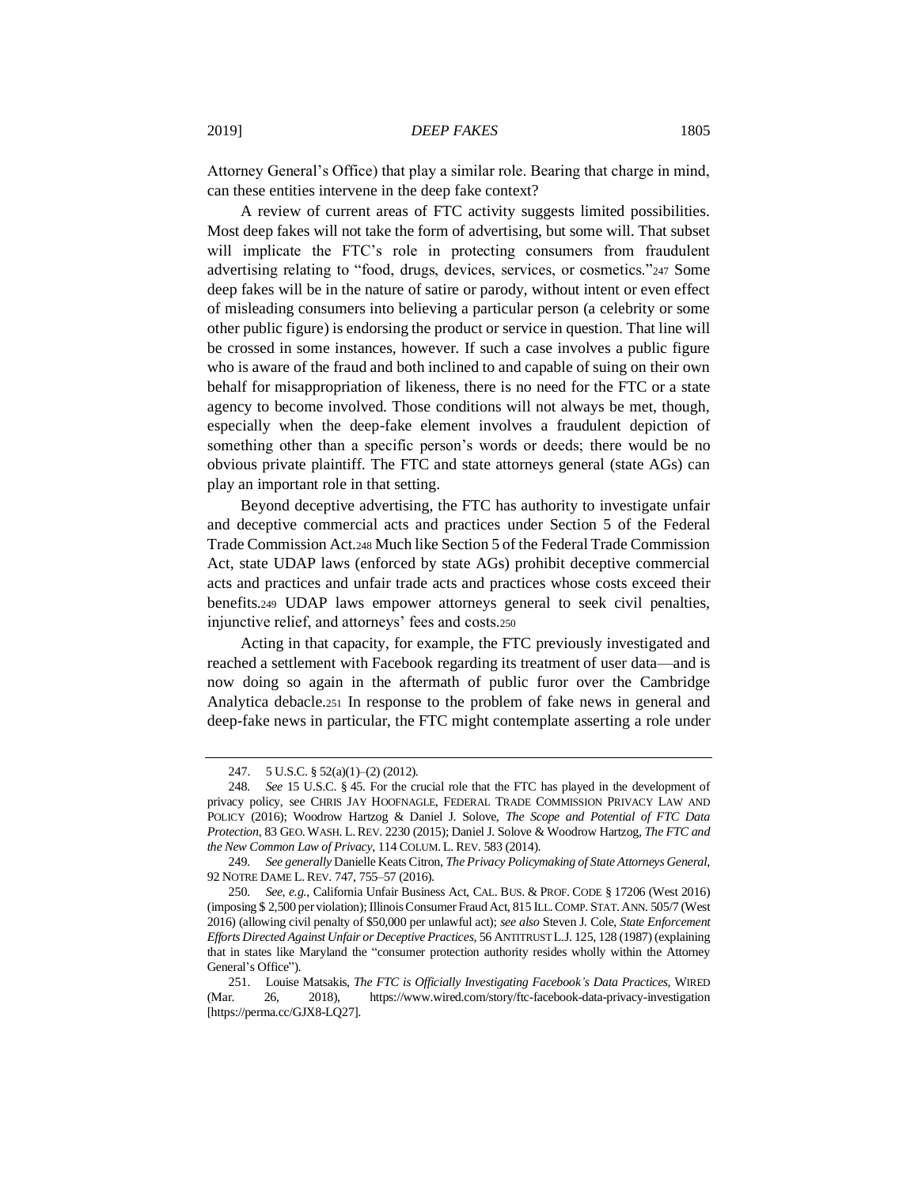Attorney General's Office) that play a similar role. Bearing that charge in mind, can these entities intervene in the deep fake context?

A review of current areas of FTC activity suggests limited possibilities. Most deep fakes will not take the form of advertising, but some will. That subset will implicate the FTC's role in protecting consumers from fraudulent advertising relating to "food, drugs, devices, services, or cosmetics."[247] Some deep fakes will be in the nature of satire or parody, without intent or even effect of misleading consumers into believing a particular person (a celebrity or some other public figure) is endorsing the product or service in question. That line will be crossed in some instances, however. If such a case involves a public figure who is aware of the fraud and both inclined to and capable of suing on their own behalf for misappropriation of likeness, there is no need for the FTC or a state agency to become involved. Those conditions will not always be met, though, especially when the deep-fake element involves a fraudulent depiction of something other than a specific person's words or deeds; there would be no obvious private plaintiff. The FTC and state attorneys general (state AGs) can play an important role in that setting.

Beyond deceptive advertising, the FTC has authority to investigate unfair and deceptive commercial acts and practices under Section 5 of the Federal Trade Commission Act.[248] Much like Section 5 of the Federal Trade Commission Act, state UDAP laws (enforced by state AGs) prohibit deceptive commercial acts and practices and unfair trade acts and practices whose costs exceed their benefits.[249] UDAP laws empower attorneys general to seek civil penalties, injunctive relief, and attorneys' fees and costs.[250]

Acting in that capacity, for example, the FTC previously investigated and reached a settlement with Facebook regarding its treatment of user data—and is now doing so again in the aftermath of public furor over the Cambridge Analytica debacle.[251] In response to the problem of fake news in general and deep-fake news in particular, the FTC might contemplate asserting a role under

---

247. 5 U.S.C. § 52(a)(1)–(2) (2012).

248. *See* 15 U.S.C. § 45. For the crucial role that the FTC has played in the development of privacy policy, see CHRIS JAY HOOFNAGLE, FEDERAL TRADE COMMISSION PRIVACY LAW AND POLICY (2016); Woodrow Hartzog & Daniel J. Solove, *The Scope and Potential of FTC Data Protection*, 83 GEO. WASH. L. REV. 2230 (2015); Daniel J. Solove & Woodrow Hartzog, *The FTC and the New Common Law of Privacy*, 114 COLUM. L. REV. 583 (2014).

249. *See generally* Danielle Keats Citron, *The Privacy Policymaking of State Attorneys General*, 92 NOTRE DAME L. REV. 747, 755–57 (2016).

250. *See, e.g.*, California Unfair Business Act, CAL. BUS. & PROF. CODE § 17206 (West 2016) (imposing $ 2,500 per violation); Illinois Consumer Fraud Act, 815 ILL. COMP. STAT. ANN. 505/7 (West 2016) (allowing civil penalty of $50,000 per unlawful act); *see also* Steven J. Cole, *State Enforcement Efforts Directed Against Unfair or Deceptive Practices*, 56 ANTITRUST L.J. 125, 128 (1987) (explaining that in states like Maryland the "consumer protection authority resides wholly within the Attorney General's Office").

251. Louise Matsakis, *The FTC is Officially Investigating Facebook's Data Practices*, WIRED (Mar. 26, 2018), https://www.wired.com/story/ftc-facebook-data-privacy-investigation [https://perma.cc/GJX8-LQ27].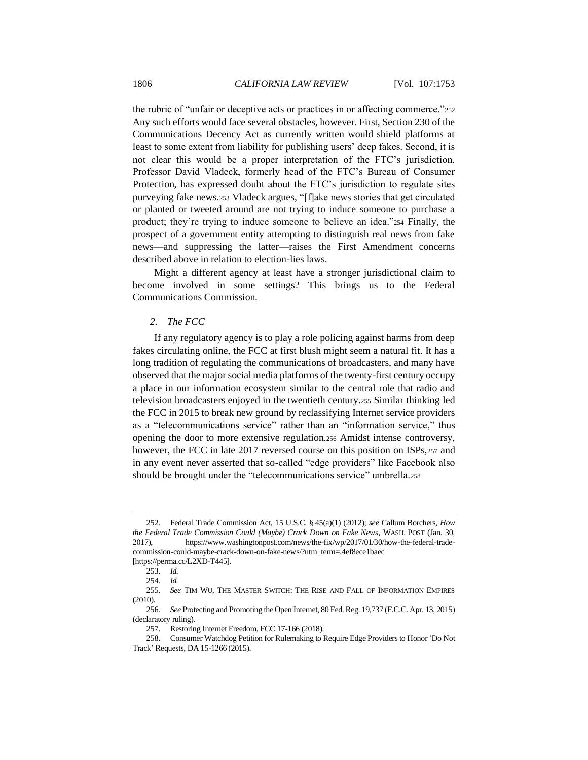the rubric of "unfair or deceptive acts or practices in or affecting commerce."[252] Any such efforts would face several obstacles, however. First, Section 230 of the Communications Decency Act as currently written would shield platforms at least to some extent from liability for publishing users' deep fakes. Second, it is not clear this would be a proper interpretation of the FTC's jurisdiction. Professor David Vladeck, formerly head of the FTC's Bureau of Consumer Protection, has expressed doubt about the FTC's jurisdiction to regulate sites purveying fake news.[253] Vladeck argues, "[f]ake news stories that get circulated or planted or tweeted around are not trying to induce someone to purchase a product; they're trying to induce someone to believe an idea."[254] Finally, the prospect of a government entity attempting to distinguish real news from fake news—and suppressing the latter—raises the First Amendment concerns described above in relation to election-lies laws.

Might a different agency at least have a stronger jurisdictional claim to become involved in some settings? This brings us to the Federal Communications Commission.

### *2. The FCC*

If any regulatory agency is to play a role policing against harms from deep fakes circulating online, the FCC at first blush might seem a natural fit. It has a long tradition of regulating the communications of broadcasters, and many have observed that the major social media platforms of the twenty-first century occupy a place in our information ecosystem similar to the central role that radio and television broadcasters enjoyed in the twentieth century.[255] Similar thinking led the FCC in 2015 to break new ground by reclassifying Internet service providers as a "telecommunications service" rather than an "information service," thus opening the door to more extensive regulation.[256] Amidst intense controversy, however, the FCC in late 2017 reversed course on this position on ISPs,[257] and in any event never asserted that so-called "edge providers" like Facebook also should be brought under the "telecommunications service" umbrella.[258]

---

252. Federal Trade Commission Act, 15 U.S.C. § 45(a)(1) (2012); *see* Callum Borchers, *How the Federal Trade Commission Could (Maybe) Crack Down on Fake News*, WASH. POST (Jan. 30, 2017), https://www.washingtonpost.com/news/the-fix/wp/2017/01/30/how-the-federal-trade-commission-could-maybe-crack-down-on-fake-news/?utm_term=.4ef8ece1baec [https://perma.cc/L2XD-T445].

253. *Id.*

254. *Id.*

255. *See* TIM WU, THE MASTER SWITCH: THE RISE AND FALL OF INFORMATION EMPIRES (2010).

256. *See* Protecting and Promoting the Open Internet, 80 Fed. Reg. 19,737 (F.C.C. Apr. 13, 2015) (declaratory ruling).

257. Restoring Internet Freedom, FCC 17-166 (2018).

258. Consumer Watchdog Petition for Rulemaking to Require Edge Providers to Honor 'Do Not Track' Requests, DA 15-1266 (2015).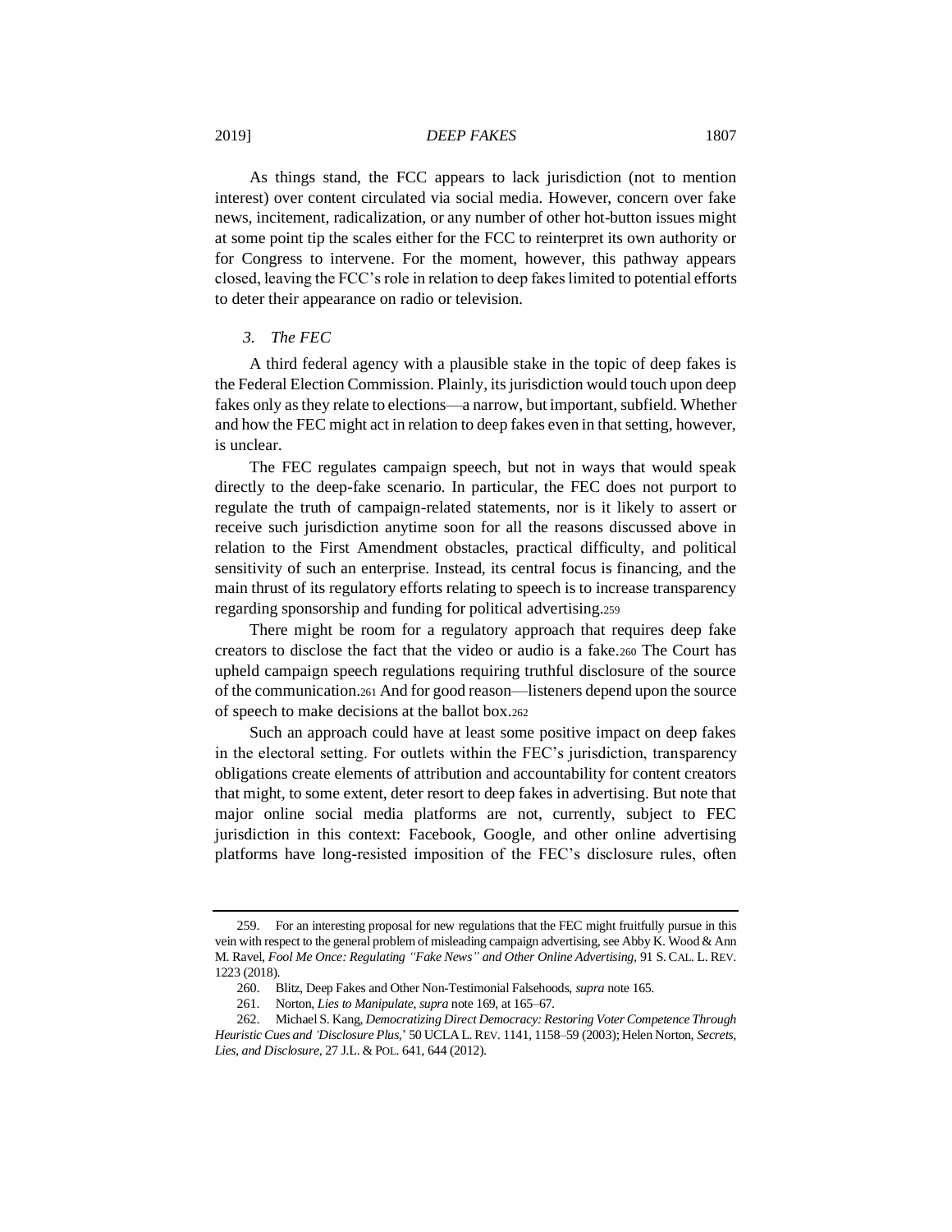As things stand, the FCC appears to lack jurisdiction (not to mention interest) over content circulated via social media. However, concern over fake news, incitement, radicalization, or any number of other hot-button issues might at some point tip the scales either for the FCC to reinterpret its own authority or for Congress to intervene. For the moment, however, this pathway appears closed, leaving the FCC's role in relation to deep fakes limited to potential efforts to deter their appearance on radio or television.

### *3. The FEC*

A third federal agency with a plausible stake in the topic of deep fakes is the Federal Election Commission. Plainly, its jurisdiction would touch upon deep fakes only as they relate to elections—a narrow, but important, subfield. Whether and how the FEC might act in relation to deep fakes even in that setting, however, is unclear.

The FEC regulates campaign speech, but not in ways that would speak directly to the deep-fake scenario. In particular, the FEC does not purport to regulate the truth of campaign-related statements, nor is it likely to assert or receive such jurisdiction anytime soon for all the reasons discussed above in relation to the First Amendment obstacles, practical difficulty, and political sensitivity of such an enterprise. Instead, its central focus is financing, and the main thrust of its regulatory efforts relating to speech is to increase transparency regarding sponsorship and funding for political advertising.[259]

There might be room for a regulatory approach that requires deep fake creators to disclose the fact that the video or audio is a fake.[260] The Court has upheld campaign speech regulations requiring truthful disclosure of the source of the communication.[261] And for good reason—listeners depend upon the source of speech to make decisions at the ballot box.[262]

Such an approach could have at least some positive impact on deep fakes in the electoral setting. For outlets within the FEC's jurisdiction, transparency obligations create elements of attribution and accountability for content creators that might, to some extent, deter resort to deep fakes in advertising. But note that major online social media platforms are not, currently, subject to FEC jurisdiction in this context: Facebook, Google, and other online advertising platforms have long-resisted imposition of the FEC's disclosure rules, often

---

259. For an interesting proposal for new regulations that the FEC might fruitfully pursue in this vein with respect to the general problem of misleading campaign advertising, see Abby K. Wood & Ann M. Ravel, *Fool Me Once: Regulating "Fake News" and Other Online Advertising*, 91 S. CAL. L. REV. 1223 (2018).

260. Blitz, Deep Fakes and Other Non-Testimonial Falsehoods, *supra* note 165.

261. Norton, *Lies to Manipulate*, *supra* note 169, at 165–67.

262. Michael S. Kang, *Democratizing Direct Democracy: Restoring Voter Competence Through Heuristic Cues and 'Disclosure Plus*,' 50 UCLA L. REV. 1141, 1158–59 (2003); Helen Norton, *Secrets, Lies, and Disclosure*, 27 J.L. & POL. 641, 644 (2012).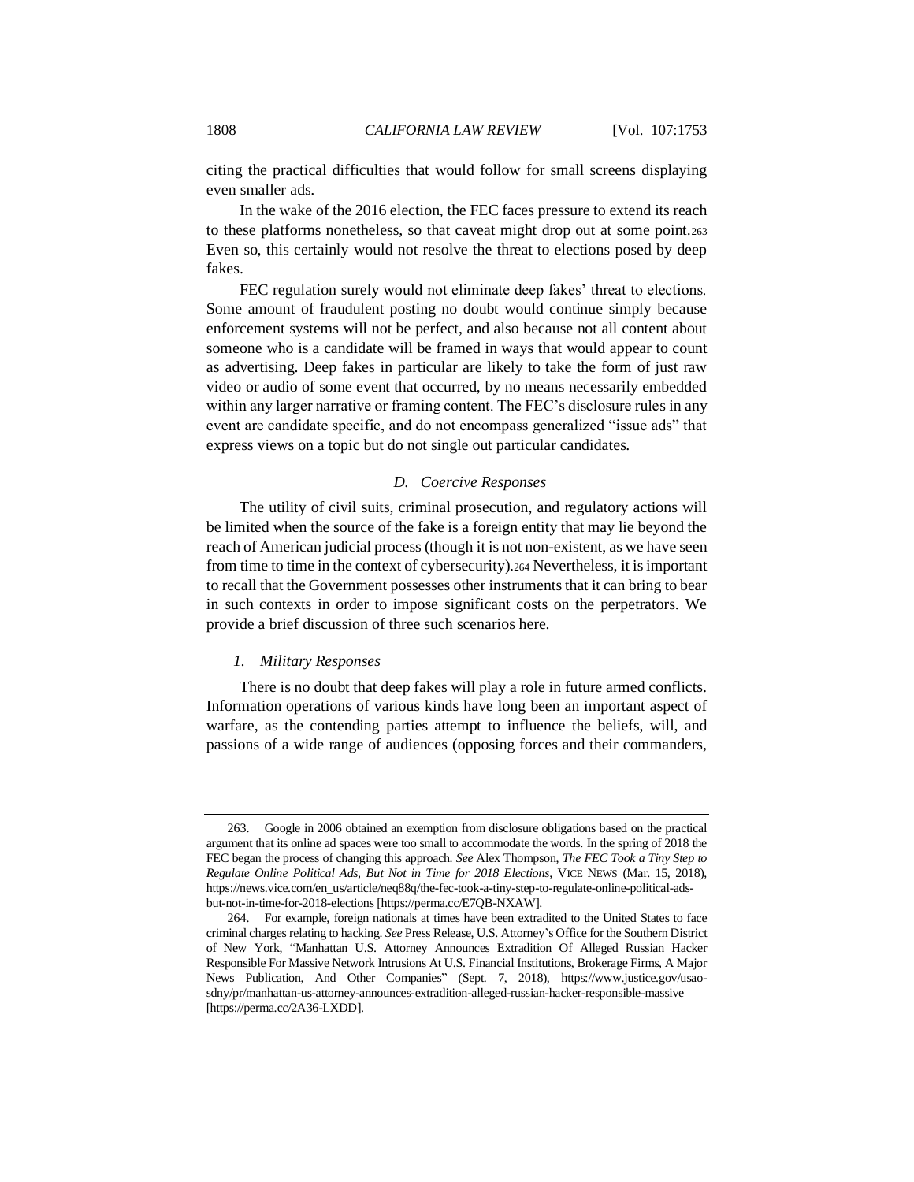citing the practical difficulties that would follow for small screens displaying even smaller ads.

In the wake of the 2016 election, the FEC faces pressure to extend its reach to these platforms nonetheless, so that caveat might drop out at some point.[263] Even so, this certainly would not resolve the threat to elections posed by deep fakes.

FEC regulation surely would not eliminate deep fakes' threat to elections. Some amount of fraudulent posting no doubt would continue simply because enforcement systems will not be perfect, and also because not all content about someone who is a candidate will be framed in ways that would appear to count as advertising. Deep fakes in particular are likely to take the form of just raw video or audio of some event that occurred, by no means necessarily embedded within any larger narrative or framing content. The FEC's disclosure rules in any event are candidate specific, and do not encompass generalized "issue ads" that express views on a topic but do not single out particular candidates.

### *D. Coercive Responses*

The utility of civil suits, criminal prosecution, and regulatory actions will be limited when the source of the fake is a foreign entity that may lie beyond the reach of American judicial process (though it is not non-existent, as we have seen from time to time in the context of cybersecurity).[264] Nevertheless, it is important to recall that the Government possesses other instruments that it can bring to bear in such contexts in order to impose significant costs on the perpetrators. We provide a brief discussion of three such scenarios here.

#### *1. Military Responses*

There is no doubt that deep fakes will play a role in future armed conflicts. Information operations of various kinds have long been an important aspect of warfare, as the contending parties attempt to influence the beliefs, will, and passions of a wide range of audiences (opposing forces and their commanders,

---

263. Google in 2006 obtained an exemption from disclosure obligations based on the practical argument that its online ad spaces were too small to accommodate the words. In the spring of 2018 the FEC began the process of changing this approach. *See* Alex Thompson, *The FEC Took a Tiny Step to Regulate Online Political Ads, But Not in Time for 2018 Elections*, VICE NEWS (Mar. 15, 2018), https://news.vice.com/en_us/article/neq88q/the-fec-took-a-tiny-step-to-regulate-online-political-ads-but-not-in-time-for-2018-elections [https://perma.cc/E7QB-NXAW].

264. For example, foreign nationals at times have been extradited to the United States to face criminal charges relating to hacking. *See* Press Release, U.S. Attorney's Office for the Southern District of New York, "Manhattan U.S. Attorney Announces Extradition Of Alleged Russian Hacker Responsible For Massive Network Intrusions At U.S. Financial Institutions, Brokerage Firms, A Major News Publication, And Other Companies" (Sept. 7, 2018), https://www.justice.gov/usao-sdny/pr/manhattan-us-attorney-announces-extradition-alleged-russian-hacker-responsible-massive [https://perma.cc/2A36-LXDD].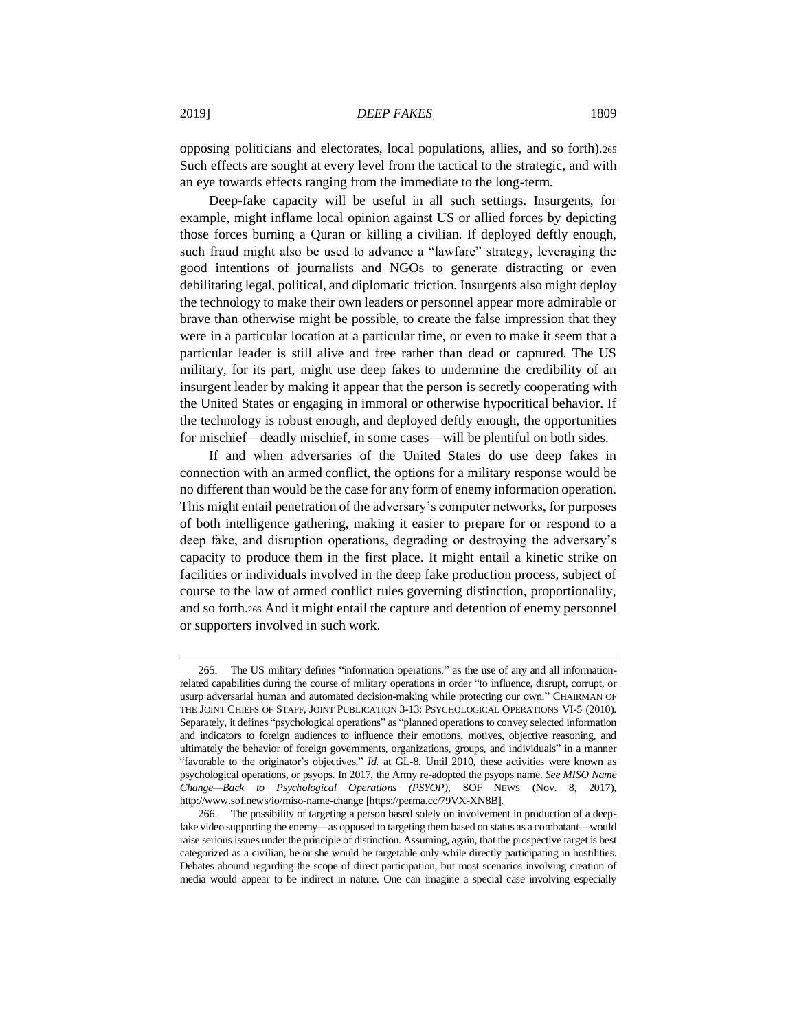opposing politicians and electorates, local populations, allies, and so forth).[265] Such effects are sought at every level from the tactical to the strategic, and with an eye towards effects ranging from the immediate to the long-term.

Deep-fake capacity will be useful in all such settings. Insurgents, for example, might inflame local opinion against US or allied forces by depicting those forces burning a Quran or killing a civilian. If deployed deftly enough, such fraud might also be used to advance a "lawfare" strategy, leveraging the good intentions of journalists and NGOs to generate distracting or even debilitating legal, political, and diplomatic friction. Insurgents also might deploy the technology to make their own leaders or personnel appear more admirable or brave than otherwise might be possible, to create the false impression that they were in a particular location at a particular time, or even to make it seem that a particular leader is still alive and free rather than dead or captured. The US military, for its part, might use deep fakes to undermine the credibility of an insurgent leader by making it appear that the person is secretly cooperating with the United States or engaging in immoral or otherwise hypocritical behavior. If the technology is robust enough, and deployed deftly enough, the opportunities for mischief—deadly mischief, in some cases—will be plentiful on both sides.

If and when adversaries of the United States do use deep fakes in connection with an armed conflict, the options for a military response would be no different than would be the case for any form of enemy information operation. This might entail penetration of the adversary's computer networks, for purposes of both intelligence gathering, making it easier to prepare for or respond to a deep fake, and disruption operations, degrading or destroying the adversary's capacity to produce them in the first place. It might entail a kinetic strike on facilities or individuals involved in the deep fake production process, subject of course to the law of armed conflict rules governing distinction, proportionality, and so forth.[266] And it might entail the capture and detention of enemy personnel or supporters involved in such work.

---

265. The US military defines "information operations," as the use of any and all information-related capabilities during the course of military operations in order "to influence, disrupt, corrupt, or usurp adversarial human and automated decision-making while protecting our own." CHAIRMAN OF THE JOINT CHIEFS OF STAFF, JOINT PUBLICATION 3-13: PSYCHOLOGICAL OPERATIONS VI-5 (2010). Separately, it defines "psychological operations" as "planned operations to convey selected information and indicators to foreign audiences to influence their emotions, motives, objective reasoning, and ultimately the behavior of foreign governments, organizations, groups, and individuals" in a manner "favorable to the originator's objectives." *Id.* at GL-8. Until 2010, these activities were known as psychological operations, or psyops. In 2017, the Army re-adopted the psyops name. *See MISO Name Change—Back to Psychological Operations (PSYOP)*, SOF NEWS (Nov. 8, 2017), http://www.sof.news/io/miso-name-change [https://perma.cc/79VX-XN8B].

266. The possibility of targeting a person based solely on involvement in production of a deep-fake video supporting the enemy—as opposed to targeting them based on status as a combatant—would raise serious issues under the principle of distinction. Assuming, again, that the prospective target is best categorized as a civilian, he or she would be targetable only while directly participating in hostilities. Debates abound regarding the scope of direct participation, but most scenarios involving creation of media would appear to be indirect in nature. One can imagine a special case involving especially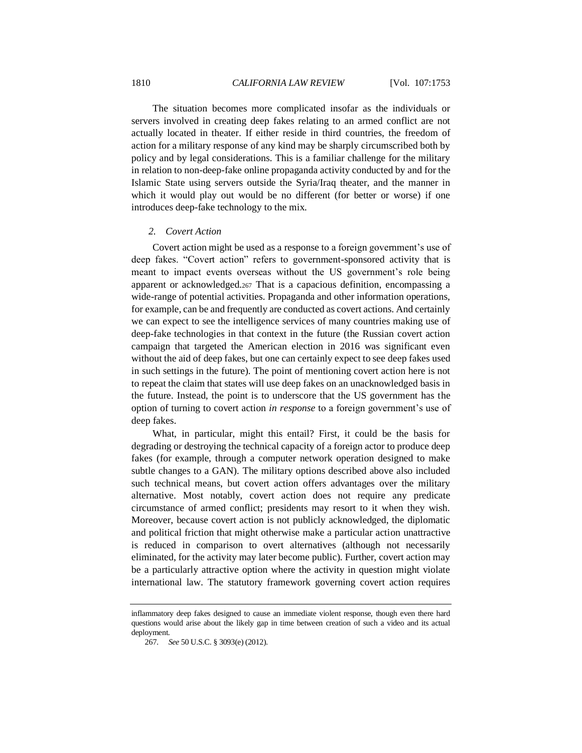The situation becomes more complicated insofar as the individuals or servers involved in creating deep fakes relating to an armed conflict are not actually located in theater. If either reside in third countries, the freedom of action for a military response of any kind may be sharply circumscribed both by policy and by legal considerations. This is a familiar challenge for the military in relation to non-deep-fake online propaganda activity conducted by and for the Islamic State using servers outside the Syria/Iraq theater, and the manner in which it would play out would be no different (for better or worse) if one introduces deep-fake technology to the mix.

### *2. Covert Action*

Covert action might be used as a response to a foreign government's use of deep fakes. "Covert action" refers to government-sponsored activity that is meant to impact events overseas without the US government's role being apparent or acknowledged.[267] That is a capacious definition, encompassing a wide-range of potential activities. Propaganda and other information operations, for example, can be and frequently are conducted as covert actions. And certainly we can expect to see the intelligence services of many countries making use of deep-fake technologies in that context in the future (the Russian covert action campaign that targeted the American election in 2016 was significant even without the aid of deep fakes, but one can certainly expect to see deep fakes used in such settings in the future). The point of mentioning covert action here is not to repeat the claim that states will use deep fakes on an unacknowledged basis in the future. Instead, the point is to underscore that the US government has the option of turning to covert action *in response* to a foreign government's use of deep fakes.

What, in particular, might this entail? First, it could be the basis for degrading or destroying the technical capacity of a foreign actor to produce deep fakes (for example, through a computer network operation designed to make subtle changes to a GAN). The military options described above also included such technical means, but covert action offers advantages over the military alternative. Most notably, covert action does not require any predicate circumstance of armed conflict; presidents may resort to it when they wish. Moreover, because covert action is not publicly acknowledged, the diplomatic and political friction that might otherwise make a particular action unattractive is reduced in comparison to overt alternatives (although not necessarily eliminated, for the activity may later become public). Further, covert action may be a particularly attractive option where the activity in question might violate international law. The statutory framework governing covert action requires

---

inflammatory deep fakes designed to cause an immediate violent response, though even there hard questions would arise about the likely gap in time between creation of such a video and its actual deployment.

267. *See* 50 U.S.C. § 3093(e) (2012).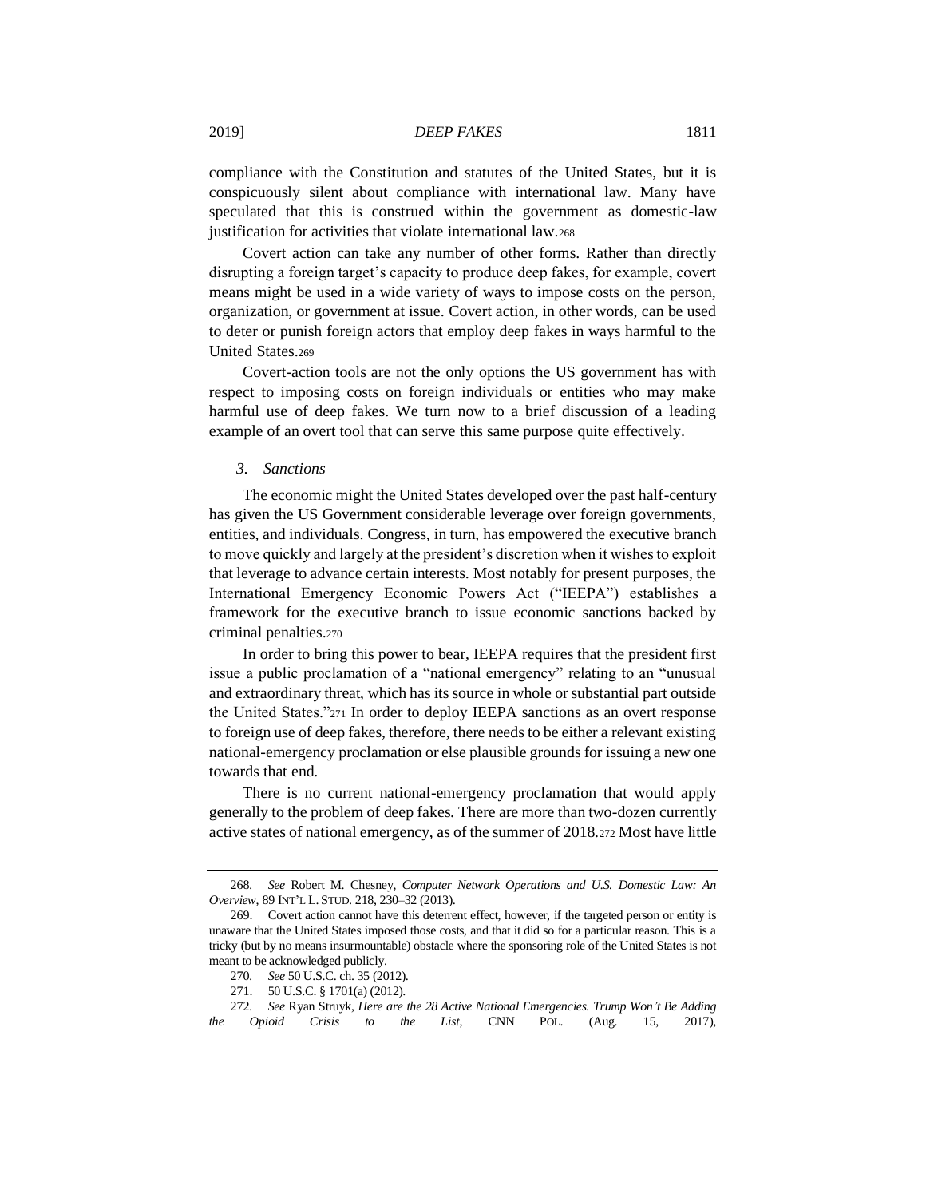compliance with the Constitution and statutes of the United States, but it is conspicuously silent about compliance with international law. Many have speculated that this is construed within the government as domestic-law justification for activities that violate international law.[268]

Covert action can take any number of other forms. Rather than directly disrupting a foreign target's capacity to produce deep fakes, for example, covert means might be used in a wide variety of ways to impose costs on the person, organization, or government at issue. Covert action, in other words, can be used to deter or punish foreign actors that employ deep fakes in ways harmful to the United States.[269]

Covert-action tools are not the only options the US government has with respect to imposing costs on foreign individuals or entities who may make harmful use of deep fakes. We turn now to a brief discussion of a leading example of an overt tool that can serve this same purpose quite effectively.

### *3. Sanctions*

The economic might the United States developed over the past half-century has given the US Government considerable leverage over foreign governments, entities, and individuals. Congress, in turn, has empowered the executive branch to move quickly and largely at the president's discretion when it wishes to exploit that leverage to advance certain interests. Most notably for present purposes, the International Emergency Economic Powers Act ("IEEPA") establishes a framework for the executive branch to issue economic sanctions backed by criminal penalties.[270]

In order to bring this power to bear, IEEPA requires that the president first issue a public proclamation of a "national emergency" relating to an "unusual and extraordinary threat, which has its source in whole or substantial part outside the United States."[271] In order to deploy IEEPA sanctions as an overt response to foreign use of deep fakes, therefore, there needs to be either a relevant existing national-emergency proclamation or else plausible grounds for issuing a new one towards that end.

There is no current national-emergency proclamation that would apply generally to the problem of deep fakes. There are more than two-dozen currently active states of national emergency, as of the summer of 2018.[272] Most have little

---

268. *See* Robert M. Chesney, *Computer Network Operations and U.S. Domestic Law: An Overview*, 89 INT'L L. STUD. 218, 230–32 (2013).

269. Covert action cannot have this deterrent effect, however, if the targeted person or entity is unaware that the United States imposed those costs, and that it did so for a particular reason. This is a tricky (but by no means insurmountable) obstacle where the sponsoring role of the United States is not meant to be acknowledged publicly.

270. *See* 50 U.S.C. ch. 35 (2012).

271. 50 U.S.C. § 1701(a) (2012).

272. *See* Ryan Struyk, *Here are the 28 Active National Emergencies. Trump Won't Be Adding the Opioid Crisis to the List*, CNN POL. (Aug. 15, 2017),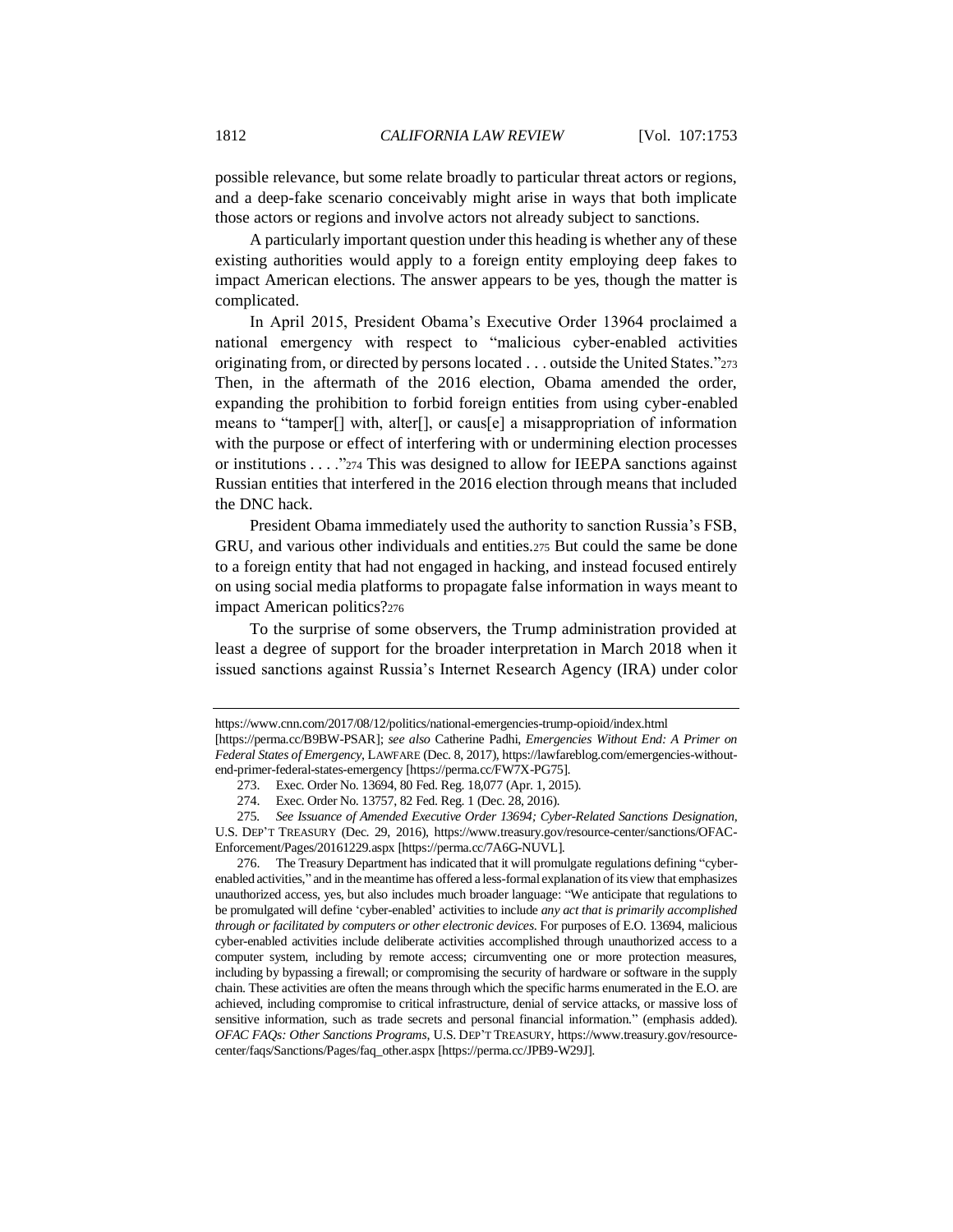possible relevance, but some relate broadly to particular threat actors or regions, and a deep-fake scenario conceivably might arise in ways that both implicate those actors or regions and involve actors not already subject to sanctions.

A particularly important question under this heading is whether any of these existing authorities would apply to a foreign entity employing deep fakes to impact American elections. The answer appears to be yes, though the matter is complicated.

In April 2015, President Obama's Executive Order 13964 proclaimed a national emergency with respect to "malicious cyber-enabled activities originating from, or directed by persons located . . . outside the United States."[273] Then, in the aftermath of the 2016 election, Obama amended the order, expanding the prohibition to forbid foreign entities from using cyber-enabled means to "tamper[] with, alter[], or caus[e] a misappropriation of information with the purpose or effect of interfering with or undermining election processes or institutions . . . ."[274] This was designed to allow for IEEPA sanctions against Russian entities that interfered in the 2016 election through means that included the DNC hack.

President Obama immediately used the authority to sanction Russia's FSB, GRU, and various other individuals and entities.[275] But could the same be done to a foreign entity that had not engaged in hacking, and instead focused entirely on using social media platforms to propagate false information in ways meant to impact American politics?[276]

To the surprise of some observers, the Trump administration provided at least a degree of support for the broader interpretation in March 2018 when it issued sanctions against Russia's Internet Research Agency (IRA) under color

---

https://www.cnn.com/2017/08/12/politics/national-emergencies-trump-opioid/index.html [https://perma.cc/B9BW-PSAR]; *see also* Catherine Padhi, *Emergencies Without End: A Primer on Federal States of Emergency*, LAWFARE (Dec. 8, 2017), https://lawfareblog.com/emergencies-without-end-primer-federal-states-emergency [https://perma.cc/FW7X-PG75].

273. Exec. Order No. 13694, 80 Fed. Reg. 18,077 (Apr. 1, 2015).

274. Exec. Order No. 13757, 82 Fed. Reg. 1 (Dec. 28, 2016).

275. *See Issuance of Amended Executive Order 13694; Cyber-Related Sanctions Designation*, U.S. DEP'T TREASURY (Dec. 29, 2016), https://www.treasury.gov/resource-center/sanctions/OFAC-Enforcement/Pages/20161229.aspx [https://perma.cc/7A6G-NUVL].

276. The Treasury Department has indicated that it will promulgate regulations defining "cyber-enabled activities," and in the meantime has offered a less-formal explanation of its view that emphasizes unauthorized access, yes, but also includes much broader language: "We anticipate that regulations to be promulgated will define 'cyber-enabled' activities to include *any act that is primarily accomplished through or facilitated by computers or other electronic devices*. For purposes of E.O. 13694, malicious cyber-enabled activities include deliberate activities accomplished through unauthorized access to a computer system, including by remote access; circumventing one or more protection measures, including by bypassing a firewall; or compromising the security of hardware or software in the supply chain. These activities are often the means through which the specific harms enumerated in the E.O. are achieved, including compromise to critical infrastructure, denial of service attacks, or massive loss of sensitive information, such as trade secrets and personal financial information." (emphasis added). *OFAC FAQs: Other Sanctions Programs*, U.S. DEP'T TREASURY, https://www.treasury.gov/resource-center/faqs/Sanctions/Pages/faq_other.aspx [https://perma.cc/JPB9-W29J].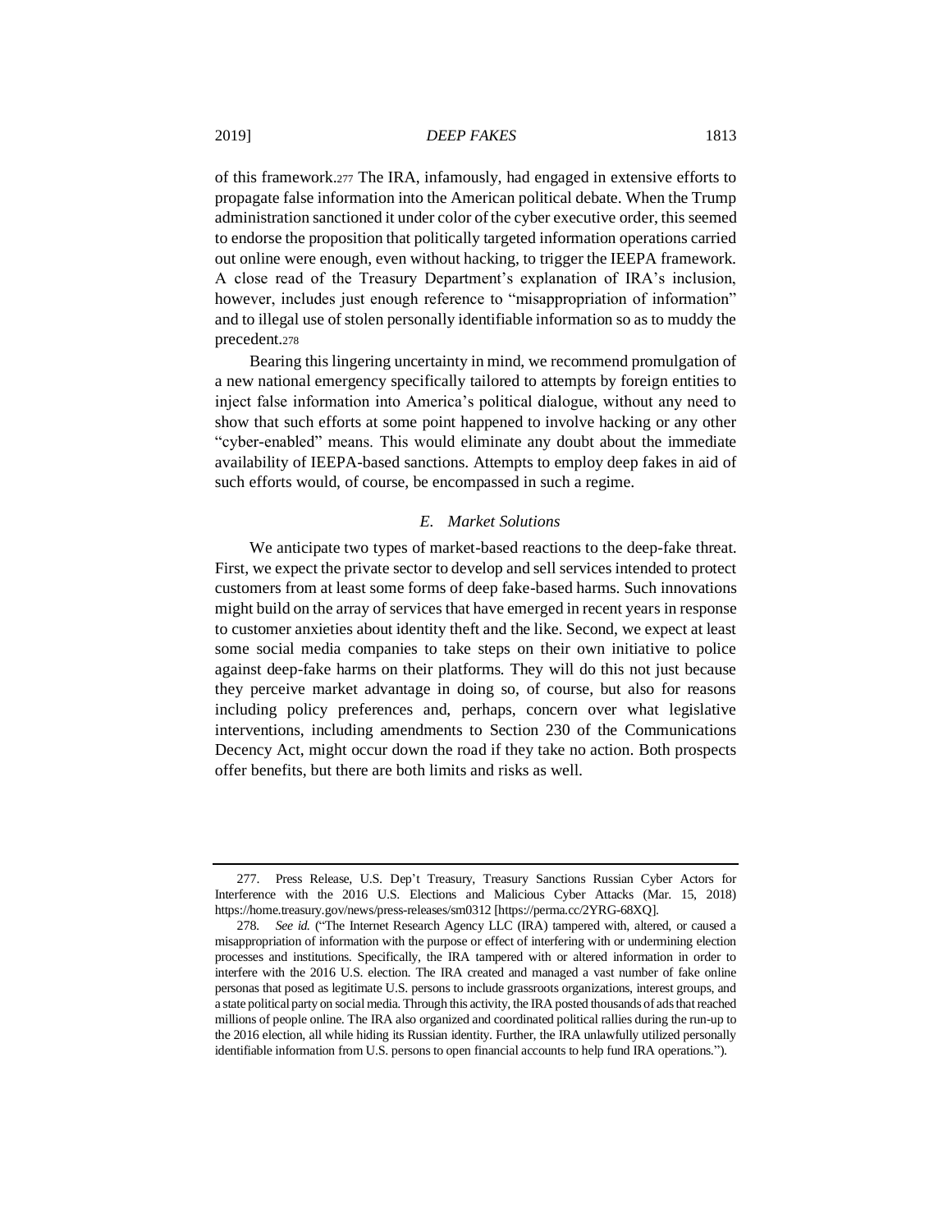of this framework.[277] The IRA, infamously, had engaged in extensive efforts to propagate false information into the American political debate. When the Trump administration sanctioned it under color of the cyber executive order, this seemed to endorse the proposition that politically targeted information operations carried out online were enough, even without hacking, to trigger the IEEPA framework. A close read of the Treasury Department's explanation of IRA's inclusion, however, includes just enough reference to "misappropriation of information" and to illegal use of stolen personally identifiable information so as to muddy the precedent.[278]

Bearing this lingering uncertainty in mind, we recommend promulgation of a new national emergency specifically tailored to attempts by foreign entities to inject false information into America's political dialogue, without any need to show that such efforts at some point happened to involve hacking or any other "cyber-enabled" means. This would eliminate any doubt about the immediate availability of IEEPA-based sanctions. Attempts to employ deep fakes in aid of such efforts would, of course, be encompassed in such a regime.

### *E. Market Solutions*

We anticipate two types of market-based reactions to the deep-fake threat. First, we expect the private sector to develop and sell services intended to protect customers from at least some forms of deep fake-based harms. Such innovations might build on the array of services that have emerged in recent years in response to customer anxieties about identity theft and the like. Second, we expect at least some social media companies to take steps on their own initiative to police against deep-fake harms on their platforms. They will do this not just because they perceive market advantage in doing so, of course, but also for reasons including policy preferences and, perhaps, concern over what legislative interventions, including amendments to Section 230 of the Communications Decency Act, might occur down the road if they take no action. Both prospects offer benefits, but there are both limits and risks as well.

---

277. Press Release, U.S. Dep't Treasury, Treasury Sanctions Russian Cyber Actors for Interference with the 2016 U.S. Elections and Malicious Cyber Attacks (Mar. 15, 2018) https://home.treasury.gov/news/press-releases/sm0312 [https://perma.cc/2YRG-68XQ].

278. *See id.* ("The Internet Research Agency LLC (IRA) tampered with, altered, or caused a misappropriation of information with the purpose or effect of interfering with or undermining election processes and institutions. Specifically, the IRA tampered with or altered information in order to interfere with the 2016 U.S. election. The IRA created and managed a vast number of fake online personas that posed as legitimate U.S. persons to include grassroots organizations, interest groups, and a state political party on social media. Through this activity, the IRA posted thousands of ads that reached millions of people online. The IRA also organized and coordinated political rallies during the run-up to the 2016 election, all while hiding its Russian identity. Further, the IRA unlawfully utilized personally identifiable information from U.S. persons to open financial accounts to help fund IRA operations.").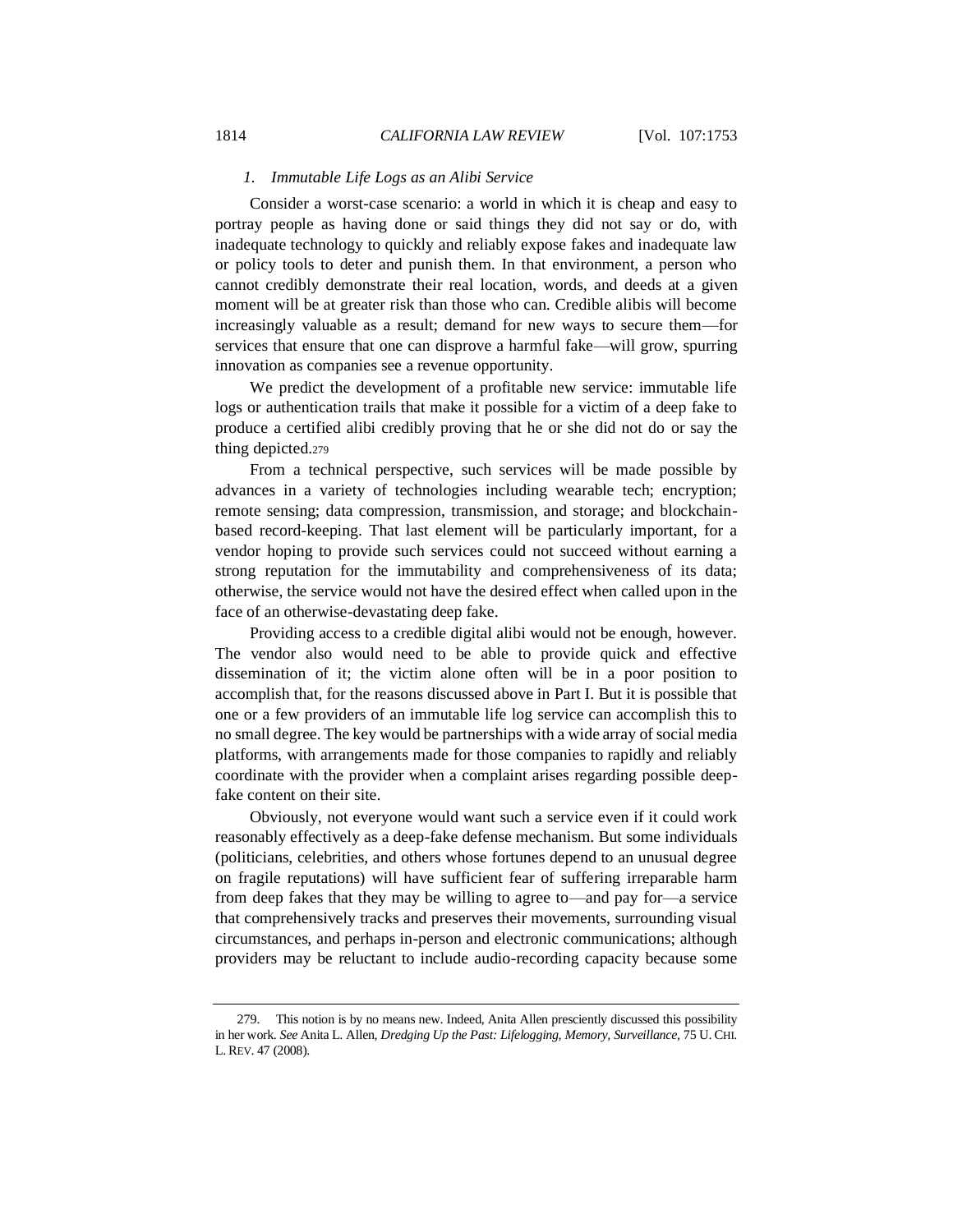#### *1. Immutable Life Logs as an Alibi Service*

Consider a worst-case scenario: a world in which it is cheap and easy to portray people as having done or said things they did not say or do, with inadequate technology to quickly and reliably expose fakes and inadequate law or policy tools to deter and punish them. In that environment, a person who cannot credibly demonstrate their real location, words, and deeds at a given moment will be at greater risk than those who can. Credible alibis will become increasingly valuable as a result; demand for new ways to secure them—for services that ensure that one can disprove a harmful fake—will grow, spurring innovation as companies see a revenue opportunity.

We predict the development of a profitable new service: immutable life logs or authentication trails that make it possible for a victim of a deep fake to produce a certified alibi credibly proving that he or she did not do or say the thing depicted.[279]

From a technical perspective, such services will be made possible by advances in a variety of technologies including wearable tech; encryption; remote sensing; data compression, transmission, and storage; and blockchain-based record-keeping. That last element will be particularly important, for a vendor hoping to provide such services could not succeed without earning a strong reputation for the immutability and comprehensiveness of its data; otherwise, the service would not have the desired effect when called upon in the face of an otherwise-devastating deep fake.

Providing access to a credible digital alibi would not be enough, however. The vendor also would need to be able to provide quick and effective dissemination of it; the victim alone often will be in a poor position to accomplish that, for the reasons discussed above in Part I. But it is possible that one or a few providers of an immutable life log service can accomplish this to no small degree. The key would be partnerships with a wide array of social media platforms, with arrangements made for those companies to rapidly and reliably coordinate with the provider when a complaint arises regarding possible deep-fake content on their site.

Obviously, not everyone would want such a service even if it could work reasonably effectively as a deep-fake defense mechanism. But some individuals (politicians, celebrities, and others whose fortunes depend to an unusual degree on fragile reputations) will have sufficient fear of suffering irreparable harm from deep fakes that they may be willing to agree to—and pay for—a service that comprehensively tracks and preserves their movements, surrounding visual circumstances, and perhaps in-person and electronic communications; although providers may be reluctant to include audio-recording capacity because some

---

279. This notion is by no means new. Indeed, Anita Allen presciently discussed this possibility in her work. *See* Anita L. Allen, *Dredging Up the Past: Lifelogging, Memory, Surveillance*, 75 U. CHI. L. REV. 47 (2008).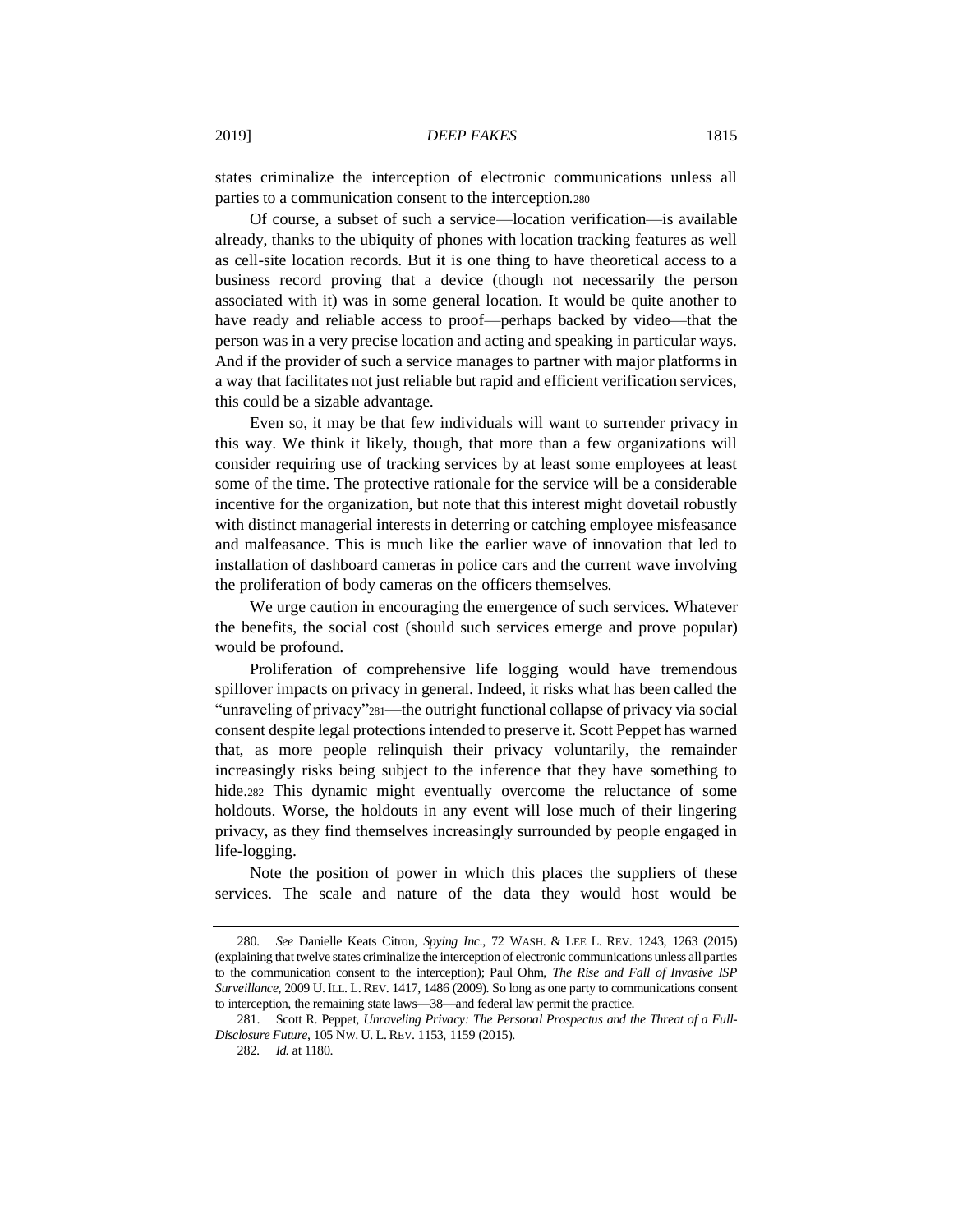states criminalize the interception of electronic communications unless all parties to a communication consent to the interception.[280]

Of course, a subset of such a service—location verification—is available already, thanks to the ubiquity of phones with location tracking features as well as cell-site location records. But it is one thing to have theoretical access to a business record proving that a device (though not necessarily the person associated with it) was in some general location. It would be quite another to have ready and reliable access to proof—perhaps backed by video—that the person was in a very precise location and acting and speaking in particular ways. And if the provider of such a service manages to partner with major platforms in a way that facilitates not just reliable but rapid and efficient verification services, this could be a sizable advantage.

Even so, it may be that few individuals will want to surrender privacy in this way. We think it likely, though, that more than a few organizations will consider requiring use of tracking services by at least some employees at least some of the time. The protective rationale for the service will be a considerable incentive for the organization, but note that this interest might dovetail robustly with distinct managerial interests in deterring or catching employee misfeasance and malfeasance. This is much like the earlier wave of innovation that led to installation of dashboard cameras in police cars and the current wave involving the proliferation of body cameras on the officers themselves.

We urge caution in encouraging the emergence of such services. Whatever the benefits, the social cost (should such services emerge and prove popular) would be profound.

Proliferation of comprehensive life logging would have tremendous spillover impacts on privacy in general. Indeed, it risks what has been called the "unraveling of privacy"[281]—the outright functional collapse of privacy via social consent despite legal protections intended to preserve it. Scott Peppet has warned that, as more people relinquish their privacy voluntarily, the remainder increasingly risks being subject to the inference that they have something to hide.[282] This dynamic might eventually overcome the reluctance of some holdouts. Worse, the holdouts in any event will lose much of their lingering privacy, as they find themselves increasingly surrounded by people engaged in life-logging.

Note the position of power in which this places the suppliers of these services. The scale and nature of the data they would host would be

---

280. *See* Danielle Keats Citron, *Spying Inc.*, 72 WASH. & LEE L. REV. 1243, 1263 (2015) (explaining that twelve states criminalize the interception of electronic communications unless all parties to the communication consent to the interception); Paul Ohm, *The Rise and Fall of Invasive ISP Surveillance*, 2009 U. ILL. L. REV. 1417, 1486 (2009). So long as one party to communications consent to interception, the remaining state laws—38—and federal law permit the practice.

281. Scott R. Peppet, *Unraveling Privacy: The Personal Prospectus and the Threat of a Full-Disclosure Future*, 105 NW. U. L. REV. 1153, 1159 (2015).

282. *Id.* at 1180.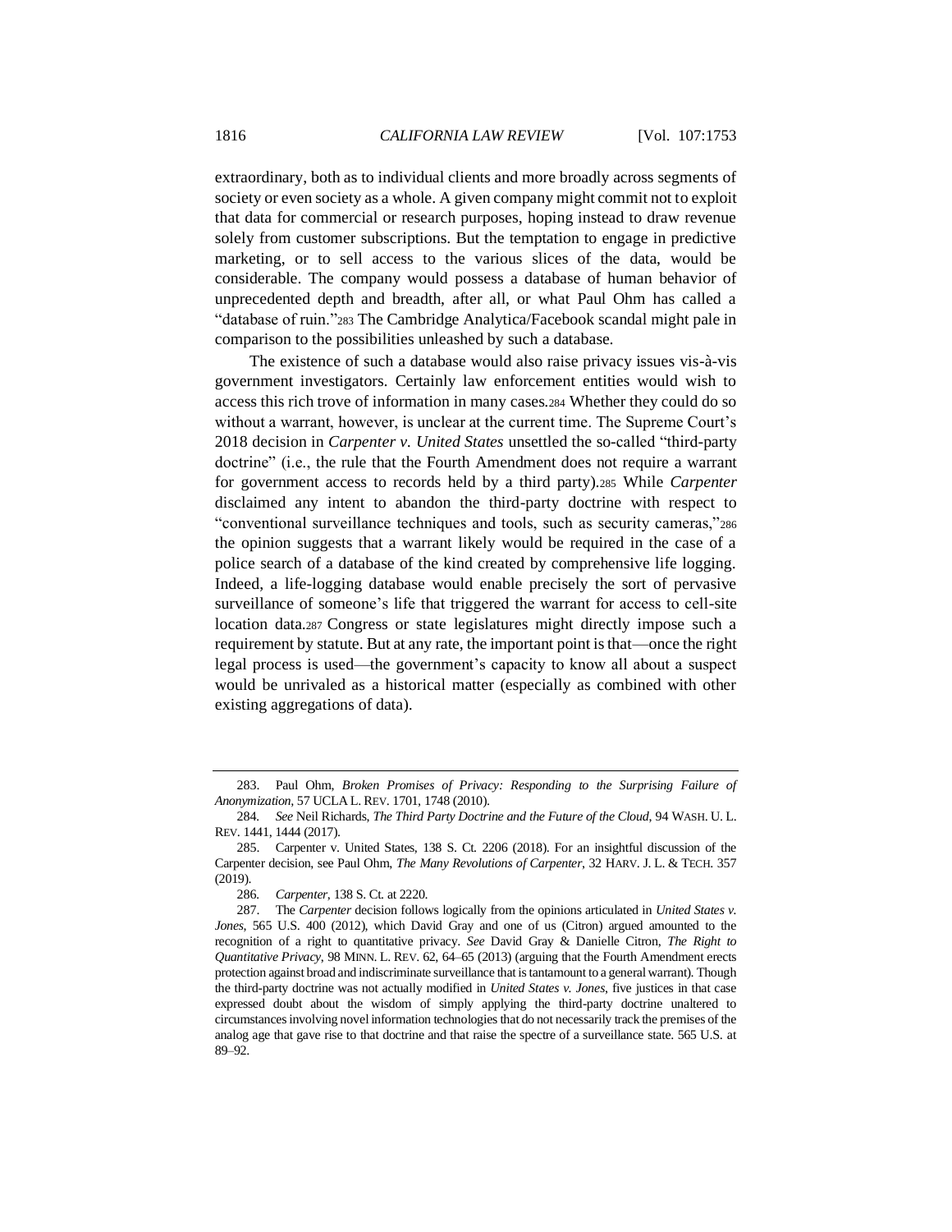extraordinary, both as to individual clients and more broadly across segments of society or even society as a whole. A given company might commit not to exploit that data for commercial or research purposes, hoping instead to draw revenue solely from customer subscriptions. But the temptation to engage in predictive marketing, or to sell access to the various slices of the data, would be considerable. The company would possess a database of human behavior of unprecedented depth and breadth, after all, or what Paul Ohm has called a "database of ruin."[283] The Cambridge Analytica/Facebook scandal might pale in comparison to the possibilities unleashed by such a database.

The existence of such a database would also raise privacy issues vis-à-vis government investigators. Certainly law enforcement entities would wish to access this rich trove of information in many cases.[284] Whether they could do so without a warrant, however, is unclear at the current time. The Supreme Court's 2018 decision in *Carpenter v. United States* unsettled the so-called "third-party doctrine" (i.e., the rule that the Fourth Amendment does not require a warrant for government access to records held by a third party).[285] While *Carpenter* disclaimed any intent to abandon the third-party doctrine with respect to "conventional surveillance techniques and tools, such as security cameras,"[286] the opinion suggests that a warrant likely would be required in the case of a police search of a database of the kind created by comprehensive life logging. Indeed, a life-logging database would enable precisely the sort of pervasive surveillance of someone's life that triggered the warrant for access to cell-site location data.[287] Congress or state legislatures might directly impose such a requirement by statute. But at any rate, the important point is that—once the right legal process is used—the government's capacity to know all about a suspect would be unrivaled as a historical matter (especially as combined with other existing aggregations of data).

---

283. Paul Ohm, *Broken Promises of Privacy: Responding to the Surprising Failure of Anonymization*, 57 UCLA L. REV. 1701, 1748 (2010).

284. *See* Neil Richards, *The Third Party Doctrine and the Future of the Cloud*, 94 WASH. U. L. REV. 1441, 1444 (2017).

285. Carpenter v. United States, 138 S. Ct. 2206 (2018). For an insightful discussion of the Carpenter decision, see Paul Ohm, *The Many Revolutions of Carpenter*, 32 HARV. J. L. & TECH. 357 (2019).

286. *Carpenter*, 138 S. Ct. at 2220.

287. The *Carpenter* decision follows logically from the opinions articulated in *United States v. Jones*, 565 U.S. 400 (2012), which David Gray and one of us (Citron) argued amounted to the recognition of a right to quantitative privacy. *See* David Gray & Danielle Citron, *The Right to Quantitative Privacy*, 98 MINN. L. REV. 62, 64–65 (2013) (arguing that the Fourth Amendment erects protection against broad and indiscriminate surveillance that is tantamount to a general warrant). Though the third-party doctrine was not actually modified in *United States v. Jones*, five justices in that case expressed doubt about the wisdom of simply applying the third-party doctrine unaltered to circumstances involving novel information technologies that do not necessarily track the premises of the analog age that gave rise to that doctrine and that raise the spectre of a surveillance state. 565 U.S. at 89–92.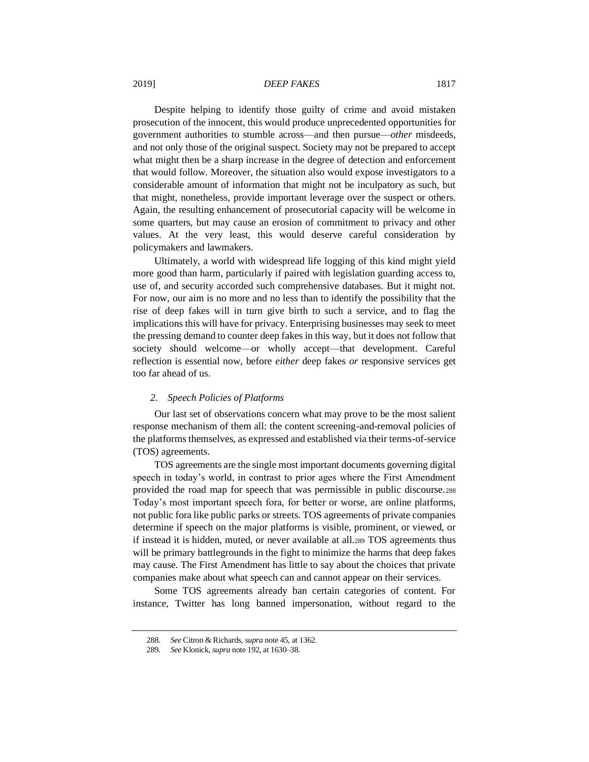Despite helping to identify those guilty of crime and avoid mistaken prosecution of the innocent, this would produce unprecedented opportunities for government authorities to stumble across—and then pursue—*other* misdeeds, and not only those of the original suspect. Society may not be prepared to accept what might then be a sharp increase in the degree of detection and enforcement that would follow. Moreover, the situation also would expose investigators to a considerable amount of information that might not be inculpatory as such, but that might, nonetheless, provide important leverage over the suspect or others. Again, the resulting enhancement of prosecutorial capacity will be welcome in some quarters, but may cause an erosion of commitment to privacy and other values. At the very least, this would deserve careful consideration by policymakers and lawmakers.

Ultimately, a world with widespread life logging of this kind might yield more good than harm, particularly if paired with legislation guarding access to, use of, and security accorded such comprehensive databases. But it might not. For now, our aim is no more and no less than to identify the possibility that the rise of deep fakes will in turn give birth to such a service, and to flag the implications this will have for privacy. Enterprising businesses may seek to meet the pressing demand to counter deep fakes in this way, but it does not follow that society should welcome—or wholly accept—that development. Careful reflection is essential now, before *either* deep fakes *or* responsive services get too far ahead of us.

### *2. Speech Policies of Platforms*

Our last set of observations concern what may prove to be the most salient response mechanism of them all: the content screening-and-removal policies of the platforms themselves, as expressed and established via their terms-of-service (TOS) agreements.

TOS agreements are the single most important documents governing digital speech in today's world, in contrast to prior ages where the First Amendment provided the road map for speech that was permissible in public discourse.[288] Today's most important speech fora, for better or worse, are online platforms, not public fora like public parks or streets. TOS agreements of private companies determine if speech on the major platforms is visible, prominent, or viewed, or if instead it is hidden, muted, or never available at all.[289] TOS agreements thus will be primary battlegrounds in the fight to minimize the harms that deep fakes may cause. The First Amendment has little to say about the choices that private companies make about what speech can and cannot appear on their services.

Some TOS agreements already ban certain categories of content. For instance, Twitter has long banned impersonation, without regard to the

---

288. *See* Citron & Richards, *supra* note 45, at 1362.

289. *See* Klonick, *supra* note 192, at 1630–38.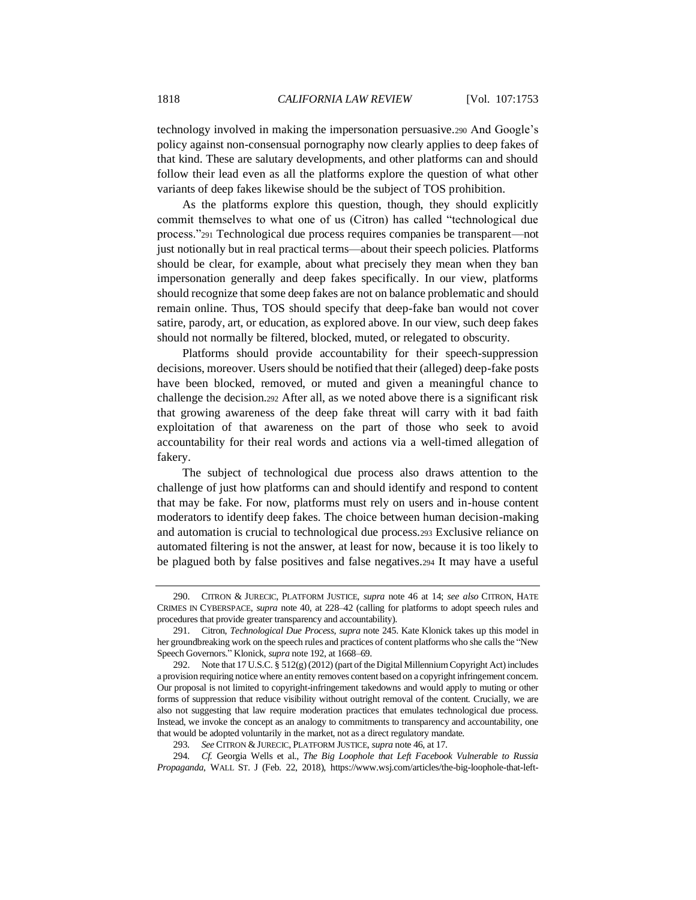technology involved in making the impersonation persuasive.[290] And Google's policy against non-consensual pornography now clearly applies to deep fakes of that kind. These are salutary developments, and other platforms can and should follow their lead even as all the platforms explore the question of what other variants of deep fakes likewise should be the subject of TOS prohibition.

As the platforms explore this question, though, they should explicitly commit themselves to what one of us (Citron) has called "technological due process."[291] Technological due process requires companies be transparent—not just notionally but in real practical terms—about their speech policies. Platforms should be clear, for example, about what precisely they mean when they ban impersonation generally and deep fakes specifically. In our view, platforms should recognize that some deep fakes are not on balance problematic and should remain online. Thus, TOS should specify that deep-fake ban would not cover satire, parody, art, or education, as explored above. In our view, such deep fakes should not normally be filtered, blocked, muted, or relegated to obscurity.

Platforms should provide accountability for their speech-suppression decisions, moreover. Users should be notified that their (alleged) deep-fake posts have been blocked, removed, or muted and given a meaningful chance to challenge the decision.[292] After all, as we noted above there is a significant risk that growing awareness of the deep fake threat will carry with it bad faith exploitation of that awareness on the part of those who seek to avoid accountability for their real words and actions via a well-timed allegation of fakery.

The subject of technological due process also draws attention to the challenge of just how platforms can and should identify and respond to content that may be fake. For now, platforms must rely on users and in-house content moderators to identify deep fakes. The choice between human decision-making and automation is crucial to technological due process.[293] Exclusive reliance on automated filtering is not the answer, at least for now, because it is too likely to be plagued both by false positives and false negatives.[294] It may have a useful

---

290. CITRON & JURECIC, PLATFORM JUSTICE, *supra* note 46 at 14; *see also* CITRON, HATE CRIMES IN CYBERSPACE, *supra* note 40, at 228–42 (calling for platforms to adopt speech rules and procedures that provide greater transparency and accountability).

291. Citron, *Technological Due Process*, *supra* note 245. Kate Klonick takes up this model in her groundbreaking work on the speech rules and practices of content platforms who she calls the "New Speech Governors." Klonick, *supra* note 192, at 1668–69.

292. Note that 17 U.S.C. § 512(g) (2012) (part of the Digital Millennium Copyright Act) includes a provision requiring notice where an entity removes content based on a copyright infringement concern. Our proposal is not limited to copyright-infringement takedowns and would apply to muting or other forms of suppression that reduce visibility without outright removal of the content. Crucially, we are also not suggesting that law require moderation practices that emulates technological due process. Instead, we invoke the concept as an analogy to commitments to transparency and accountability, one that would be adopted voluntarily in the market, not as a direct regulatory mandate.

293. *See* CITRON & JURECIC, PLATFORM JUSTICE, *supra* note 46, at 17.

294. *Cf.* Georgia Wells et al., *The Big Loophole that Left Facebook Vulnerable to Russia Propaganda*, WALL ST. J (Feb. 22, 2018), https://www.wsj.com/articles/the-big-loophole-that-left-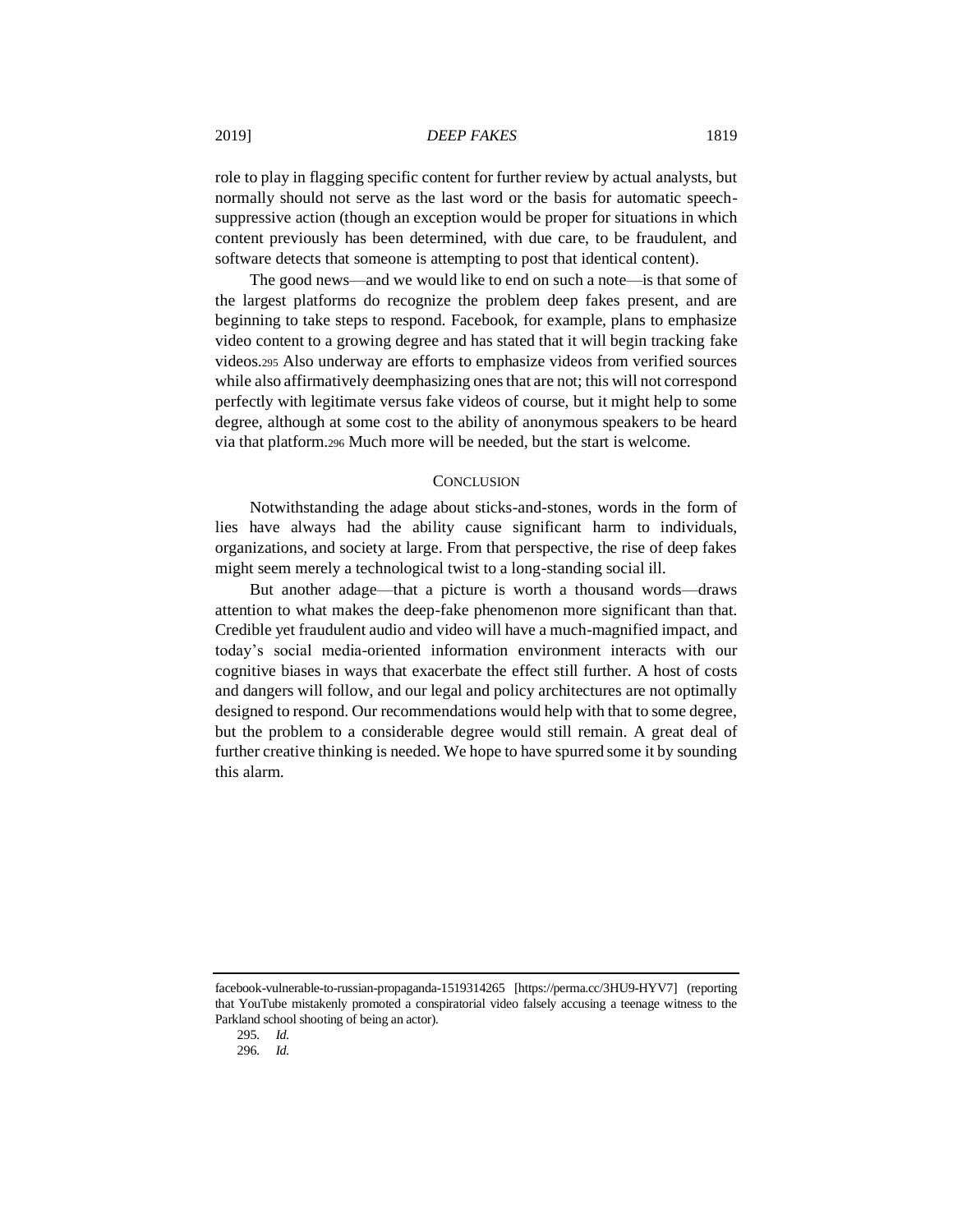role to play in flagging specific content for further review by actual analysts, but normally should not serve as the last word or the basis for automatic speech-suppressive action (though an exception would be proper for situations in which content previously has been determined, with due care, to be fraudulent, and software detects that someone is attempting to post that identical content).

The good news—and we would like to end on such a note—is that some of the largest platforms do recognize the problem deep fakes present, and are beginning to take steps to respond. Facebook, for example, plans to emphasize video content to a growing degree and has stated that it will begin tracking fake videos.[295] Also underway are efforts to emphasize videos from verified sources while also affirmatively deemphasizing ones that are not; this will not correspond perfectly with legitimate versus fake videos of course, but it might help to some degree, although at some cost to the ability of anonymous speakers to be heard via that platform.[296] Much more will be needed, but the start is welcome.

## CONCLUSION

Notwithstanding the adage about sticks-and-stones, words in the form of lies have always had the ability cause significant harm to individuals, organizations, and society at large. From that perspective, the rise of deep fakes might seem merely a technological twist to a long-standing social ill.

But another adage—that a picture is worth a thousand words—draws attention to what makes the deep-fake phenomenon more significant than that. Credible yet fraudulent audio and video will have a much-magnified impact, and today's social media-oriented information environment interacts with our cognitive biases in ways that exacerbate the effect still further. A host of costs and dangers will follow, and our legal and policy architectures are not optimally designed to respond. Our recommendations would help with that to some degree, but the problem to a considerable degree would still remain. A great deal of further creative thinking is needed. We hope to have spurred some it by sounding this alarm.

---

facebook-vulnerable-to-russian-propaganda-1519314265 [https://perma.cc/3HU9-HYV7] (reporting that YouTube mistakenly promoted a conspiratorial video falsely accusing a teenage witness to the Parkland school shooting of being an actor).

295. *Id.*

296. *Id.*